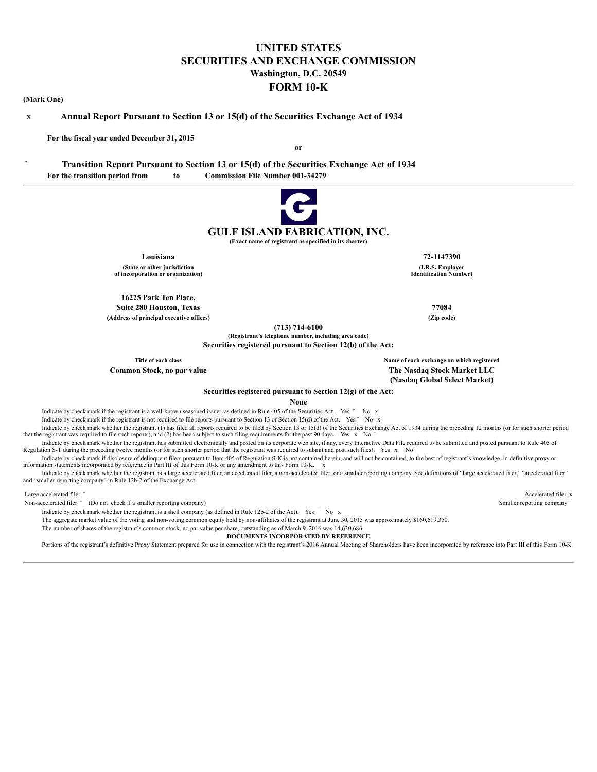# UNITED STATES
# SECURITIES AND EXCHANGE COMMISSION

**Washington, D.C. 20549**

## FORM 10-K

**(Mark One)**

x **Annual Report Pursuant to Section 13 or 15(d) of the Securities Exchange Act of 1934**

**For the fiscal year ended December 31, 2015**

**or**

¨ **Transition Report Pursuant to Section 13 or 15(d) of the Securities Exchange Act of 1934**

**For the transition period from to Commission File Number 001-34279**

## GULF ISLAND FABRICATION, INC.

**(Exact name of registrant as specified in its charter)**

| | |
|---|---|
| **Louisiana** | **72-1147390** |
| **(State or other jurisdiction of incorporation or organization)** | **(I.R.S. Employer Identification Number)** |
| **16225 Park Ten Place, Suite 280 Houston, Texas** | **77084** |
| **(Address of principal executive offices)** | **(Zip code)** |

**(713) 714-6100**

**(Registrant's telephone number, including area code)**

**Securities registered pursuant to Section 12(b) of the Act:**

| Title of each class | Name of each exchange on which registered |
|---|---|
| **Common Stock, no par value** | **The Nasdaq Stock Market LLC (Nasdaq Global Select Market)** |

**Securities registered pursuant to Section 12(g) of the Act:**

**None**

Indicate by check mark if the registrant is a well-known seasoned issuer, as defined in Rule 405 of the Securities Act. Yes ¨ No x

Indicate by check mark if the registrant is not required to file reports pursuant to Section 13 or Section 15(d) of the Act. Yes ¨ No x

Indicate by check mark whether the registrant (1) has filed all reports required to be filed by Section 13 or 15(d) of the Securities Exchange Act of 1934 during the preceding 12 months (or for such shorter period that the registrant was required to file such reports), and (2) has been subject to such filing requirements for the past 90 days. Yes x No ¨

Indicate by check mark whether the registrant has submitted electronically and posted on its corporate web site, if any, every Interactive Data File required to be submitted and posted pursuant to Rule 405 of Regulation S-T during the preceding twelve months (or for such shorter period that the registrant was required to submit and post such files). Yes x No ¨

Indicate by check mark if disclosure of delinquent filers pursuant to Item 405 of Regulation S-K is not contained herein, and will not be contained, to the best of registrant's knowledge, in definitive proxy or information statements incorporated by reference in Part III of this Form 10-K or any amendment to this Form 10-K. x

Indicate by check mark whether the registrant is a large accelerated filer, an accelerated filer, a non-accelerated filer, or a smaller reporting company. See definitions of "large accelerated filer," "accelerated filer" and "smaller reporting company" in Rule 12b-2 of the Exchange Act.

| | |
|---|---|
| Large accelerated filer ¨ | Accelerated filer x |
| Non-accelerated filer ¨ (Do not check if a smaller reporting company) | Smaller reporting company ¨ |

Indicate by check mark whether the registrant is a shell company (as defined in Rule 12b-2 of the Act). Yes ¨ No x

The aggregate market value of the voting and non-voting common equity held by non-affiliates of the registrant at June 30, 2015 was approximately $160,619,350.

The number of shares of the registrant's common stock, no par value per share, outstanding as of March 9, 2016 was 14,630,686.

**DOCUMENTS INCORPORATED BY REFERENCE**

Portions of the registrant's definitive Proxy Statement prepared for use in connection with the registrant's 2016 Annual Meeting of Shareholders have been incorporated by reference into Part III of this Form 10-K.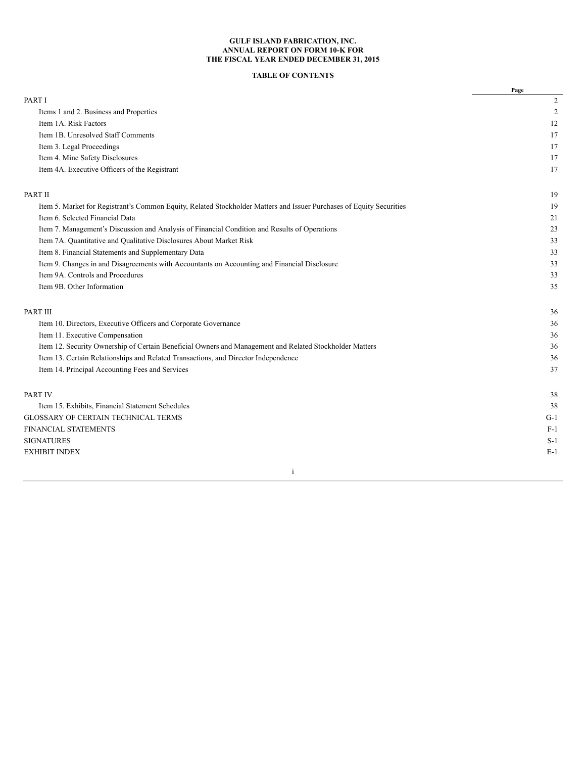**GULF ISLAND FABRICATION, INC.**
**ANNUAL REPORT ON FORM 10-K FOR**
**THE FISCAL YEAR ENDED DECEMBER 31, 2015**

**TABLE OF CONTENTS**

| | Page |
|---|---|
| PART I | 2 |
| Items 1 and 2. Business and Properties | 2 |
| Item 1A. Risk Factors | 12 |
| Item 1B. Unresolved Staff Comments | 17 |
| Item 3. Legal Proceedings | 17 |
| Item 4. Mine Safety Disclosures | 17 |
| Item 4A. Executive Officers of the Registrant | 17 |
| PART II | 19 |
| Item 5. Market for Registrant's Common Equity, Related Stockholder Matters and Issuer Purchases of Equity Securities | 19 |
| Item 6. Selected Financial Data | 21 |
| Item 7. Management's Discussion and Analysis of Financial Condition and Results of Operations | 23 |
| Item 7A. Quantitative and Qualitative Disclosures About Market Risk | 33 |
| Item 8. Financial Statements and Supplementary Data | 33 |
| Item 9. Changes in and Disagreements with Accountants on Accounting and Financial Disclosure | 33 |
| Item 9A. Controls and Procedures | 33 |
| Item 9B. Other Information | 35 |
| PART III | 36 |
| Item 10. Directors, Executive Officers and Corporate Governance | 36 |
| Item 11. Executive Compensation | 36 |
| Item 12. Security Ownership of Certain Beneficial Owners and Management and Related Stockholder Matters | 36 |
| Item 13. Certain Relationships and Related Transactions, and Director Independence | 36 |
| Item 14. Principal Accounting Fees and Services | 37 |
| PART IV | 38 |
| Item 15. Exhibits, Financial Statement Schedules | 38 |
| GLOSSARY OF CERTAIN TECHNICAL TERMS | G-1 |
| FINANCIAL STATEMENTS | F-1 |
| SIGNATURES | S-1 |
| EXHIBIT INDEX | E-1 |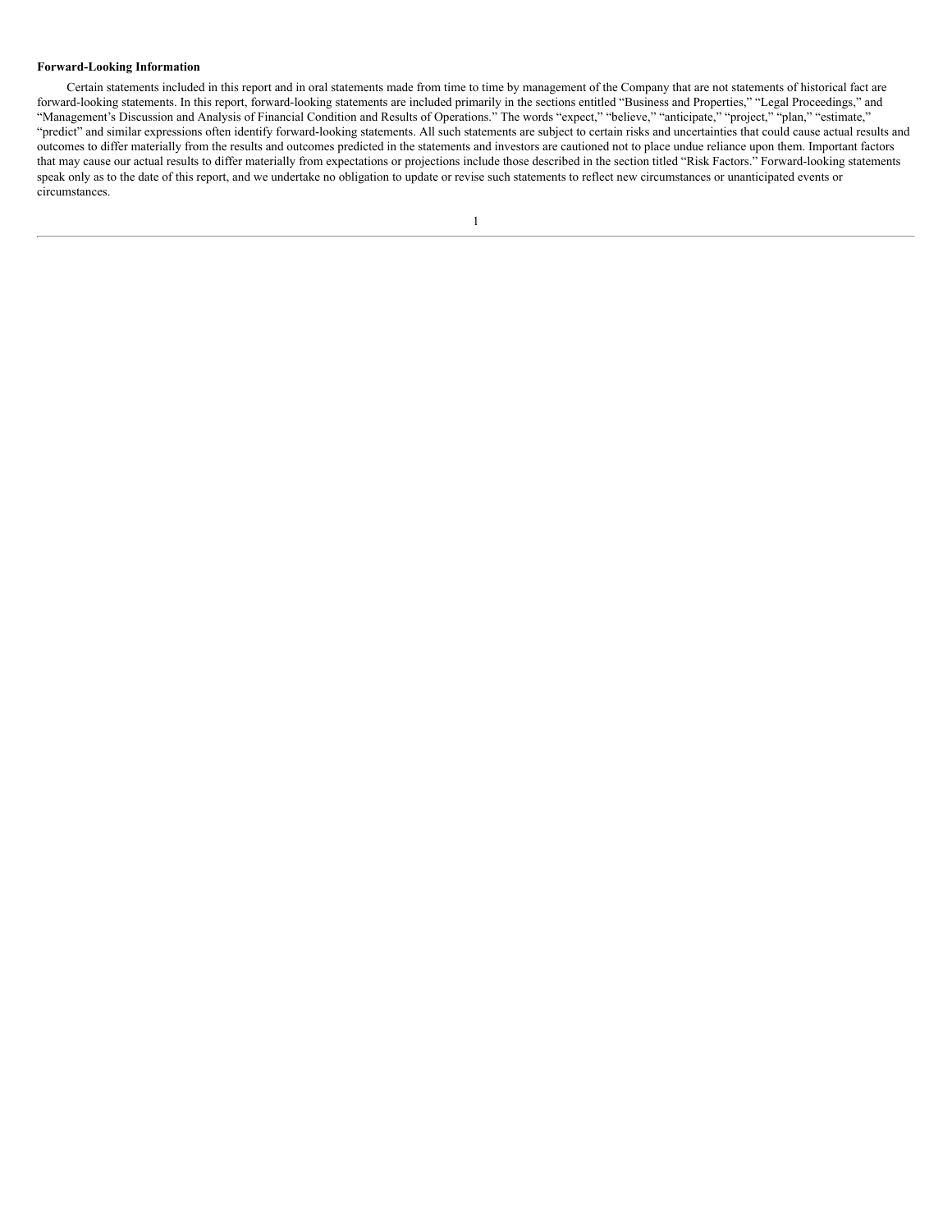**Forward-Looking Information**

Certain statements included in this report and in oral statements made from time to time by management of the Company that are not statements of historical fact are forward-looking statements. In this report, forward-looking statements are included primarily in the sections entitled "Business and Properties," "Legal Proceedings," and "Management's Discussion and Analysis of Financial Condition and Results of Operations." The words "expect," "believe," "anticipate," "project," "plan," "estimate," "predict" and similar expressions often identify forward-looking statements. All such statements are subject to certain risks and uncertainties that could cause actual results and outcomes to differ materially from the results and outcomes predicted in the statements and investors are cautioned not to place undue reliance upon them. Important factors that may cause our actual results to differ materially from expectations or projections include those described in the section titled "Risk Factors." Forward-looking statements speak only as to the date of this report, and we undertake no obligation to update or revise such statements to reflect new circumstances or unanticipated events or circumstances.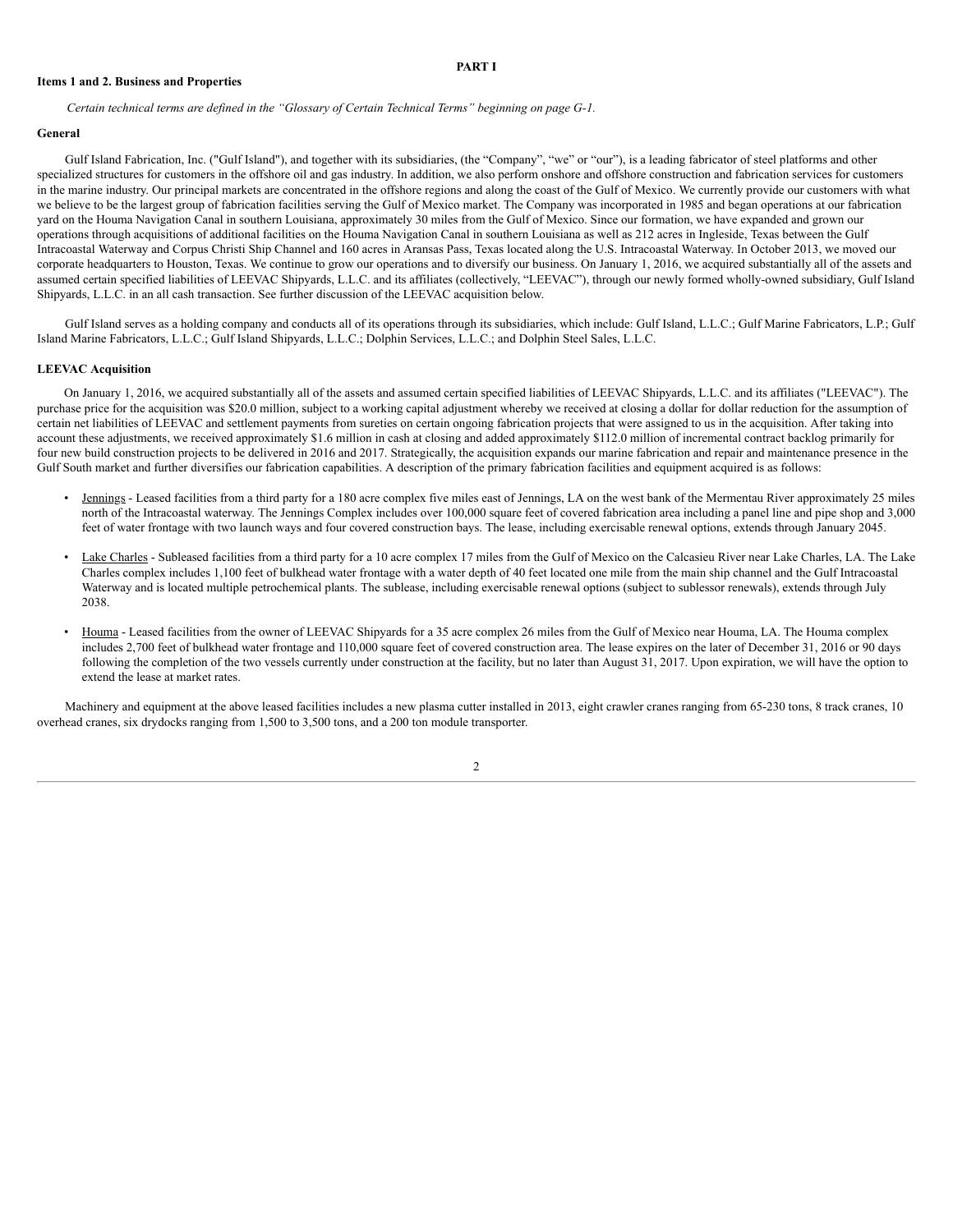# PART I

## Items 1 and 2. Business and Properties

*Certain technical terms are defined in the "Glossary of Certain Technical Terms" beginning on page G-1.*

### General

Gulf Island Fabrication, Inc. ("Gulf Island"), and together with its subsidiaries, (the "Company", "we" or "our"), is a leading fabricator of steel platforms and other specialized structures for customers in the offshore oil and gas industry. In addition, we also perform onshore and offshore construction and fabrication services for customers in the marine industry. Our principal markets are concentrated in the offshore regions and along the coast of the Gulf of Mexico. We currently provide our customers with what we believe to be the largest group of fabrication facilities serving the Gulf of Mexico market. The Company was incorporated in 1985 and began operations at our fabrication yard on the Houma Navigation Canal in southern Louisiana, approximately 30 miles from the Gulf of Mexico. Since our formation, we have expanded and grown our operations through acquisitions of additional facilities on the Houma Navigation Canal in southern Louisiana as well as 212 acres in Ingleside, Texas between the Gulf Intracoastal Waterway and Corpus Christi Ship Channel and 160 acres in Aransas Pass, Texas located along the U.S. Intracoastal Waterway. In October 2013, we moved our corporate headquarters to Houston, Texas. We continue to grow our operations and to diversify our business. On January 1, 2016, we acquired substantially all of the assets and assumed certain specified liabilities of LEEVAC Shipyards, L.L.C. and its affiliates (collectively, "LEEVAC"), through our newly formed wholly-owned subsidiary, Gulf Island Shipyards, L.L.C. in an all cash transaction. See further discussion of the LEEVAC acquisition below.

Gulf Island serves as a holding company and conducts all of its operations through its subsidiaries, which include: Gulf Island, L.L.C.; Gulf Marine Fabricators, L.P.; Gulf Island Marine Fabricators, L.L.C.; Gulf Island Shipyards, L.L.C.; Dolphin Services, L.L.C.; and Dolphin Steel Sales, L.L.C.

### LEEVAC Acquisition

On January 1, 2016, we acquired substantially all of the assets and assumed certain specified liabilities of LEEVAC Shipyards, L.L.C. and its affiliates ("LEEVAC"). The purchase price for the acquisition was $20.0 million, subject to a working capital adjustment whereby we received at closing a dollar for dollar reduction for the assumption of certain net liabilities of LEEVAC and settlement payments from sureties on certain ongoing fabrication projects that were assigned to us in the acquisition. After taking into account these adjustments, we received approximately $1.6 million in cash at closing and added approximately $112.0 million of incremental contract backlog primarily for four new build construction projects to be delivered in 2016 and 2017. Strategically, the acquisition expands our marine fabrication and repair and maintenance presence in the Gulf South market and further diversifies our fabrication capabilities. A description of the primary fabrication facilities and equipment acquired is as follows:

- Jennings - Leased facilities from a third party for a 180 acre complex five miles east of Jennings, LA on the west bank of the Mermentau River approximately 25 miles north of the Intracoastal waterway. The Jennings Complex includes over 100,000 square feet of covered fabrication area including a panel line and pipe shop and 3,000 feet of water frontage with two launch ways and four covered construction bays. The lease, including exercisable renewal options, extends through January 2045.
- Lake Charles - Subleased facilities from a third party for a 10 acre complex 17 miles from the Gulf of Mexico on the Calcasieu River near Lake Charles, LA. The Lake Charles complex includes 1,100 feet of bulkhead water frontage with a water depth of 40 feet located one mile from the main ship channel and the Gulf Intracoastal Waterway and is located multiple petrochemical plants. The sublease, including exercisable renewal options (subject to sublessor renewals), extends through July 2038.
- Houma - Leased facilities from the owner of LEEVAC Shipyards for a 35 acre complex 26 miles from the Gulf of Mexico near Houma, LA. The Houma complex includes 2,700 feet of bulkhead water frontage and 110,000 square feet of covered construction area. The lease expires on the later of December 31, 2016 or 90 days following the completion of the two vessels currently under construction at the facility, but no later than August 31, 2017. Upon expiration, we will have the option to extend the lease at market rates.

Machinery and equipment at the above leased facilities includes a new plasma cutter installed in 2013, eight crawler cranes ranging from 65-230 tons, 8 track cranes, 10 overhead cranes, six drydocks ranging from 1,500 to 3,500 tons, and a 200 ton module transporter.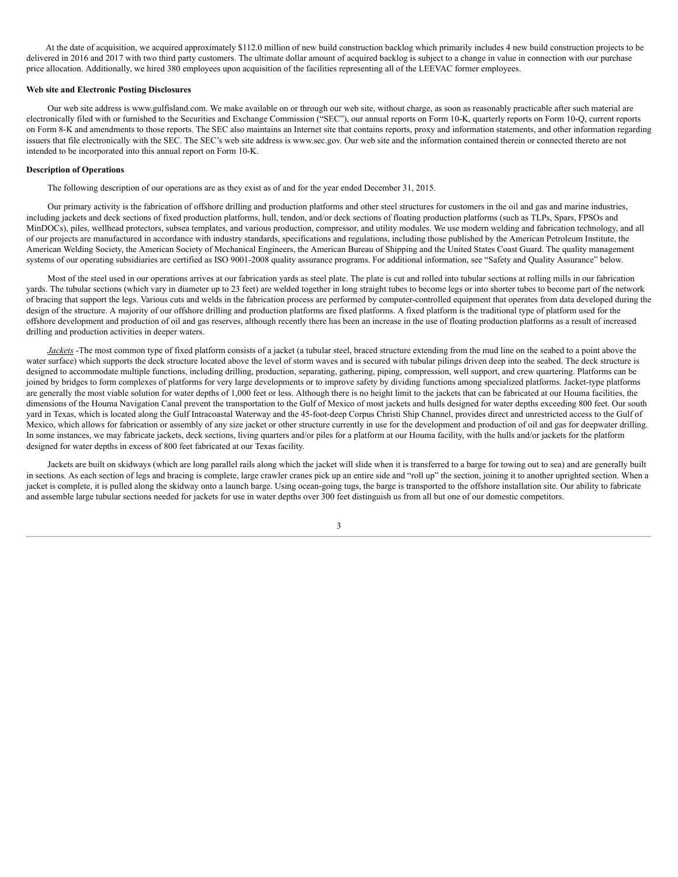At the date of acquisition, we acquired approximately $112.0 million of new build construction backlog which primarily includes 4 new build construction projects to be delivered in 2016 and 2017 with two third party customers. The ultimate dollar amount of acquired backlog is subject to a change in value in connection with our purchase price allocation. Additionally, we hired 380 employees upon acquisition of the facilities representing all of the LEEVAC former employees.

**Web site and Electronic Posting Disclosures**

Our web site address is www.gulfisland.com. We make available on or through our web site, without charge, as soon as reasonably practicable after such material are electronically filed with or furnished to the Securities and Exchange Commission ("SEC"), our annual reports on Form 10-K, quarterly reports on Form 10-Q, current reports on Form 8-K and amendments to those reports. The SEC also maintains an Internet site that contains reports, proxy and information statements, and other information regarding issuers that file electronically with the SEC. The SEC's web site address is www.sec.gov. Our web site and the information contained therein or connected thereto are not intended to be incorporated into this annual report on Form 10-K.

**Description of Operations**

The following description of our operations are as they exist as of and for the year ended December 31, 2015.

Our primary activity is the fabrication of offshore drilling and production platforms and other steel structures for customers in the oil and gas and marine industries, including jackets and deck sections of fixed production platforms, hull, tendon, and/or deck sections of floating production platforms (such as TLPs, Spars, FPSOs and MinDOCs), piles, wellhead protectors, subsea templates, and various production, compressor, and utility modules. We use modern welding and fabrication technology, and all of our projects are manufactured in accordance with industry standards, specifications and regulations, including those published by the American Petroleum Institute, the American Welding Society, the American Society of Mechanical Engineers, the American Bureau of Shipping and the United States Coast Guard. The quality management systems of our operating subsidiaries are certified as ISO 9001-2008 quality assurance programs. For additional information, see "Safety and Quality Assurance" below.

Most of the steel used in our operations arrives at our fabrication yards as steel plate. The plate is cut and rolled into tubular sections at rolling mills in our fabrication yards. The tubular sections (which vary in diameter up to 23 feet) are welded together in long straight tubes to become legs or into shorter tubes to become part of the network of bracing that support the legs. Various cuts and welds in the fabrication process are performed by computer-controlled equipment that operates from data developed during the design of the structure. A majority of our offshore drilling and production platforms are fixed platforms. A fixed platform is the traditional type of platform used for the offshore development and production of oil and gas reserves, although recently there has been an increase in the use of floating production platforms as a result of increased drilling and production activities in deeper waters.

*Jackets* -The most common type of fixed platform consists of a jacket (a tubular steel, braced structure extending from the mud line on the seabed to a point above the water surface) which supports the deck structure located above the level of storm waves and is secured with tubular pilings driven deep into the seabed. The deck structure is designed to accommodate multiple functions, including drilling, production, separating, gathering, piping, compression, well support, and crew quartering. Platforms can be joined by bridges to form complexes of platforms for very large developments or to improve safety by dividing functions among specialized platforms. Jacket-type platforms are generally the most viable solution for water depths of 1,000 feet or less. Although there is no height limit to the jackets that can be fabricated at our Houma facilities, the dimensions of the Houma Navigation Canal prevent the transportation to the Gulf of Mexico of most jackets and hulls designed for water depths exceeding 800 feet. Our south yard in Texas, which is located along the Gulf Intracoastal Waterway and the 45-foot-deep Corpus Christi Ship Channel, provides direct and unrestricted access to the Gulf of Mexico, which allows for fabrication or assembly of any size jacket or other structure currently in use for the development and production of oil and gas for deepwater drilling. In some instances, we may fabricate jackets, deck sections, living quarters and/or piles for a platform at our Houma facility, with the hulls and/or jackets for the platform designed for water depths in excess of 800 feet fabricated at our Texas facility.

Jackets are built on skidways (which are long parallel rails along which the jacket will slide when it is transferred to a barge for towing out to sea) and are generally built in sections. As each section of legs and bracing is complete, large crawler cranes pick up an entire side and "roll up" the section, joining it to another uprighted section. When a jacket is complete, it is pulled along the skidway onto a launch barge. Using ocean-going tugs, the barge is transported to the offshore installation site. Our ability to fabricate and assemble large tubular sections needed for jackets for use in water depths over 300 feet distinguish us from all but one of our domestic competitors.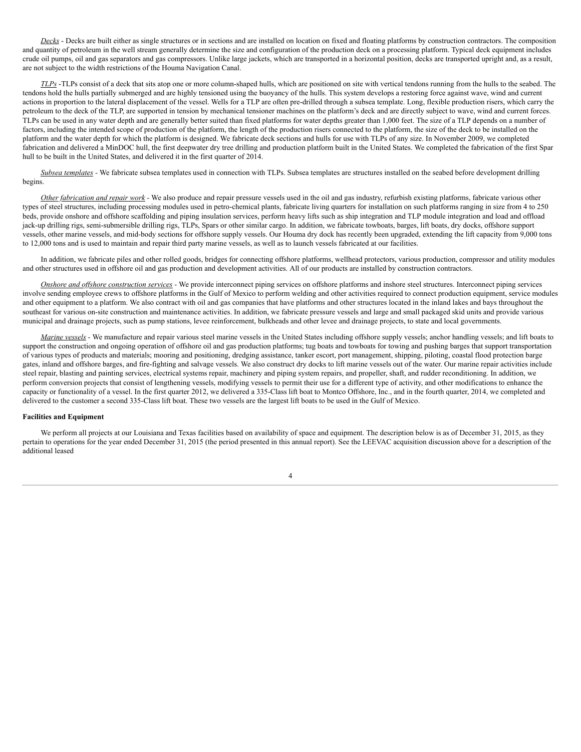*Decks* - Decks are built either as single structures or in sections and are installed on location on fixed and floating platforms by construction contractors. The composition and quantity of petroleum in the well stream generally determine the size and configuration of the production deck on a processing platform. Typical deck equipment includes crude oil pumps, oil and gas separators and gas compressors. Unlike large jackets, which are transported in a horizontal position, decks are transported upright and, as a result, are not subject to the width restrictions of the Houma Navigation Canal.

*TLPs* -TLPs consist of a deck that sits atop one or more column-shaped hulls, which are positioned on site with vertical tendons running from the hulls to the seabed. The tendons hold the hulls partially submerged and are highly tensioned using the buoyancy of the hulls. This system develops a restoring force against wave, wind and current actions in proportion to the lateral displacement of the vessel. Wells for a TLP are often pre-drilled through a subsea template. Long, flexible production risers, which carry the petroleum to the deck of the TLP, are supported in tension by mechanical tensioner machines on the platform's deck and are directly subject to wave, wind and current forces. TLPs can be used in any water depth and are generally better suited than fixed platforms for water depths greater than 1,000 feet. The size of a TLP depends on a number of factors, including the intended scope of production of the platform, the length of the production risers connected to the platform, the size of the deck to be installed on the platform and the water depth for which the platform is designed. We fabricate deck sections and hulls for use with TLPs of any size. In November 2009, we completed fabrication and delivered a MinDOC hull, the first deepwater dry tree drilling and production platform built in the United States. We completed the fabrication of the first Spar hull to be built in the United States, and delivered it in the first quarter of 2014.

*Subsea templates* - We fabricate subsea templates used in connection with TLPs. Subsea templates are structures installed on the seabed before development drilling begins.

*Other fabrication and repair work* - We also produce and repair pressure vessels used in the oil and gas industry, refurbish existing platforms, fabricate various other types of steel structures, including processing modules used in petro-chemical plants, fabricate living quarters for installation on such platforms ranging in size from 4 to 250 beds, provide onshore and offshore scaffolding and piping insulation services, perform heavy lifts such as ship integration and TLP module integration and load and offload jack-up drilling rigs, semi-submersible drilling rigs, TLPs, Spars or other similar cargo. In addition, we fabricate towboats, barges, lift boats, dry docks, offshore support vessels, other marine vessels, and mid-body sections for offshore supply vessels. Our Houma dry dock has recently been upgraded, extending the lift capacity from 9,000 tons to 12,000 tons and is used to maintain and repair third party marine vessels, as well as to launch vessels fabricated at our facilities.

In addition, we fabricate piles and other rolled goods, bridges for connecting offshore platforms, wellhead protectors, various production, compressor and utility modules and other structures used in offshore oil and gas production and development activities. All of our products are installed by construction contractors.

*Onshore and offshore construction services* - We provide interconnect piping services on offshore platforms and inshore steel structures. Interconnect piping services involve sending employee crews to offshore platforms in the Gulf of Mexico to perform welding and other activities required to connect production equipment, service modules and other equipment to a platform. We also contract with oil and gas companies that have platforms and other structures located in the inland lakes and bays throughout the southeast for various on-site construction and maintenance activities. In addition, we fabricate pressure vessels and large and small packaged skid units and provide various municipal and drainage projects, such as pump stations, levee reinforcement, bulkheads and other levee and drainage projects, to state and local governments.

*Marine vessels* - We manufacture and repair various steel marine vessels in the United States including offshore supply vessels; anchor handling vessels; and lift boats to support the construction and ongoing operation of offshore oil and gas production platforms; tug boats and towboats for towing and pushing barges that support transportation of various types of products and materials; mooring and positioning, dredging assistance, tanker escort, port management, shipping, piloting, coastal flood protection barge gates, inland and offshore barges, and fire-fighting and salvage vessels. We also construct dry docks to lift marine vessels out of the water. Our marine repair activities include steel repair, blasting and painting services, electrical systems repair, machinery and piping system repairs, and propeller, shaft, and rudder reconditioning. In addition, we perform conversion projects that consist of lengthening vessels, modifying vessels to permit their use for a different type of activity, and other modifications to enhance the capacity or functionality of a vessel. In the first quarter 2012, we delivered a 335-Class lift boat to Montco Offshore, Inc., and in the fourth quarter, 2014, we completed and delivered to the customer a second 335-Class lift boat. These two vessels are the largest lift boats to be used in the Gulf of Mexico.

**Facilities and Equipment**

We perform all projects at our Louisiana and Texas facilities based on availability of space and equipment. The description below is as of December 31, 2015, as they pertain to operations for the year ended December 31, 2015 (the period presented in this annual report). See the LEEVAC acquisition discussion above for a description of the additional leased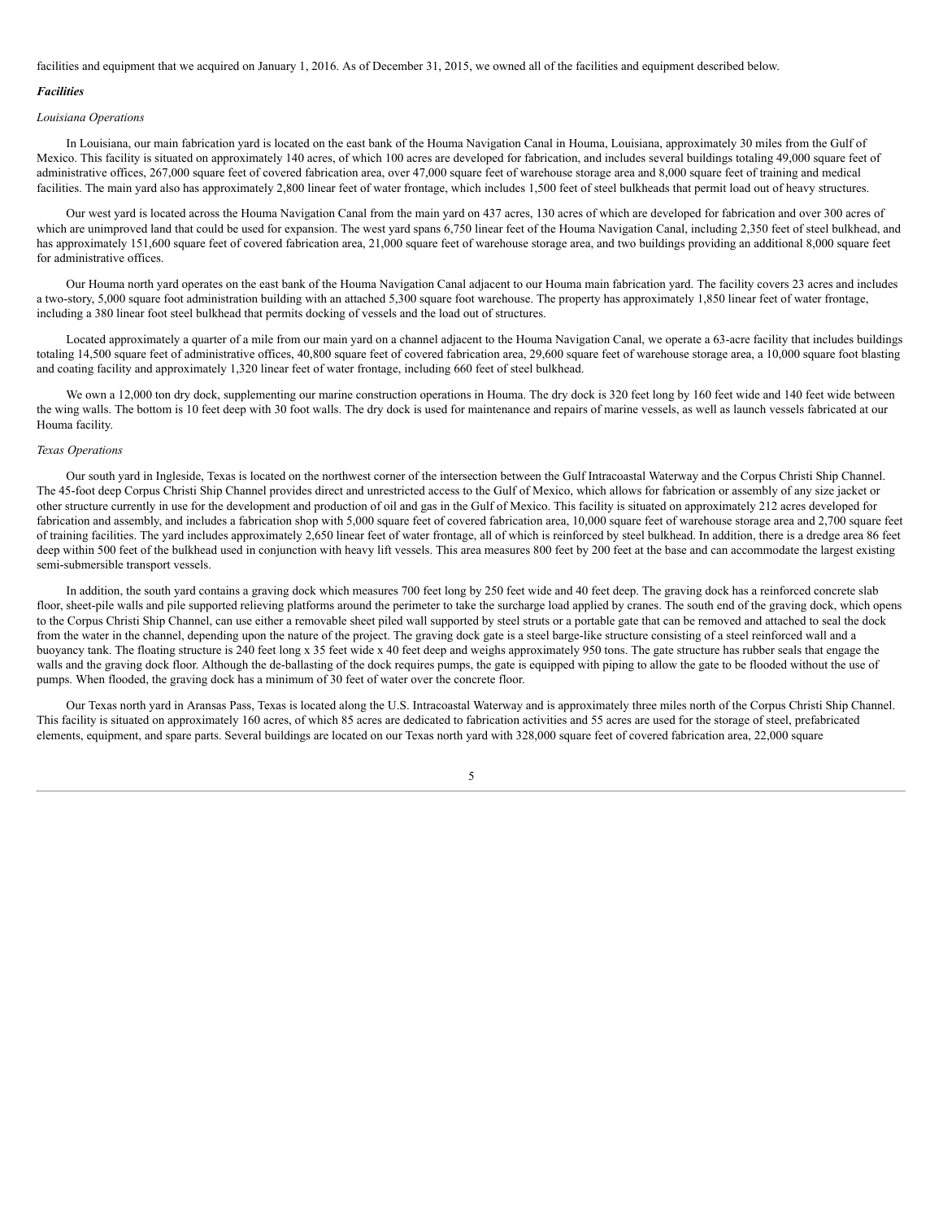facilities and equipment that we acquired on January 1, 2016. As of December 31, 2015, we owned all of the facilities and equipment described below.

***Facilities***

*Louisiana Operations*

In Louisiana, our main fabrication yard is located on the east bank of the Houma Navigation Canal in Houma, Louisiana, approximately 30 miles from the Gulf of Mexico. This facility is situated on approximately 140 acres, of which 100 acres are developed for fabrication, and includes several buildings totaling 49,000 square feet of administrative offices, 267,000 square feet of covered fabrication area, over 47,000 square feet of warehouse storage area and 8,000 square feet of training and medical facilities. The main yard also has approximately 2,800 linear feet of water frontage, which includes 1,500 feet of steel bulkheads that permit load out of heavy structures.

Our west yard is located across the Houma Navigation Canal from the main yard on 437 acres, 130 acres of which are developed for fabrication and over 300 acres of which are unimproved land that could be used for expansion. The west yard spans 6,750 linear feet of the Houma Navigation Canal, including 2,350 feet of steel bulkhead, and has approximately 151,600 square feet of covered fabrication area, 21,000 square feet of warehouse storage area, and two buildings providing an additional 8,000 square feet for administrative offices.

Our Houma north yard operates on the east bank of the Houma Navigation Canal adjacent to our Houma main fabrication yard. The facility covers 23 acres and includes a two-story, 5,000 square foot administration building with an attached 5,300 square foot warehouse. The property has approximately 1,850 linear feet of water frontage, including a 380 linear foot steel bulkhead that permits docking of vessels and the load out of structures.

Located approximately a quarter of a mile from our main yard on a channel adjacent to the Houma Navigation Canal, we operate a 63-acre facility that includes buildings totaling 14,500 square feet of administrative offices, 40,800 square feet of covered fabrication area, 29,600 square feet of warehouse storage area, a 10,000 square foot blasting and coating facility and approximately 1,320 linear feet of water frontage, including 660 feet of steel bulkhead.

We own a 12,000 ton dry dock, supplementing our marine construction operations in Houma. The dry dock is 320 feet long by 160 feet wide and 140 feet wide between the wing walls. The bottom is 10 feet deep with 30 foot walls. The dry dock is used for maintenance and repairs of marine vessels, as well as launch vessels fabricated at our Houma facility.

*Texas Operations*

Our south yard in Ingleside, Texas is located on the northwest corner of the intersection between the Gulf Intracoastal Waterway and the Corpus Christi Ship Channel. The 45-foot deep Corpus Christi Ship Channel provides direct and unrestricted access to the Gulf of Mexico, which allows for fabrication or assembly of any size jacket or other structure currently in use for the development and production of oil and gas in the Gulf of Mexico. This facility is situated on approximately 212 acres developed for fabrication and assembly, and includes a fabrication shop with 5,000 square feet of covered fabrication area, 10,000 square feet of warehouse storage area and 2,700 square feet of training facilities. The yard includes approximately 2,650 linear feet of water frontage, all of which is reinforced by steel bulkhead. In addition, there is a dredge area 86 feet deep within 500 feet of the bulkhead used in conjunction with heavy lift vessels. This area measures 800 feet by 200 feet at the base and can accommodate the largest existing semi-submersible transport vessels.

In addition, the south yard contains a graving dock which measures 700 feet long by 250 feet wide and 40 feet deep. The graving dock has a reinforced concrete slab floor, sheet-pile walls and pile supported relieving platforms around the perimeter to take the surcharge load applied by cranes. The south end of the graving dock, which opens to the Corpus Christi Ship Channel, can use either a removable sheet piled wall supported by steel struts or a portable gate that can be removed and attached to seal the dock from the water in the channel, depending upon the nature of the project. The graving dock gate is a steel barge-like structure consisting of a steel reinforced wall and a buoyancy tank. The floating structure is 240 feet long x 35 feet wide x 40 feet deep and weighs approximately 950 tons. The gate structure has rubber seals that engage the walls and the graving dock floor. Although the de-ballasting of the dock requires pumps, the gate is equipped with piping to allow the gate to be flooded without the use of pumps. When flooded, the graving dock has a minimum of 30 feet of water over the concrete floor.

Our Texas north yard in Aransas Pass, Texas is located along the U.S. Intracoastal Waterway and is approximately three miles north of the Corpus Christi Ship Channel. This facility is situated on approximately 160 acres, of which 85 acres are dedicated to fabrication activities and 55 acres are used for the storage of steel, prefabricated elements, equipment, and spare parts. Several buildings are located on our Texas north yard with 328,000 square feet of covered fabrication area, 22,000 square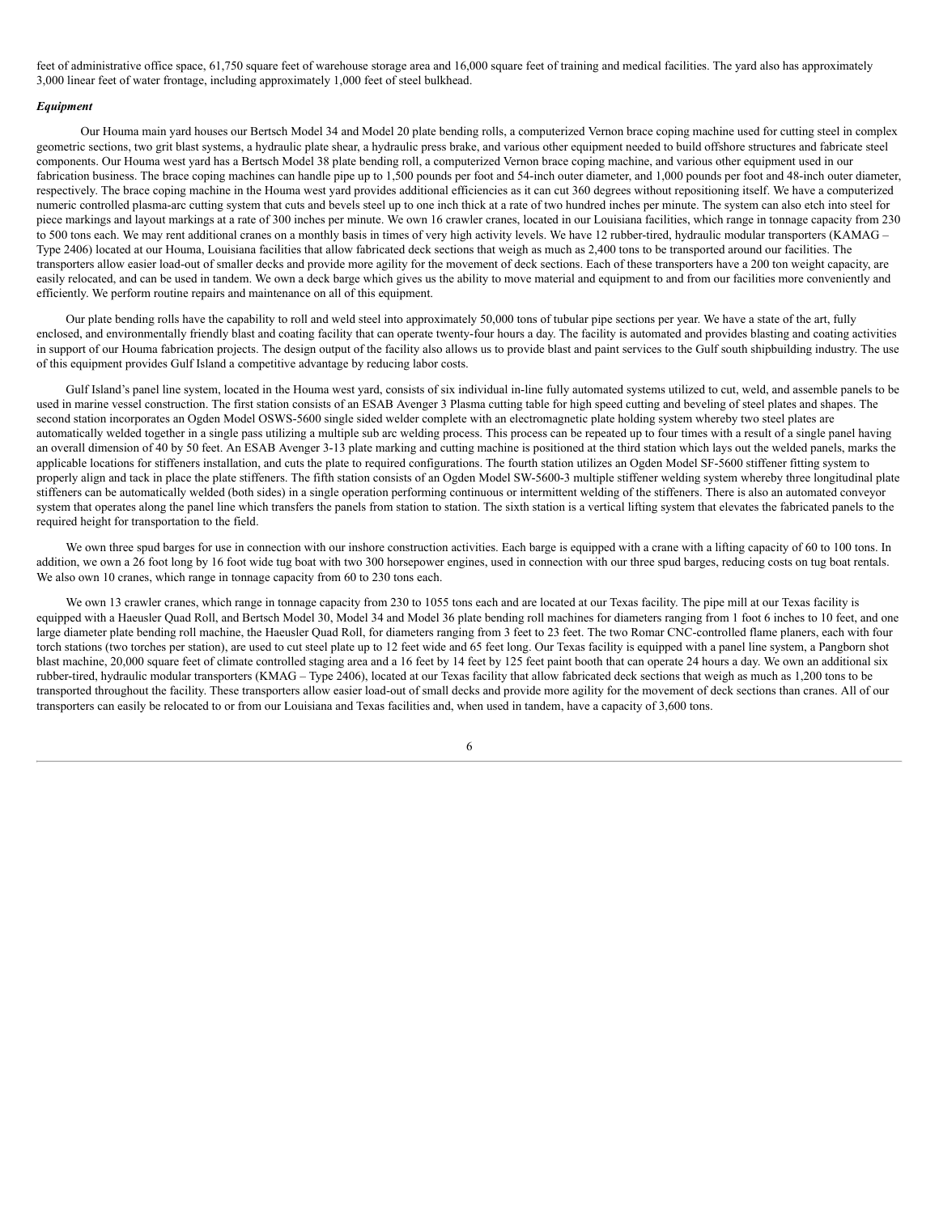feet of administrative office space, 61,750 square feet of warehouse storage area and 16,000 square feet of training and medical facilities. The yard also has approximately 3,000 linear feet of water frontage, including approximately 1,000 feet of steel bulkhead.

***Equipment***

Our Houma main yard houses our Bertsch Model 34 and Model 20 plate bending rolls, a computerized Vernon brace coping machine used for cutting steel in complex geometric sections, two grit blast systems, a hydraulic plate shear, a hydraulic press brake, and various other equipment needed to build offshore structures and fabricate steel components. Our Houma west yard has a Bertsch Model 38 plate bending roll, a computerized Vernon brace coping machine, and various other equipment used in our fabrication business. The brace coping machines can handle pipe up to 1,500 pounds per foot and 54-inch outer diameter, and 1,000 pounds per foot and 48-inch outer diameter, respectively. The brace coping machine in the Houma west yard provides additional efficiencies as it can cut 360 degrees without repositioning itself. We have a computerized numeric controlled plasma-arc cutting system that cuts and bevels steel up to one inch thick at a rate of two hundred inches per minute. The system can also etch into steel for piece markings and layout markings at a rate of 300 inches per minute. We own 16 crawler cranes, located in our Louisiana facilities, which range in tonnage capacity from 230 to 500 tons each. We may rent additional cranes on a monthly basis in times of very high activity levels. We have 12 rubber-tired, hydraulic modular transporters (KAMAG – Type 2406) located at our Houma, Louisiana facilities that allow fabricated deck sections that weigh as much as 2,400 tons to be transported around our facilities. The transporters allow easier load-out of smaller decks and provide more agility for the movement of deck sections. Each of these transporters have a 200 ton weight capacity, are easily relocated, and can be used in tandem. We own a deck barge which gives us the ability to move material and equipment to and from our facilities more conveniently and efficiently. We perform routine repairs and maintenance on all of this equipment.

Our plate bending rolls have the capability to roll and weld steel into approximately 50,000 tons of tubular pipe sections per year. We have a state of the art, fully enclosed, and environmentally friendly blast and coating facility that can operate twenty-four hours a day. The facility is automated and provides blasting and coating activities in support of our Houma fabrication projects. The design output of the facility also allows us to provide blast and paint services to the Gulf south shipbuilding industry. The use of this equipment provides Gulf Island a competitive advantage by reducing labor costs.

Gulf Island's panel line system, located in the Houma west yard, consists of six individual in-line fully automated systems utilized to cut, weld, and assemble panels to be used in marine vessel construction. The first station consists of an ESAB Avenger 3 Plasma cutting table for high speed cutting and beveling of steel plates and shapes. The second station incorporates an Ogden Model OSWS-5600 single sided welder complete with an electromagnetic plate holding system whereby two steel plates are automatically welded together in a single pass utilizing a multiple sub arc welding process. This process can be repeated up to four times with a result of a single panel having an overall dimension of 40 by 50 feet. An ESAB Avenger 3-13 plate marking and cutting machine is positioned at the third station which lays out the welded panels, marks the applicable locations for stiffeners installation, and cuts the plate to required configurations. The fourth station utilizes an Ogden Model SF-5600 stiffener fitting system to properly align and tack in place the plate stiffeners. The fifth station consists of an Ogden Model SW-5600-3 multiple stiffener welding system whereby three longitudinal plate stiffeners can be automatically welded (both sides) in a single operation performing continuous or intermittent welding of the stiffeners. There is also an automated conveyor system that operates along the panel line which transfers the panels from station to station. The sixth station is a vertical lifting system that elevates the fabricated panels to the required height for transportation to the field.

We own three spud barges for use in connection with our inshore construction activities. Each barge is equipped with a crane with a lifting capacity of 60 to 100 tons. In addition, we own a 26 foot long by 16 foot wide tug boat with two 300 horsepower engines, used in connection with our three spud barges, reducing costs on tug boat rentals. We also own 10 cranes, which range in tonnage capacity from 60 to 230 tons each.

We own 13 crawler cranes, which range in tonnage capacity from 230 to 1055 tons each and are located at our Texas facility. The pipe mill at our Texas facility is equipped with a Haeusler Quad Roll, and Bertsch Model 30, Model 34 and Model 36 plate bending roll machines for diameters ranging from 1 foot 6 inches to 10 feet, and one large diameter plate bending roll machine, the Haeusler Quad Roll, for diameters ranging from 3 feet to 23 feet. The two Romar CNC-controlled flame planers, each with four torch stations (two torches per station), are used to cut steel plate up to 12 feet wide and 65 feet long. Our Texas facility is equipped with a panel line system, a Pangborn shot blast machine, 20,000 square feet of climate controlled staging area and a 16 feet by 14 feet by 125 feet paint booth that can operate 24 hours a day. We own an additional six rubber-tired, hydraulic modular transporters (KMAG – Type 2406), located at our Texas facility that allow fabricated deck sections that weigh as much as 1,200 tons to be transported throughout the facility. These transporters allow easier load-out of small decks and provide more agility for the movement of deck sections than cranes. All of our transporters can easily be relocated to or from our Louisiana and Texas facilities and, when used in tandem, have a capacity of 3,600 tons.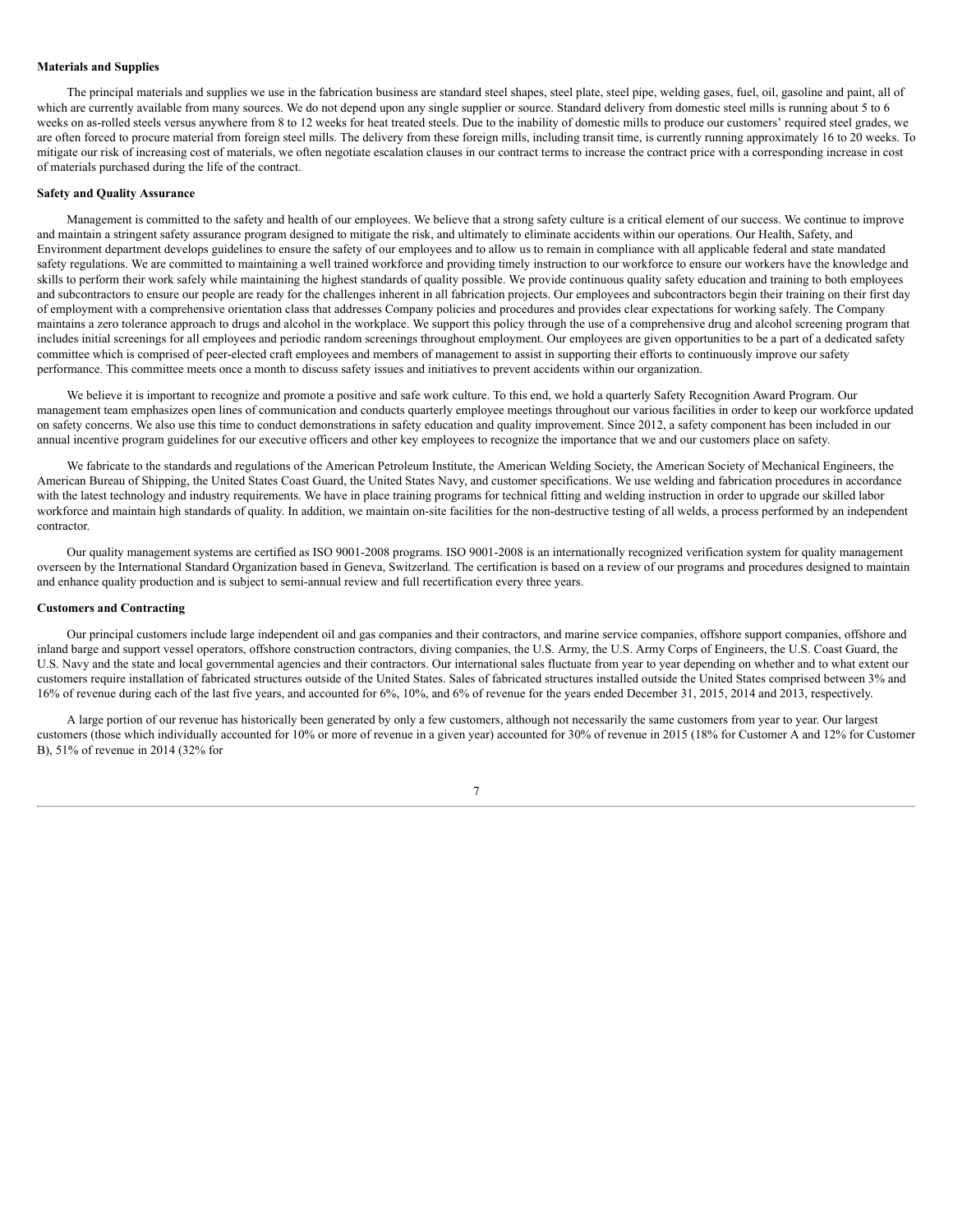**Materials and Supplies**

The principal materials and supplies we use in the fabrication business are standard steel shapes, steel plate, steel pipe, welding gases, fuel, oil, gasoline and paint, all of which are currently available from many sources. We do not depend upon any single supplier or source. Standard delivery from domestic steel mills is running about 5 to 6 weeks on as-rolled steels versus anywhere from 8 to 12 weeks for heat treated steels. Due to the inability of domestic mills to produce our customers' required steel grades, we are often forced to procure material from foreign steel mills. The delivery from these foreign mills, including transit time, is currently running approximately 16 to 20 weeks. To mitigate our risk of increasing cost of materials, we often negotiate escalation clauses in our contract terms to increase the contract price with a corresponding increase in cost of materials purchased during the life of the contract.

**Safety and Quality Assurance**

Management is committed to the safety and health of our employees. We believe that a strong safety culture is a critical element of our success. We continue to improve and maintain a stringent safety assurance program designed to mitigate the risk, and ultimately to eliminate accidents within our operations. Our Health, Safety, and Environment department develops guidelines to ensure the safety of our employees and to allow us to remain in compliance with all applicable federal and state mandated safety regulations. We are committed to maintaining a well trained workforce and providing timely instruction to our workforce to ensure our workers have the knowledge and skills to perform their work safely while maintaining the highest standards of quality possible. We provide continuous quality safety education and training to both employees and subcontractors to ensure our people are ready for the challenges inherent in all fabrication projects. Our employees and subcontractors begin their training on their first day of employment with a comprehensive orientation class that addresses Company policies and procedures and provides clear expectations for working safely. The Company maintains a zero tolerance approach to drugs and alcohol in the workplace. We support this policy through the use of a comprehensive drug and alcohol screening program that includes initial screenings for all employees and periodic random screenings throughout employment. Our employees are given opportunities to be a part of a dedicated safety committee which is comprised of peer-elected craft employees and members of management to assist in supporting their efforts to continuously improve our safety performance. This committee meets once a month to discuss safety issues and initiatives to prevent accidents within our organization.

We believe it is important to recognize and promote a positive and safe work culture. To this end, we hold a quarterly Safety Recognition Award Program. Our management team emphasizes open lines of communication and conducts quarterly employee meetings throughout our various facilities in order to keep our workforce updated on safety concerns. We also use this time to conduct demonstrations in safety education and quality improvement. Since 2012, a safety component has been included in our annual incentive program guidelines for our executive officers and other key employees to recognize the importance that we and our customers place on safety.

We fabricate to the standards and regulations of the American Petroleum Institute, the American Welding Society, the American Society of Mechanical Engineers, the American Bureau of Shipping, the United States Coast Guard, the United States Navy, and customer specifications. We use welding and fabrication procedures in accordance with the latest technology and industry requirements. We have in place training programs for technical fitting and welding instruction in order to upgrade our skilled labor workforce and maintain high standards of quality. In addition, we maintain on-site facilities for the non-destructive testing of all welds, a process performed by an independent contractor.

Our quality management systems are certified as ISO 9001-2008 programs. ISO 9001-2008 is an internationally recognized verification system for quality management overseen by the International Standard Organization based in Geneva, Switzerland. The certification is based on a review of our programs and procedures designed to maintain and enhance quality production and is subject to semi-annual review and full recertification every three years.

**Customers and Contracting**

Our principal customers include large independent oil and gas companies and their contractors, and marine service companies, offshore support companies, offshore and inland barge and support vessel operators, offshore construction contractors, diving companies, the U.S. Army, the U.S. Army Corps of Engineers, the U.S. Coast Guard, the U.S. Navy and the state and local governmental agencies and their contractors. Our international sales fluctuate from year to year depending on whether and to what extent our customers require installation of fabricated structures outside of the United States. Sales of fabricated structures installed outside the United States comprised between 3% and 16% of revenue during each of the last five years, and accounted for 6%, 10%, and 6% of revenue for the years ended December 31, 2015, 2014 and 2013, respectively.

A large portion of our revenue has historically been generated by only a few customers, although not necessarily the same customers from year to year. Our largest customers (those which individually accounted for 10% or more of revenue in a given year) accounted for 30% of revenue in 2015 (18% for Customer A and 12% for Customer B), 51% of revenue in 2014 (32% for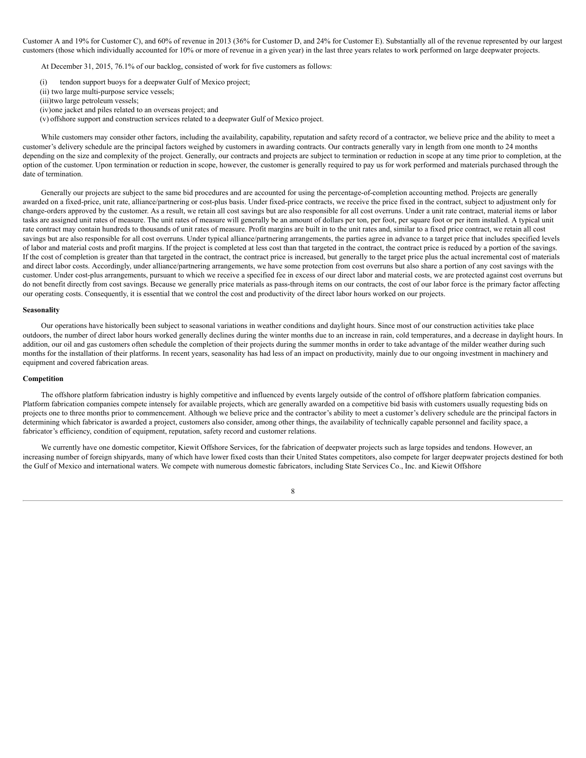Customer A and 19% for Customer C), and 60% of revenue in 2013 (36% for Customer D, and 24% for Customer E). Substantially all of the revenue represented by our largest customers (those which individually accounted for 10% or more of revenue in a given year) in the last three years relates to work performed on large deepwater projects.

At December 31, 2015, 76.1% of our backlog, consisted of work for five customers as follows:

(i) tendon support buoys for a deepwater Gulf of Mexico project;
(ii) two large multi-purpose service vessels;
(iii) two large petroleum vessels;
(iv) one jacket and piles related to an overseas project; and
(v) offshore support and construction services related to a deepwater Gulf of Mexico project.

While customers may consider other factors, including the availability, capability, reputation and safety record of a contractor, we believe price and the ability to meet a customer's delivery schedule are the principal factors weighed by customers in awarding contracts. Our contracts generally vary in length from one month to 24 months depending on the size and complexity of the project. Generally, our contracts and projects are subject to termination or reduction in scope at any time prior to completion, at the option of the customer. Upon termination or reduction in scope, however, the customer is generally required to pay us for work performed and materials purchased through the date of termination.

Generally our projects are subject to the same bid procedures and are accounted for using the percentage-of-completion accounting method. Projects are generally awarded on a fixed-price, unit rate, alliance/partnering or cost-plus basis. Under fixed-price contracts, we receive the price fixed in the contract, subject to adjustment only for change-orders approved by the customer. As a result, we retain all cost savings but are also responsible for all cost overruns. Under a unit rate contract, material items or labor tasks are assigned unit rates of measure. The unit rates of measure will generally be an amount of dollars per ton, per foot, per square foot or per item installed. A typical unit rate contract may contain hundreds to thousands of unit rates of measure. Profit margins are built in to the unit rates and, similar to a fixed price contract, we retain all cost savings but are also responsible for all cost overruns. Under typical alliance/partnering arrangements, the parties agree in advance to a target price that includes specified levels of labor and material costs and profit margins. If the project is completed at less cost than that targeted in the contract, the contract price is reduced by a portion of the savings. If the cost of completion is greater than that targeted in the contract, the contract price is increased, but generally to the target price plus the actual incremental cost of materials and direct labor costs. Accordingly, under alliance/partnering arrangements, we have some protection from cost overruns but also share a portion of any cost savings with the customer. Under cost-plus arrangements, pursuant to which we receive a specified fee in excess of our direct labor and material costs, we are protected against cost overruns but do not benefit directly from cost savings. Because we generally price materials as pass-through items on our contracts, the cost of our labor force is the primary factor affecting our operating costs. Consequently, it is essential that we control the cost and productivity of the direct labor hours worked on our projects.

**Seasonality**

Our operations have historically been subject to seasonal variations in weather conditions and daylight hours. Since most of our construction activities take place outdoors, the number of direct labor hours worked generally declines during the winter months due to an increase in rain, cold temperatures, and a decrease in daylight hours. In addition, our oil and gas customers often schedule the completion of their projects during the summer months in order to take advantage of the milder weather during such months for the installation of their platforms. In recent years, seasonality has had less of an impact on productivity, mainly due to our ongoing investment in machinery and equipment and covered fabrication areas.

**Competition**

The offshore platform fabrication industry is highly competitive and influenced by events largely outside of the control of offshore platform fabrication companies. Platform fabrication companies compete intensely for available projects, which are generally awarded on a competitive bid basis with customers usually requesting bids on projects one to three months prior to commencement. Although we believe price and the contractor's ability to meet a customer's delivery schedule are the principal factors in determining which fabricator is awarded a project, customers also consider, among other things, the availability of technically capable personnel and facility space, a fabricator's efficiency, condition of equipment, reputation, safety record and customer relations.

We currently have one domestic competitor, Kiewit Offshore Services, for the fabrication of deepwater projects such as large topsides and tendons. However, an increasing number of foreign shipyards, many of which have lower fixed costs than their United States competitors, also compete for larger deepwater projects destined for both the Gulf of Mexico and international waters. We compete with numerous domestic fabricators, including State Services Co., Inc. and Kiewit Offshore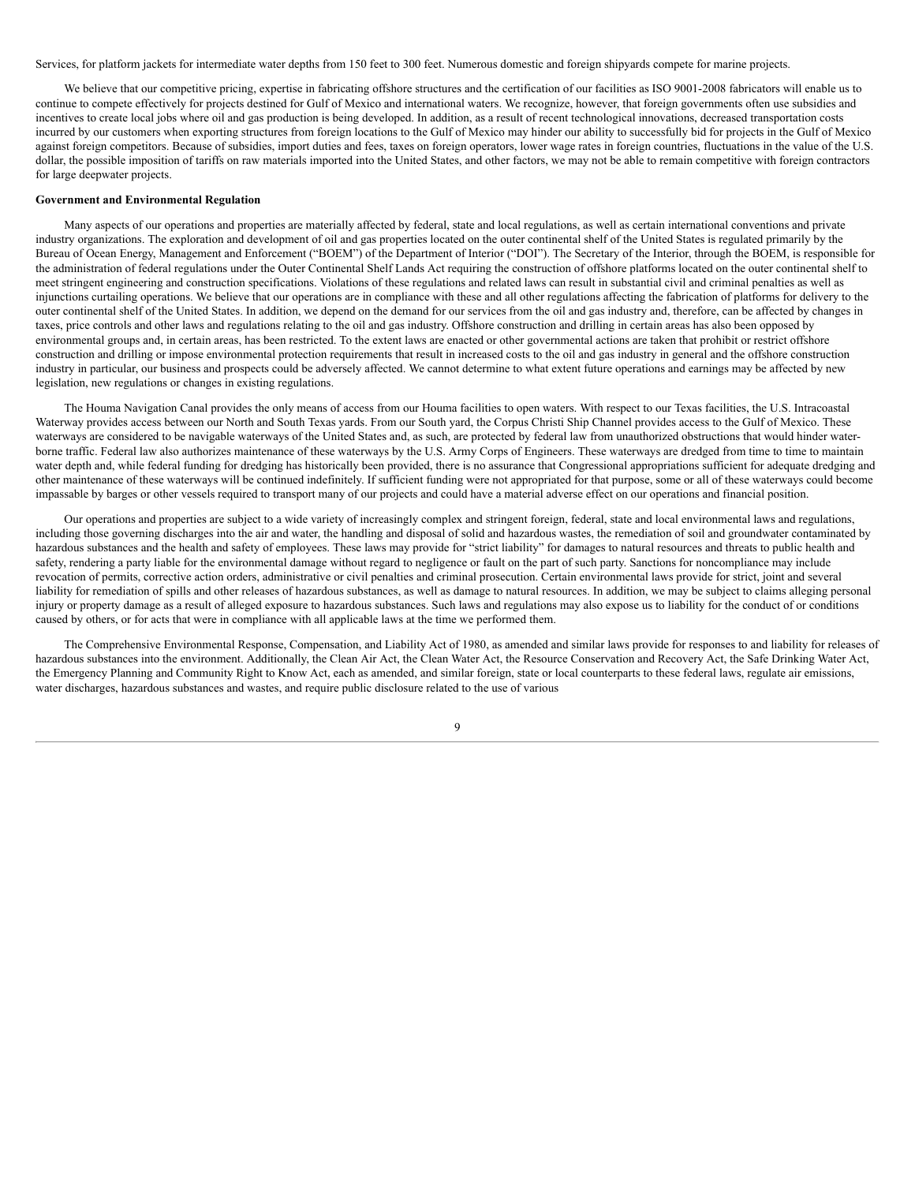Services, for platform jackets for intermediate water depths from 150 feet to 300 feet. Numerous domestic and foreign shipyards compete for marine projects.

We believe that our competitive pricing, expertise in fabricating offshore structures and the certification of our facilities as ISO 9001-2008 fabricators will enable us to continue to compete effectively for projects destined for Gulf of Mexico and international waters. We recognize, however, that foreign governments often use subsidies and incentives to create local jobs where oil and gas production is being developed. In addition, as a result of recent technological innovations, decreased transportation costs incurred by our customers when exporting structures from foreign locations to the Gulf of Mexico may hinder our ability to successfully bid for projects in the Gulf of Mexico against foreign competitors. Because of subsidies, import duties and fees, taxes on foreign operators, lower wage rates in foreign countries, fluctuations in the value of the U.S. dollar, the possible imposition of tariffs on raw materials imported into the United States, and other factors, we may not be able to remain competitive with foreign contractors for large deepwater projects.

**Government and Environmental Regulation**

Many aspects of our operations and properties are materially affected by federal, state and local regulations, as well as certain international conventions and private industry organizations. The exploration and development of oil and gas properties located on the outer continental shelf of the United States is regulated primarily by the Bureau of Ocean Energy, Management and Enforcement ("BOEM") of the Department of Interior ("DOI"). The Secretary of the Interior, through the BOEM, is responsible for the administration of federal regulations under the Outer Continental Shelf Lands Act requiring the construction of offshore platforms located on the outer continental shelf to meet stringent engineering and construction specifications. Violations of these regulations and related laws can result in substantial civil and criminal penalties as well as injunctions curtailing operations. We believe that our operations are in compliance with these and all other regulations affecting the fabrication of platforms for delivery to the outer continental shelf of the United States. In addition, we depend on the demand for our services from the oil and gas industry and, therefore, can be affected by changes in taxes, price controls and other laws and regulations relating to the oil and gas industry. Offshore construction and drilling in certain areas has also been opposed by environmental groups and, in certain areas, has been restricted. To the extent laws are enacted or other governmental actions are taken that prohibit or restrict offshore construction and drilling or impose environmental protection requirements that result in increased costs to the oil and gas industry in general and the offshore construction industry in particular, our business and prospects could be adversely affected. We cannot determine to what extent future operations and earnings may be affected by new legislation, new regulations or changes in existing regulations.

The Houma Navigation Canal provides the only means of access from our Houma facilities to open waters. With respect to our Texas facilities, the U.S. Intracoastal Waterway provides access between our North and South Texas yards. From our South yard, the Corpus Christi Ship Channel provides access to the Gulf of Mexico. These waterways are considered to be navigable waterways of the United States and, as such, are protected by federal law from unauthorized obstructions that would hinder water-borne traffic. Federal law also authorizes maintenance of these waterways by the U.S. Army Corps of Engineers. These waterways are dredged from time to time to maintain water depth and, while federal funding for dredging has historically been provided, there is no assurance that Congressional appropriations sufficient for adequate dredging and other maintenance of these waterways will be continued indefinitely. If sufficient funding were not appropriated for that purpose, some or all of these waterways could become impassable by barges or other vessels required to transport many of our projects and could have a material adverse effect on our operations and financial position.

Our operations and properties are subject to a wide variety of increasingly complex and stringent foreign, federal, state and local environmental laws and regulations, including those governing discharges into the air and water, the handling and disposal of solid and hazardous wastes, the remediation of soil and groundwater contaminated by hazardous substances and the health and safety of employees. These laws may provide for "strict liability" for damages to natural resources and threats to public health and safety, rendering a party liable for the environmental damage without regard to negligence or fault on the part of such party. Sanctions for noncompliance may include revocation of permits, corrective action orders, administrative or civil penalties and criminal prosecution. Certain environmental laws provide for strict, joint and several liability for remediation of spills and other releases of hazardous substances, as well as damage to natural resources. In addition, we may be subject to claims alleging personal injury or property damage as a result of alleged exposure to hazardous substances. Such laws and regulations may also expose us to liability for the conduct of or conditions caused by others, or for acts that were in compliance with all applicable laws at the time we performed them.

The Comprehensive Environmental Response, Compensation, and Liability Act of 1980, as amended and similar laws provide for responses to and liability for releases of hazardous substances into the environment. Additionally, the Clean Air Act, the Clean Water Act, the Resource Conservation and Recovery Act, the Safe Drinking Water Act, the Emergency Planning and Community Right to Know Act, each as amended, and similar foreign, state or local counterparts to these federal laws, regulate air emissions, water discharges, hazardous substances and wastes, and require public disclosure related to the use of various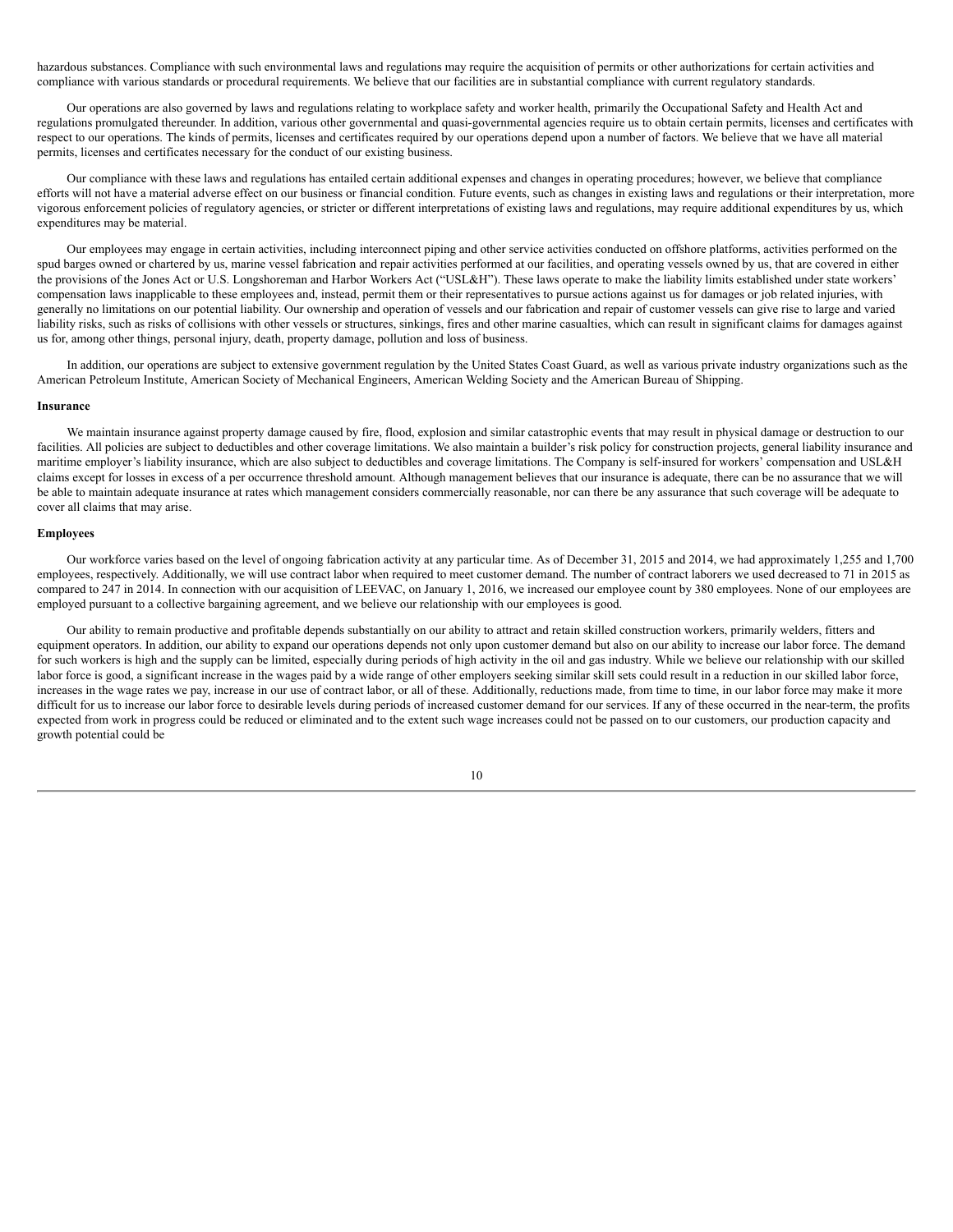hazardous substances. Compliance with such environmental laws and regulations may require the acquisition of permits or other authorizations for certain activities and compliance with various standards or procedural requirements. We believe that our facilities are in substantial compliance with current regulatory standards.

Our operations are also governed by laws and regulations relating to workplace safety and worker health, primarily the Occupational Safety and Health Act and regulations promulgated thereunder. In addition, various other governmental and quasi-governmental agencies require us to obtain certain permits, licenses and certificates with respect to our operations. The kinds of permits, licenses and certificates required by our operations depend upon a number of factors. We believe that we have all material permits, licenses and certificates necessary for the conduct of our existing business.

Our compliance with these laws and regulations has entailed certain additional expenses and changes in operating procedures; however, we believe that compliance efforts will not have a material adverse effect on our business or financial condition. Future events, such as changes in existing laws and regulations or their interpretation, more vigorous enforcement policies of regulatory agencies, or stricter or different interpretations of existing laws and regulations, may require additional expenditures by us, which expenditures may be material.

Our employees may engage in certain activities, including interconnect piping and other service activities conducted on offshore platforms, activities performed on the spud barges owned or chartered by us, marine vessel fabrication and repair activities performed at our facilities, and operating vessels owned by us, that are covered in either the provisions of the Jones Act or U.S. Longshoreman and Harbor Workers Act ("USL&H"). These laws operate to make the liability limits established under state workers' compensation laws inapplicable to these employees and, instead, permit them or their representatives to pursue actions against us for damages or job related injuries, with generally no limitations on our potential liability. Our ownership and operation of vessels and our fabrication and repair of customer vessels can give rise to large and varied liability risks, such as risks of collisions with other vessels or structures, sinkings, fires and other marine casualties, which can result in significant claims for damages against us for, among other things, personal injury, death, property damage, pollution and loss of business.

In addition, our operations are subject to extensive government regulation by the United States Coast Guard, as well as various private industry organizations such as the American Petroleum Institute, American Society of Mechanical Engineers, American Welding Society and the American Bureau of Shipping.

**Insurance**

We maintain insurance against property damage caused by fire, flood, explosion and similar catastrophic events that may result in physical damage or destruction to our facilities. All policies are subject to deductibles and other coverage limitations. We also maintain a builder's risk policy for construction projects, general liability insurance and maritime employer's liability insurance, which are also subject to deductibles and coverage limitations. The Company is self-insured for workers' compensation and USL&H claims except for losses in excess of a per occurrence threshold amount. Although management believes that our insurance is adequate, there can be no assurance that we will be able to maintain adequate insurance at rates which management considers commercially reasonable, nor can there be any assurance that such coverage will be adequate to cover all claims that may arise.

**Employees**

Our workforce varies based on the level of ongoing fabrication activity at any particular time. As of December 31, 2015 and 2014, we had approximately 1,255 and 1,700 employees, respectively. Additionally, we will use contract labor when required to meet customer demand. The number of contract laborers we used decreased to 71 in 2015 as compared to 247 in 2014. In connection with our acquisition of LEEVAC, on January 1, 2016, we increased our employee count by 380 employees. None of our employees are employed pursuant to a collective bargaining agreement, and we believe our relationship with our employees is good.

Our ability to remain productive and profitable depends substantially on our ability to attract and retain skilled construction workers, primarily welders, fitters and equipment operators. In addition, our ability to expand our operations depends not only upon customer demand but also on our ability to increase our labor force. The demand for such workers is high and the supply can be limited, especially during periods of high activity in the oil and gas industry. While we believe our relationship with our skilled labor force is good, a significant increase in the wages paid by a wide range of other employers seeking similar skill sets could result in a reduction in our skilled labor force, increases in the wage rates we pay, increase in our use of contract labor, or all of these. Additionally, reductions made, from time to time, in our labor force may make it more difficult for us to increase our labor force to desirable levels during periods of increased customer demand for our services. If any of these occurred in the near-term, the profits expected from work in progress could be reduced or eliminated and to the extent such wage increases could not be passed on to our customers, our production capacity and growth potential could be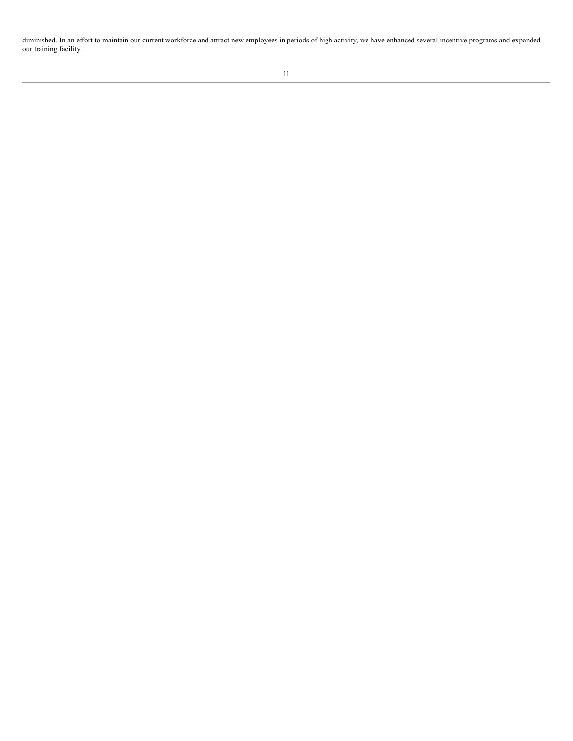diminished. In an effort to maintain our current workforce and attract new employees in periods of high activity, we have enhanced several incentive programs and expanded our training facility.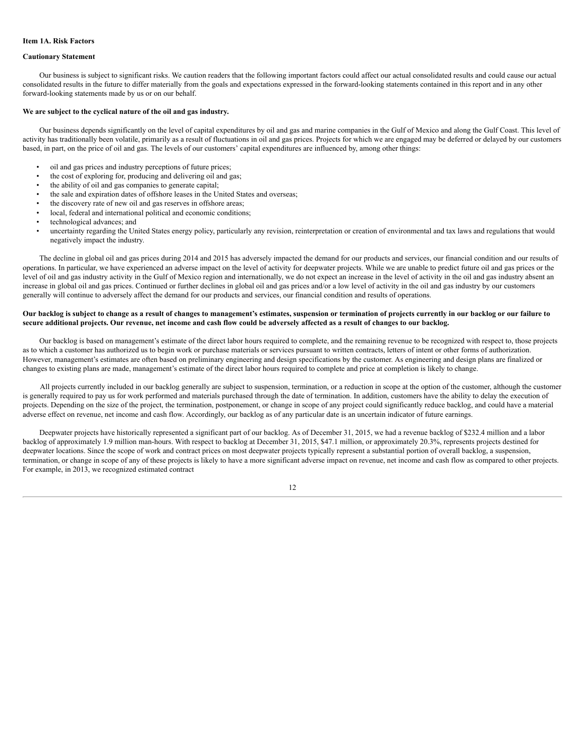**Item 1A. Risk Factors**

**Cautionary Statement**

Our business is subject to significant risks. We caution readers that the following important factors could affect our actual consolidated results and could cause our actual consolidated results in the future to differ materially from the goals and expectations expressed in the forward-looking statements contained in this report and in any other forward-looking statements made by us or on our behalf.

**We are subject to the cyclical nature of the oil and gas industry.**

Our business depends significantly on the level of capital expenditures by oil and gas and marine companies in the Gulf of Mexico and along the Gulf Coast. This level of activity has traditionally been volatile, primarily as a result of fluctuations in oil and gas prices. Projects for which we are engaged may be deferred or delayed by our customers based, in part, on the price of oil and gas. The levels of our customers' capital expenditures are influenced by, among other things:

- oil and gas prices and industry perceptions of future prices;
- the cost of exploring for, producing and delivering oil and gas;
- the ability of oil and gas companies to generate capital;
- the sale and expiration dates of offshore leases in the United States and overseas;
- the discovery rate of new oil and gas reserves in offshore areas;
- local, federal and international political and economic conditions;
- technological advances; and
- uncertainty regarding the United States energy policy, particularly any revision, reinterpretation or creation of environmental and tax laws and regulations that would negatively impact the industry.

The decline in global oil and gas prices during 2014 and 2015 has adversely impacted the demand for our products and services, our financial condition and our results of operations. In particular, we have experienced an adverse impact on the level of activity for deepwater projects. While we are unable to predict future oil and gas prices or the level of oil and gas industry activity in the Gulf of Mexico region and internationally, we do not expect an increase in the level of activity in the oil and gas industry absent an increase in global oil and gas prices. Continued or further declines in global oil and gas prices and/or a low level of activity in the oil and gas industry by our customers generally will continue to adversely affect the demand for our products and services, our financial condition and results of operations.

**Our backlog is subject to change as a result of changes to management's estimates, suspension or termination of projects currently in our backlog or our failure to secure additional projects. Our revenue, net income and cash flow could be adversely affected as a result of changes to our backlog.**

Our backlog is based on management's estimate of the direct labor hours required to complete, and the remaining revenue to be recognized with respect to, those projects as to which a customer has authorized us to begin work or purchase materials or services pursuant to written contracts, letters of intent or other forms of authorization. However, management's estimates are often based on preliminary engineering and design specifications by the customer. As engineering and design plans are finalized or changes to existing plans are made, management's estimate of the direct labor hours required to complete and price at completion is likely to change.

All projects currently included in our backlog generally are subject to suspension, termination, or a reduction in scope at the option of the customer, although the customer is generally required to pay us for work performed and materials purchased through the date of termination. In addition, customers have the ability to delay the execution of projects. Depending on the size of the project, the termination, postponement, or change in scope of any project could significantly reduce backlog, and could have a material adverse effect on revenue, net income and cash flow. Accordingly, our backlog as of any particular date is an uncertain indicator of future earnings.

Deepwater projects have historically represented a significant part of our backlog. As of December 31, 2015, we had a revenue backlog of $232.4 million and a labor backlog of approximately 1.9 million man-hours. With respect to backlog at December 31, 2015, $47.1 million, or approximately 20.3%, represents projects destined for deepwater locations. Since the scope of work and contract prices on most deepwater projects typically represent a substantial portion of overall backlog, a suspension, termination, or change in scope of any of these projects is likely to have a more significant adverse impact on revenue, net income and cash flow as compared to other projects. For example, in 2013, we recognized estimated contract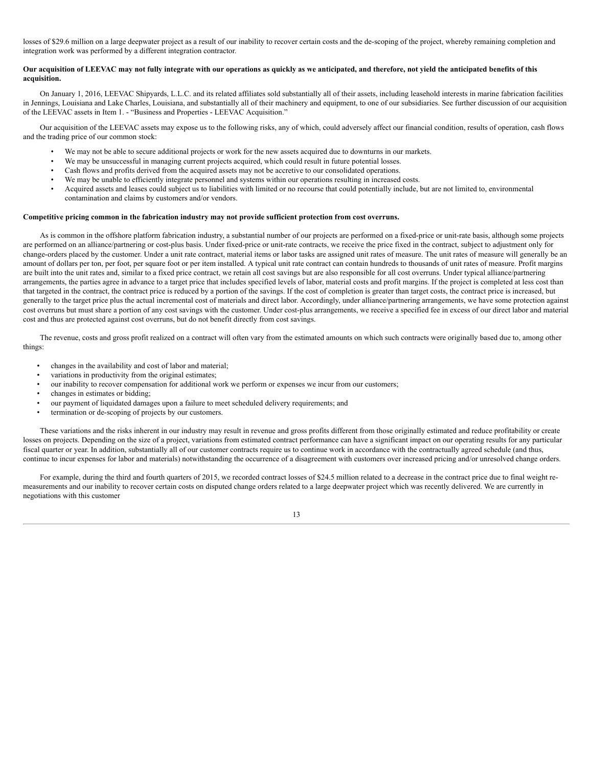losses of $29.6 million on a large deepwater project as a result of our inability to recover certain costs and the de-scoping of the project, whereby remaining completion and integration work was performed by a different integration contractor.

**Our acquisition of LEEVAC may not fully integrate with our operations as quickly as we anticipated, and therefore, not yield the anticipated benefits of this acquisition.**

On January 1, 2016, LEEVAC Shipyards, L.L.C. and its related affiliates sold substantially all of their assets, including leasehold interests in marine fabrication facilities in Jennings, Louisiana and Lake Charles, Louisiana, and substantially all of their machinery and equipment, to one of our subsidiaries. See further discussion of our acquisition of the LEEVAC assets in Item 1. - "Business and Properties - LEEVAC Acquisition."

Our acquisition of the LEEVAC assets may expose us to the following risks, any of which, could adversely affect our financial condition, results of operation, cash flows and the trading price of our common stock:

- We may not be able to secure additional projects or work for the new assets acquired due to downturns in our markets.
- We may be unsuccessful in managing current projects acquired, which could result in future potential losses.
- Cash flows and profits derived from the acquired assets may not be accretive to our consolidated operations.
- We may be unable to efficiently integrate personnel and systems within our operations resulting in increased costs.
- Acquired assets and leases could subject us to liabilities with limited or no recourse that could potentially include, but are not limited to, environmental contamination and claims by customers and/or vendors.

**Competitive pricing common in the fabrication industry may not provide sufficient protection from cost overruns.**

As is common in the offshore platform fabrication industry, a substantial number of our projects are performed on a fixed-price or unit-rate basis, although some projects are performed on an alliance/partnering or cost-plus basis. Under fixed-price or unit-rate contracts, we receive the price fixed in the contract, subject to adjustment only for change-orders placed by the customer. Under a unit rate contract, material items or labor tasks are assigned unit rates of measure. The unit rates of measure will generally be an amount of dollars per ton, per foot, per square foot or per item installed. A typical unit rate contract can contain hundreds to thousands of unit rates of measure. Profit margins are built into the unit rates and, similar to a fixed price contract, we retain all cost savings but are also responsible for all cost overruns. Under typical alliance/partnering arrangements, the parties agree in advance to a target price that includes specified levels of labor, material costs and profit margins. If the project is completed at less cost than that targeted in the contract, the contract price is reduced by a portion of the savings. If the cost of completion is greater than target costs, the contract price is increased, but generally to the target price plus the actual incremental cost of materials and direct labor. Accordingly, under alliance/partnering arrangements, we have some protection against cost overruns but must share a portion of any cost savings with the customer. Under cost-plus arrangements, we receive a specified fee in excess of our direct labor and material cost and thus are protected against cost overruns, but do not benefit directly from cost savings.

The revenue, costs and gross profit realized on a contract will often vary from the estimated amounts on which such contracts were originally based due to, among other things:

- changes in the availability and cost of labor and material;
- variations in productivity from the original estimates;
- our inability to recover compensation for additional work we perform or expenses we incur from our customers;
- changes in estimates or bidding;
- our payment of liquidated damages upon a failure to meet scheduled delivery requirements; and
- termination or de-scoping of projects by our customers.

These variations and the risks inherent in our industry may result in revenue and gross profits different from those originally estimated and reduce profitability or create losses on projects. Depending on the size of a project, variations from estimated contract performance can have a significant impact on our operating results for any particular fiscal quarter or year. In addition, substantially all of our customer contracts require us to continue work in accordance with the contractually agreed schedule (and thus, continue to incur expenses for labor and materials) notwithstanding the occurrence of a disagreement with customers over increased pricing and/or unresolved change orders.

For example, during the third and fourth quarters of 2015, we recorded contract losses of $24.5 million related to a decrease in the contract price due to final weight re-measurements and our inability to recover certain costs on disputed change orders related to a large deepwater project which was recently delivered. We are currently in negotiations with this customer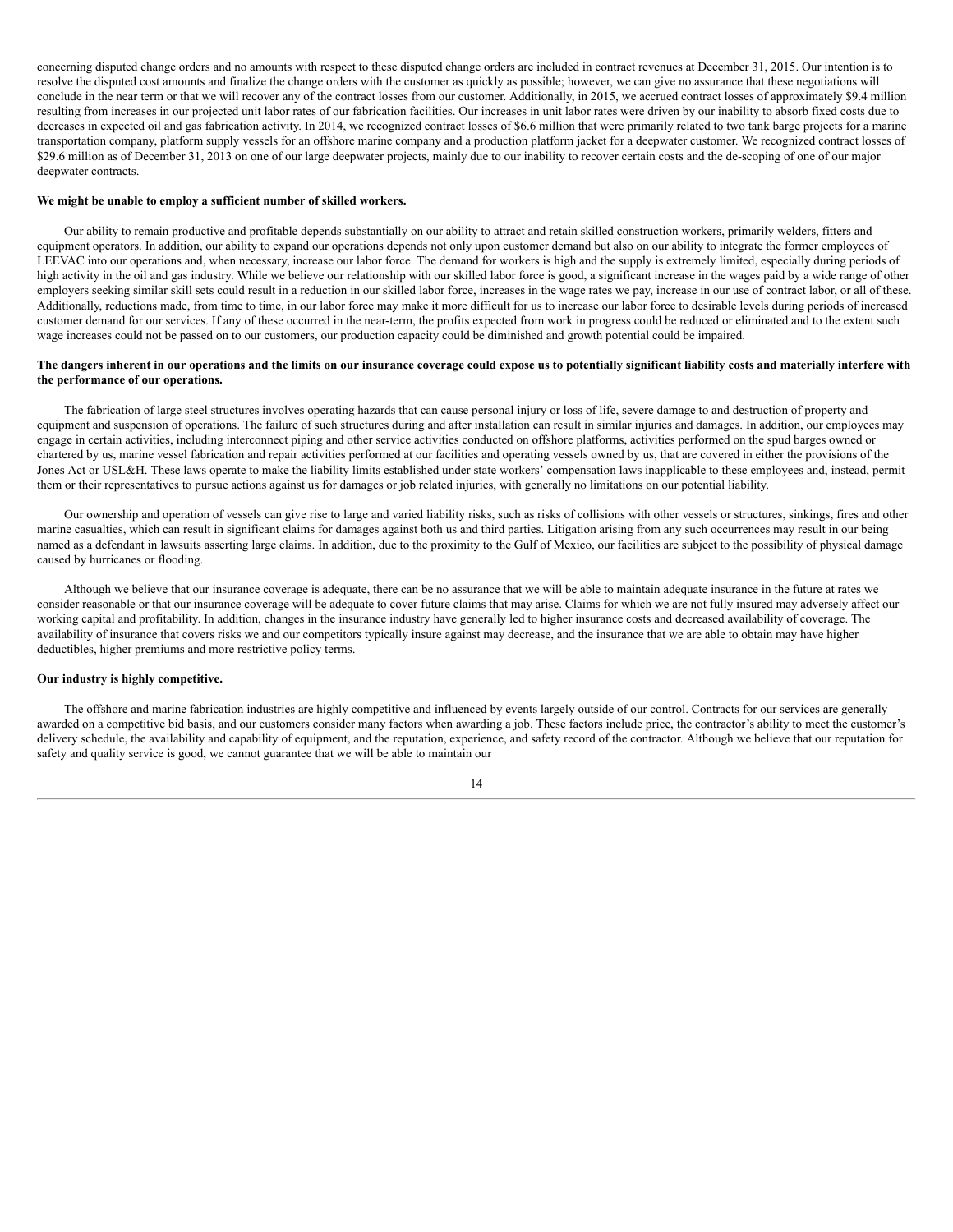concerning disputed change orders and no amounts with respect to these disputed change orders are included in contract revenues at December 31, 2015. Our intention is to resolve the disputed cost amounts and finalize the change orders with the customer as quickly as possible; however, we can give no assurance that these negotiations will conclude in the near term or that we will recover any of the contract losses from our customer. Additionally, in 2015, we accrued contract losses of approximately $9.4 million resulting from increases in our projected unit labor rates of our fabrication facilities. Our increases in unit labor rates were driven by our inability to absorb fixed costs due to decreases in expected oil and gas fabrication activity. In 2014, we recognized contract losses of $6.6 million that were primarily related to two tank barge projects for a marine transportation company, platform supply vessels for an offshore marine company and a production platform jacket for a deepwater customer. We recognized contract losses of $29.6 million as of December 31, 2013 on one of our large deepwater projects, mainly due to our inability to recover certain costs and the de-scoping of one of our major deepwater contracts.

**We might be unable to employ a sufficient number of skilled workers.**

Our ability to remain productive and profitable depends substantially on our ability to attract and retain skilled construction workers, primarily welders, fitters and equipment operators. In addition, our ability to expand our operations depends not only upon customer demand but also on our ability to integrate the former employees of LEEVAC into our operations and, when necessary, increase our labor force. The demand for workers is high and the supply is extremely limited, especially during periods of high activity in the oil and gas industry. While we believe our relationship with our skilled labor force is good, a significant increase in the wages paid by a wide range of other employers seeking similar skill sets could result in a reduction in our skilled labor force, increases in the wage rates we pay, increase in our use of contract labor, or all of these. Additionally, reductions made, from time to time, in our labor force may make it more difficult for us to increase our labor force to desirable levels during periods of increased customer demand for our services. If any of these occurred in the near-term, the profits expected from work in progress could be reduced or eliminated and to the extent such wage increases could not be passed on to our customers, our production capacity could be diminished and growth potential could be impaired.

**The dangers inherent in our operations and the limits on our insurance coverage could expose us to potentially significant liability costs and materially interfere with the performance of our operations.**

The fabrication of large steel structures involves operating hazards that can cause personal injury or loss of life, severe damage to and destruction of property and equipment and suspension of operations. The failure of such structures during and after installation can result in similar injuries and damages. In addition, our employees may engage in certain activities, including interconnect piping and other service activities conducted on offshore platforms, activities performed on the spud barges owned or chartered by us, marine vessel fabrication and repair activities performed at our facilities and operating vessels owned by us, that are covered in either the provisions of the Jones Act or USL&H. These laws operate to make the liability limits established under state workers' compensation laws inapplicable to these employees and, instead, permit them or their representatives to pursue actions against us for damages or job related injuries, with generally no limitations on our potential liability.

Our ownership and operation of vessels can give rise to large and varied liability risks, such as risks of collisions with other vessels or structures, sinkings, fires and other marine casualties, which can result in significant claims for damages against both us and third parties. Litigation arising from any such occurrences may result in our being named as a defendant in lawsuits asserting large claims. In addition, due to the proximity to the Gulf of Mexico, our facilities are subject to the possibility of physical damage caused by hurricanes or flooding.

Although we believe that our insurance coverage is adequate, there can be no assurance that we will be able to maintain adequate insurance in the future at rates we consider reasonable or that our insurance coverage will be adequate to cover future claims that may arise. Claims for which we are not fully insured may adversely affect our working capital and profitability. In addition, changes in the insurance industry have generally led to higher insurance costs and decreased availability of coverage. The availability of insurance that covers risks we and our competitors typically insure against may decrease, and the insurance that we are able to obtain may have higher deductibles, higher premiums and more restrictive policy terms.

**Our industry is highly competitive.**

The offshore and marine fabrication industries are highly competitive and influenced by events largely outside of our control. Contracts for our services are generally awarded on a competitive bid basis, and our customers consider many factors when awarding a job. These factors include price, the contractor's ability to meet the customer's delivery schedule, the availability and capability of equipment, and the reputation, experience, and safety record of the contractor. Although we believe that our reputation for safety and quality service is good, we cannot guarantee that we will be able to maintain our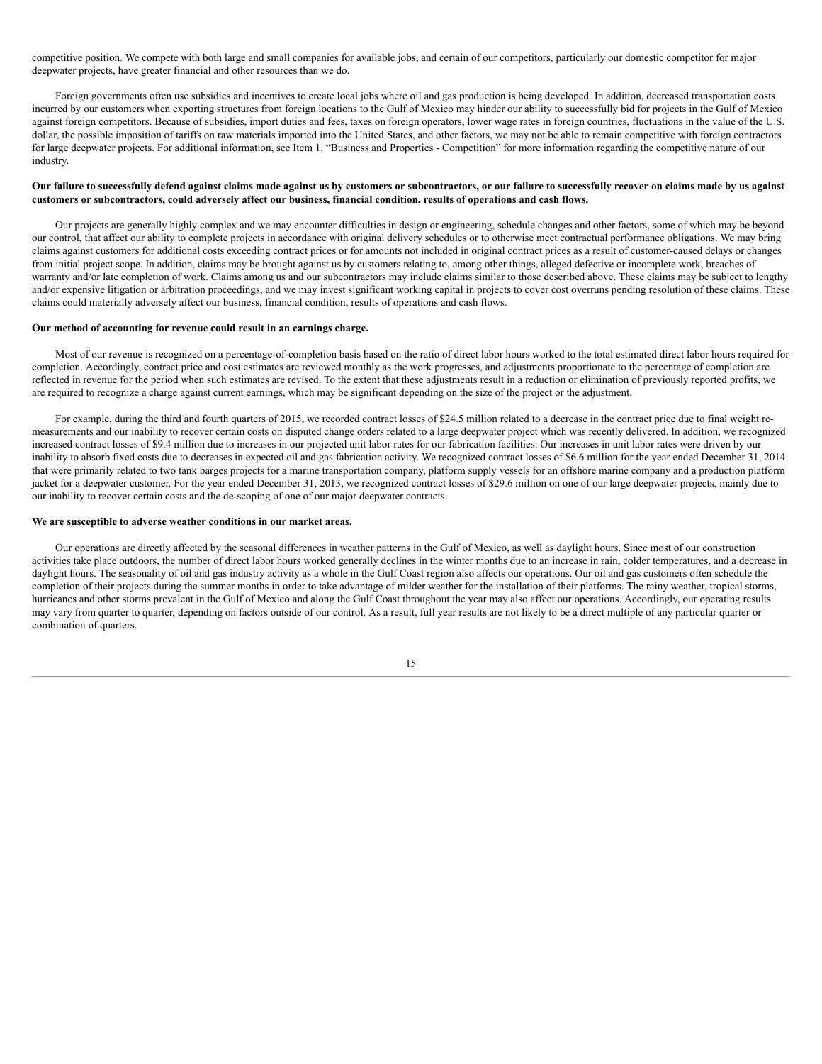competitive position. We compete with both large and small companies for available jobs, and certain of our competitors, particularly our domestic competitor for major deepwater projects, have greater financial and other resources than we do.

Foreign governments often use subsidies and incentives to create local jobs where oil and gas production is being developed. In addition, decreased transportation costs incurred by our customers when exporting structures from foreign locations to the Gulf of Mexico may hinder our ability to successfully bid for projects in the Gulf of Mexico against foreign competitors. Because of subsidies, import duties and fees, taxes on foreign operators, lower wage rates in foreign countries, fluctuations in the value of the U.S. dollar, the possible imposition of tariffs on raw materials imported into the United States, and other factors, we may not be able to remain competitive with foreign contractors for large deepwater projects. For additional information, see Item 1. "Business and Properties - Competition" for more information regarding the competitive nature of our industry.

**Our failure to successfully defend against claims made against us by customers or subcontractors, or our failure to successfully recover on claims made by us against customers or subcontractors, could adversely affect our business, financial condition, results of operations and cash flows.**

Our projects are generally highly complex and we may encounter difficulties in design or engineering, schedule changes and other factors, some of which may be beyond our control, that affect our ability to complete projects in accordance with original delivery schedules or to otherwise meet contractual performance obligations. We may bring claims against customers for additional costs exceeding contract prices or for amounts not included in original contract prices as a result of customer-caused delays or changes from initial project scope. In addition, claims may be brought against us by customers relating to, among other things, alleged defective or incomplete work, breaches of warranty and/or late completion of work. Claims among us and our subcontractors may include claims similar to those described above. These claims may be subject to lengthy and/or expensive litigation or arbitration proceedings, and we may invest significant working capital in projects to cover cost overruns pending resolution of these claims. These claims could materially adversely affect our business, financial condition, results of operations and cash flows.

**Our method of accounting for revenue could result in an earnings charge.**

Most of our revenue is recognized on a percentage-of-completion basis based on the ratio of direct labor hours worked to the total estimated direct labor hours required for completion. Accordingly, contract price and cost estimates are reviewed monthly as the work progresses, and adjustments proportionate to the percentage of completion are reflected in revenue for the period when such estimates are revised. To the extent that these adjustments result in a reduction or elimination of previously reported profits, we are required to recognize a charge against current earnings, which may be significant depending on the size of the project or the adjustment.

For example, during the third and fourth quarters of 2015, we recorded contract losses of $24.5 million related to a decrease in the contract price due to final weight re-measurements and our inability to recover certain costs on disputed change orders related to a large deepwater project which was recently delivered. In addition, we recognized increased contract losses of $9.4 million due to increases in our projected unit labor rates for our fabrication facilities. Our increases in unit labor rates were driven by our inability to absorb fixed costs due to decreases in expected oil and gas fabrication activity. We recognized contract losses of $6.6 million for the year ended December 31, 2014 that were primarily related to two tank barges projects for a marine transportation company, platform supply vessels for an offshore marine company and a production platform jacket for a deepwater customer. For the year ended December 31, 2013, we recognized contract losses of $29.6 million on one of our large deepwater projects, mainly due to our inability to recover certain costs and the de-scoping of one of our major deepwater contracts.

**We are susceptible to adverse weather conditions in our market areas.**

Our operations are directly affected by the seasonal differences in weather patterns in the Gulf of Mexico, as well as daylight hours. Since most of our construction activities take place outdoors, the number of direct labor hours worked generally declines in the winter months due to an increase in rain, colder temperatures, and a decrease in daylight hours. The seasonality of oil and gas industry activity as a whole in the Gulf Coast region also affects our operations. Our oil and gas customers often schedule the completion of their projects during the summer months in order to take advantage of milder weather for the installation of their platforms. The rainy weather, tropical storms, hurricanes and other storms prevalent in the Gulf of Mexico and along the Gulf Coast throughout the year may also affect our operations. Accordingly, our operating results may vary from quarter to quarter, depending on factors outside of our control. As a result, full year results are not likely to be a direct multiple of any particular quarter or combination of quarters.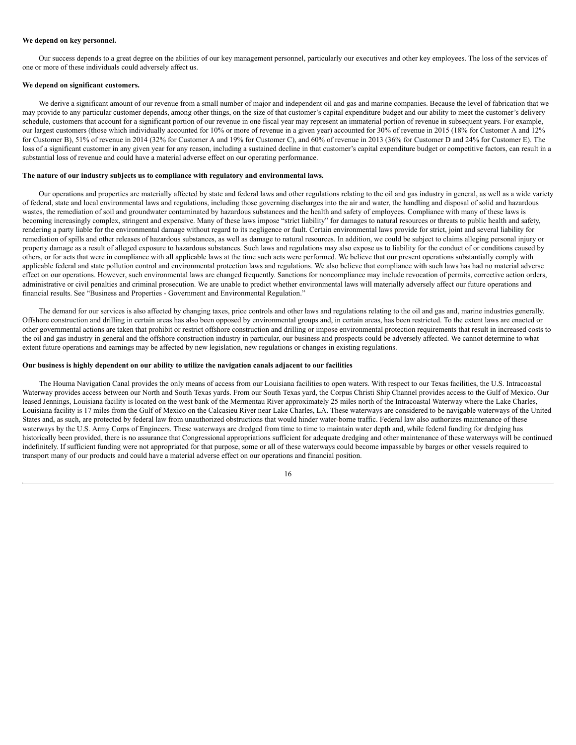**We depend on key personnel.**

Our success depends to a great degree on the abilities of our key management personnel, particularly our executives and other key employees. The loss of the services of one or more of these individuals could adversely affect us.

**We depend on significant customers.**

We derive a significant amount of our revenue from a small number of major and independent oil and gas and marine companies. Because the level of fabrication that we may provide to any particular customer depends, among other things, on the size of that customer's capital expenditure budget and our ability to meet the customer's delivery schedule, customers that account for a significant portion of our revenue in one fiscal year may represent an immaterial portion of revenue in subsequent years. For example, our largest customers (those which individually accounted for 10% or more of revenue in a given year) accounted for 30% of revenue in 2015 (18% for Customer A and 12% for Customer B), 51% of revenue in 2014 (32% for Customer A and 19% for Customer C), and 60% of revenue in 2013 (36% for Customer D and 24% for Customer E). The loss of a significant customer in any given year for any reason, including a sustained decline in that customer's capital expenditure budget or competitive factors, can result in a substantial loss of revenue and could have a material adverse effect on our operating performance.

**The nature of our industry subjects us to compliance with regulatory and environmental laws.**

Our operations and properties are materially affected by state and federal laws and other regulations relating to the oil and gas industry in general, as well as a wide variety of federal, state and local environmental laws and regulations, including those governing discharges into the air and water, the handling and disposal of solid and hazardous wastes, the remediation of soil and groundwater contaminated by hazardous substances and the health and safety of employees. Compliance with many of these laws is becoming increasingly complex, stringent and expensive. Many of these laws impose "strict liability" for damages to natural resources or threats to public health and safety, rendering a party liable for the environmental damage without regard to its negligence or fault. Certain environmental laws provide for strict, joint and several liability for remediation of spills and other releases of hazardous substances, as well as damage to natural resources. In addition, we could be subject to claims alleging personal injury or property damage as a result of alleged exposure to hazardous substances. Such laws and regulations may also expose us to liability for the conduct of or conditions caused by others, or for acts that were in compliance with all applicable laws at the time such acts were performed. We believe that our present operations substantially comply with applicable federal and state pollution control and environmental protection laws and regulations. We also believe that compliance with such laws has had no material adverse effect on our operations. However, such environmental laws are changed frequently. Sanctions for noncompliance may include revocation of permits, corrective action orders, administrative or civil penalties and criminal prosecution. We are unable to predict whether environmental laws will materially adversely affect our future operations and financial results. See "Business and Properties - Government and Environmental Regulation."

The demand for our services is also affected by changing taxes, price controls and other laws and regulations relating to the oil and gas and, marine industries generally. Offshore construction and drilling in certain areas has also been opposed by environmental groups and, in certain areas, has been restricted. To the extent laws are enacted or other governmental actions are taken that prohibit or restrict offshore construction and drilling or impose environmental protection requirements that result in increased costs to the oil and gas industry in general and the offshore construction industry in particular, our business and prospects could be adversely affected. We cannot determine to what extent future operations and earnings may be affected by new legislation, new regulations or changes in existing regulations.

**Our business is highly dependent on our ability to utilize the navigation canals adjacent to our facilities**

The Houma Navigation Canal provides the only means of access from our Louisiana facilities to open waters. With respect to our Texas facilities, the U.S. Intracoastal Waterway provides access between our North and South Texas yards. From our South Texas yard, the Corpus Christi Ship Channel provides access to the Gulf of Mexico. Our leased Jennings, Louisiana facility is located on the west bank of the Mermentau River approximately 25 miles north of the Intracoastal Waterway where the Lake Charles, Louisiana facility is 17 miles from the Gulf of Mexico on the Calcasieu River near Lake Charles, LA. These waterways are considered to be navigable waterways of the United States and, as such, are protected by federal law from unauthorized obstructions that would hinder water-borne traffic. Federal law also authorizes maintenance of these waterways by the U.S. Army Corps of Engineers. These waterways are dredged from time to time to maintain water depth and, while federal funding for dredging has historically been provided, there is no assurance that Congressional appropriations sufficient for adequate dredging and other maintenance of these waterways will be continued indefinitely. If sufficient funding were not appropriated for that purpose, some or all of these waterways could become impassable by barges or other vessels required to transport many of our products and could have a material adverse effect on our operations and financial position.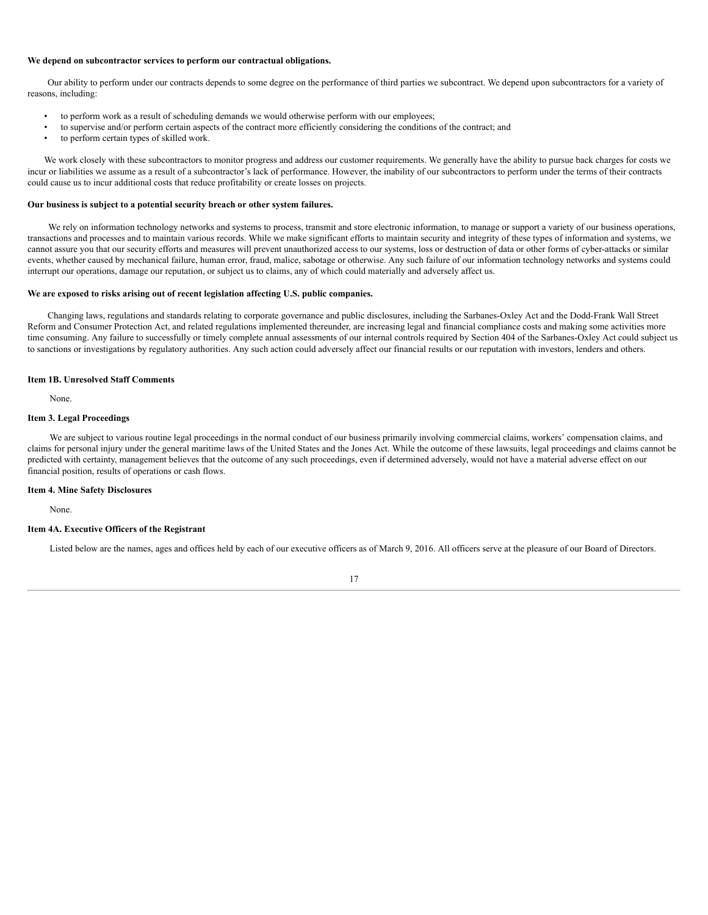**We depend on subcontractor services to perform our contractual obligations.**

Our ability to perform under our contracts depends to some degree on the performance of third parties we subcontract. We depend upon subcontractors for a variety of reasons, including:

- to perform work as a result of scheduling demands we would otherwise perform with our employees;
- to supervise and/or perform certain aspects of the contract more efficiently considering the conditions of the contract; and
- to perform certain types of skilled work.

We work closely with these subcontractors to monitor progress and address our customer requirements. We generally have the ability to pursue back charges for costs we incur or liabilities we assume as a result of a subcontractor's lack of performance. However, the inability of our subcontractors to perform under the terms of their contracts could cause us to incur additional costs that reduce profitability or create losses on projects.

**Our business is subject to a potential security breach or other system failures.**

We rely on information technology networks and systems to process, transmit and store electronic information, to manage or support a variety of our business operations, transactions and processes and to maintain various records. While we make significant efforts to maintain security and integrity of these types of information and systems, we cannot assure you that our security efforts and measures will prevent unauthorized access to our systems, loss or destruction of data or other forms of cyber-attacks or similar events, whether caused by mechanical failure, human error, fraud, malice, sabotage or otherwise. Any such failure of our information technology networks and systems could interrupt our operations, damage our reputation, or subject us to claims, any of which could materially and adversely affect us.

**We are exposed to risks arising out of recent legislation affecting U.S. public companies.**

Changing laws, regulations and standards relating to corporate governance and public disclosures, including the Sarbanes-Oxley Act and the Dodd-Frank Wall Street Reform and Consumer Protection Act, and related regulations implemented thereunder, are increasing legal and financial compliance costs and making some activities more time consuming. Any failure to successfully or timely complete annual assessments of our internal controls required by Section 404 of the Sarbanes-Oxley Act could subject us to sanctions or investigations by regulatory authorities. Any such action could adversely affect our financial results or our reputation with investors, lenders and others.

## Item 1B. Unresolved Staff Comments

None.

## Item 3. Legal Proceedings

We are subject to various routine legal proceedings in the normal conduct of our business primarily involving commercial claims, workers' compensation claims, and claims for personal injury under the general maritime laws of the United States and the Jones Act. While the outcome of these lawsuits, legal proceedings and claims cannot be predicted with certainty, management believes that the outcome of any such proceedings, even if determined adversely, would not have a material adverse effect on our financial position, results of operations or cash flows.

## Item 4. Mine Safety Disclosures

None.

## Item 4A. Executive Officers of the Registrant

Listed below are the names, ages and offices held by each of our executive officers as of March 9, 2016. All officers serve at the pleasure of our Board of Directors.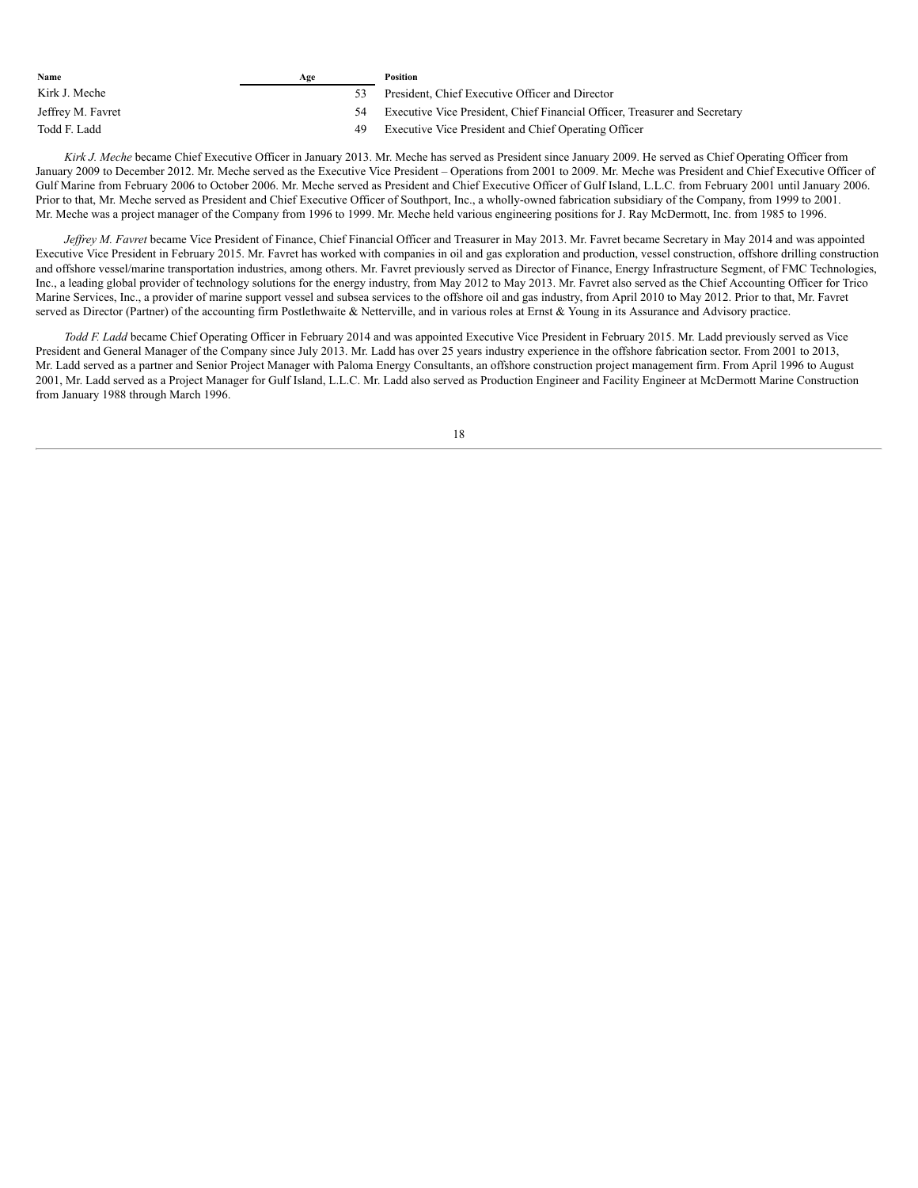| Name | Age | Position |
| --- | --- | --- |
| Kirk J. Meche | 53 | President, Chief Executive Officer and Director |
| Jeffrey M. Favret | 54 | Executive Vice President, Chief Financial Officer, Treasurer and Secretary |
| Todd F. Ladd | 49 | Executive Vice President and Chief Operating Officer |

*Kirk J. Meche* became Chief Executive Officer in January 2013. Mr. Meche has served as President since January 2009. He served as Chief Operating Officer from January 2009 to December 2012. Mr. Meche served as the Executive Vice President – Operations from 2001 to 2009. Mr. Meche was President and Chief Executive Officer of Gulf Marine from February 2006 to October 2006. Mr. Meche served as President and Chief Executive Officer of Gulf Island, L.L.C. from February 2001 until January 2006. Prior to that, Mr. Meche served as President and Chief Executive Officer of Southport, Inc., a wholly-owned fabrication subsidiary of the Company, from 1999 to 2001. Mr. Meche was a project manager of the Company from 1996 to 1999. Mr. Meche held various engineering positions for J. Ray McDermott, Inc. from 1985 to 1996.

*Jeffrey M. Favret* became Vice President of Finance, Chief Financial Officer and Treasurer in May 2013. Mr. Favret became Secretary in May 2014 and was appointed Executive Vice President in February 2015. Mr. Favret has worked with companies in oil and gas exploration and production, vessel construction, offshore drilling construction and offshore vessel/marine transportation industries, among others. Mr. Favret previously served as Director of Finance, Energy Infrastructure Segment, of FMC Technologies, Inc., a leading global provider of technology solutions for the energy industry, from May 2012 to May 2013. Mr. Favret also served as the Chief Accounting Officer for Trico Marine Services, Inc., a provider of marine support vessel and subsea services to the offshore oil and gas industry, from April 2010 to May 2012. Prior to that, Mr. Favret served as Director (Partner) of the accounting firm Postlethwaite & Netterville, and in various roles at Ernst & Young in its Assurance and Advisory practice.

*Todd F. Ladd* became Chief Operating Officer in February 2014 and was appointed Executive Vice President in February 2015. Mr. Ladd previously served as Vice President and General Manager of the Company since July 2013. Mr. Ladd has over 25 years industry experience in the offshore fabrication sector. From 2001 to 2013, Mr. Ladd served as a partner and Senior Project Manager with Paloma Energy Consultants, an offshore construction project management firm. From April 1996 to August 2001, Mr. Ladd served as a Project Manager for Gulf Island, L.L.C. Mr. Ladd also served as Production Engineer and Facility Engineer at McDermott Marine Construction from January 1988 through March 1996.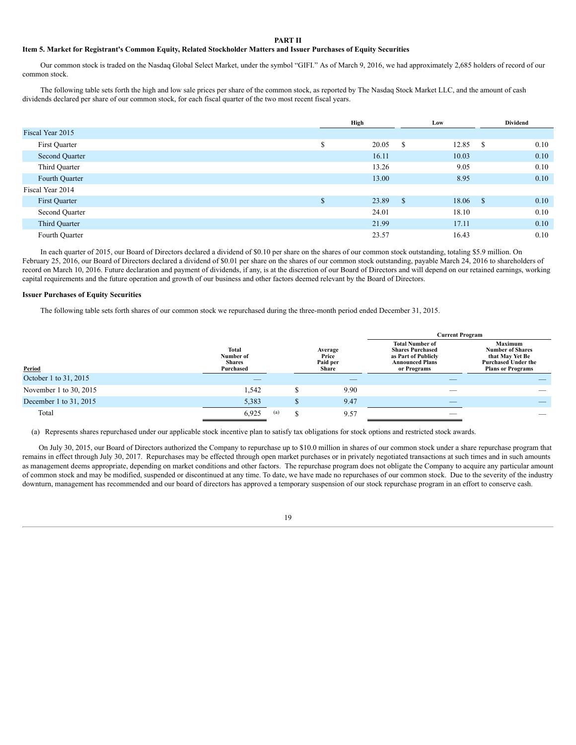# PART II

## Item 5. Market for Registrant's Common Equity, Related Stockholder Matters and Issuer Purchases of Equity Securities

Our common stock is traded on the Nasdaq Global Select Market, under the symbol "GIFI." As of March 9, 2016, we had approximately 2,685 holders of record of our common stock.

The following table sets forth the high and low sale prices per share of the common stock, as reported by The Nasdaq Stock Market LLC, and the amount of cash dividends declared per share of our common stock, for each fiscal quarter of the two most recent fiscal years.

| | High | Low | Dividend |
|---|---|---|---|
| Fiscal Year 2015 | | | |
| First Quarter | $ 20.05 | $ 12.85 | $ 0.10 |
| Second Quarter | 16.11 | 10.03 | 0.10 |
| Third Quarter | 13.26 | 9.05 | 0.10 |
| Fourth Quarter | 13.00 | 8.95 | 0.10 |
| Fiscal Year 2014 | | | |
| First Quarter | $ 23.89 | $ 18.06 | $ 0.10 |
| Second Quarter | 24.01 | 18.10 | 0.10 |
| Third Quarter | 21.99 | 17.11 | 0.10 |
| Fourth Quarter | 23.57 | 16.43 | 0.10 |

In each quarter of 2015, our Board of Directors declared a dividend of $0.10 per share on the shares of our common stock outstanding, totaling $5.9 million. On February 25, 2016, our Board of Directors declared a dividend of $0.01 per share on the shares of our common stock outstanding, payable March 24, 2016 to shareholders of record on March 10, 2016. Future declaration and payment of dividends, if any, is at the discretion of our Board of Directors and will depend on our retained earnings, working capital requirements and the future operation and growth of our business and other factors deemed relevant by the Board of Directors.

**Issuer Purchases of Equity Securities**

The following table sets forth shares of our common stock we repurchased during the three-month period ended December 31, 2015.

| | | | Current Program | |
|---|---|---|---|---|
| Period | Total Number of Shares Purchased | Average Price Paid per Share | Total Number of Shares Purchased as Part of Publicly Announced Plans or Programs | Maximum Number of Shares that May Yet Be Purchased Under the Plans or Programs |
| October 1 to 31, 2015 | — | — | — | — |
| November 1 to 30, 2015 | 1,542 | $ 9.90 | — | — |
| December 1 to 31, 2015 | 5,383 | $ 9.47 | — | — |
| Total | 6,925 (a) | $ 9.57 | — | — |

(a) Represents shares repurchased under our applicable stock incentive plan to satisfy tax obligations for stock options and restricted stock awards.

On July 30, 2015, our Board of Directors authorized the Company to repurchase up to $10.0 million in shares of our common stock under a share repurchase program that remains in effect through July 30, 2017. Repurchases may be effected through open market purchases or in privately negotiated transactions at such times and in such amounts as management deems appropriate, depending on market conditions and other factors. The repurchase program does not obligate the Company to acquire any particular amount of common stock and may be modified, suspended or discontinued at any time. To date, we have made no repurchases of our common stock. Due to the severity of the industry downturn, management has recommended and our board of directors has approved a temporary suspension of our stock repurchase program in an effort to conserve cash.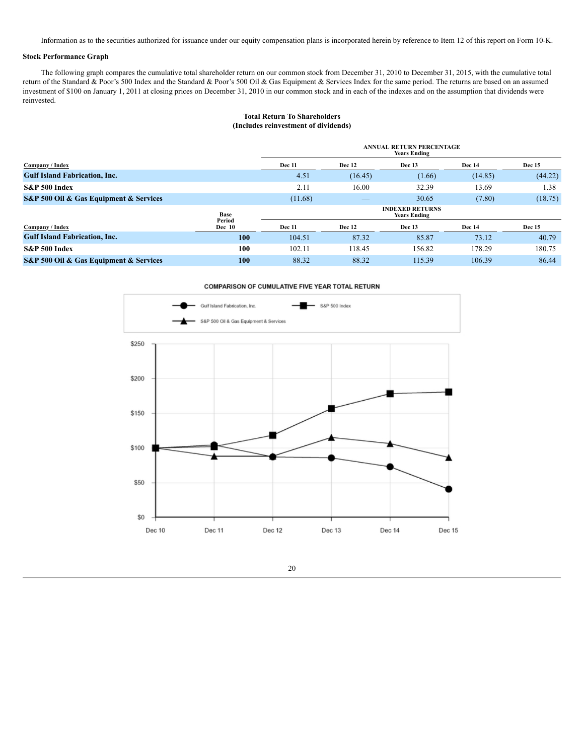Information as to the securities authorized for issuance under our equity compensation plans is incorporated herein by reference to Item 12 of this report on Form 10-K.

**Stock Performance Graph**

The following graph compares the cumulative total shareholder return on our common stock from December 31, 2010 to December 31, 2015, with the cumulative total return of the Standard & Poor's 500 Index and the Standard & Poor's 500 Oil & Gas Equipment & Services Index for the same period. The returns are based on an assumed investment of $100 on January 1, 2011 at closing prices on December 31, 2010 in our common stock and in each of the indexes and on the assumption that dividends were reinvested.

**Total Return To Shareholders**
**(Includes reinvestment of dividends)**

| | | ANNUAL RETURN PERCENTAGE Years Ending | | | | |
|---|---|---|---|---|---|---|
| **Company / Index** | | **Dec 11** | **Dec 12** | **Dec 13** | **Dec 14** | **Dec 15** |
| **Gulf Island Fabrication, Inc.** | | 4.51 | (16.45) | (1.66) | (14.85) | (44.22) |
| **S&P 500 Index** | | 2.11 | 16.00 | 32.39 | 13.69 | 1.38 |
| **S&P 500 Oil & Gas Equipment & Services** | | (11.68) | — | 30.65 | (7.80) | (18.75) |
| | **Base Period** | INDEXED RETURNS Years Ending | | | | |
| **Company / Index** | **Dec 10** | **Dec 11** | **Dec 12** | **Dec 13** | **Dec 14** | **Dec 15** |
| **Gulf Island Fabrication, Inc.** | **100** | 104.51 | 87.32 | 85.87 | 73.12 | 40.79 |
| **S&P 500 Index** | **100** | 102.11 | 118.45 | 156.82 | 178.29 | 180.75 |
| **S&P 500 Oil & Gas Equipment & Services** | **100** | 88.32 | 88.32 | 115.39 | 106.39 | 86.44 |

**COMPARISON OF CUMULATIVE FIVE YEAR TOTAL RETURN**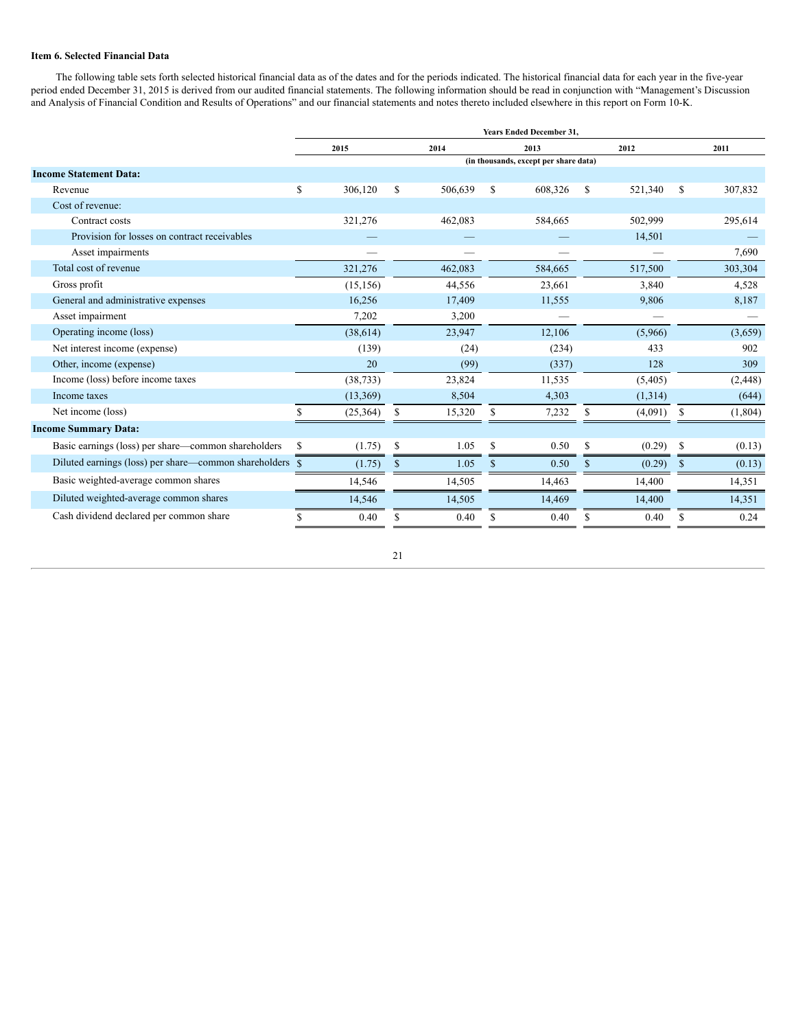### Item 6. Selected Financial Data

The following table sets forth selected historical financial data as of the dates and for the periods indicated. The historical financial data for each year in the five-year period ended December 31, 2015 is derived from our audited financial statements. The following information should be read in conjunction with "Management's Discussion and Analysis of Financial Condition and Results of Operations" and our financial statements and notes thereto included elsewhere in this report on Form 10-K.

| | Years Ended December 31, | | | | |
|---|---|---|---|---|---|
| | 2015 | 2014 | 2013 | 2012 | 2011 |
| | (in thousands, except per share data) | | | | |
| **Income Statement Data:** | | | | | |
| Revenue | $ 306,120 | $ 506,639 | $ 608,326 | $ 521,340 | $ 307,832 |
| Cost of revenue: | | | | | |
| Contract costs | 321,276 | 462,083 | 584,665 | 502,999 | 295,614 |
| Provision for losses on contract receivables | — | — | — | 14,501 | — |
| Asset impairments | — | — | — | — | 7,690 |
| Total cost of revenue | 321,276 | 462,083 | 584,665 | 517,500 | 303,304 |
| Gross profit | (15,156) | 44,556 | 23,661 | 3,840 | 4,528 |
| General and administrative expenses | 16,256 | 17,409 | 11,555 | 9,806 | 8,187 |
| Asset impairment | 7,202 | 3,200 | — | — | — |
| Operating income (loss) | (38,614) | 23,947 | 12,106 | (5,966) | (3,659) |
| Net interest income (expense) | (139) | (24) | (234) | 433 | 902 |
| Other, income (expense) | 20 | (99) | (337) | 128 | 309 |
| Income (loss) before income taxes | (38,733) | 23,824 | 11,535 | (5,405) | (2,448) |
| Income taxes | (13,369) | 8,504 | 4,303 | (1,314) | (644) |
| Net income (loss) | $ (25,364) | $ 15,320 | $ 7,232 | $ (4,091) | $ (1,804) |
| **Income Summary Data:** | | | | | |
| Basic earnings (loss) per share—common shareholders | $ (1.75) | $ 1.05 | $ 0.50 | $ (0.29) | $ (0.13) |
| Diluted earnings (loss) per share—common shareholders | $ (1.75) | $ 1.05 | $ 0.50 | $ (0.29) | $ (0.13) |
| Basic weighted-average common shares | 14,546 | 14,505 | 14,463 | 14,400 | 14,351 |
| Diluted weighted-average common shares | 14,546 | 14,505 | 14,469 | 14,400 | 14,351 |
| Cash dividend declared per common share | $ 0.40 | $ 0.40 | $ 0.40 | $ 0.40 | $ 0.24 |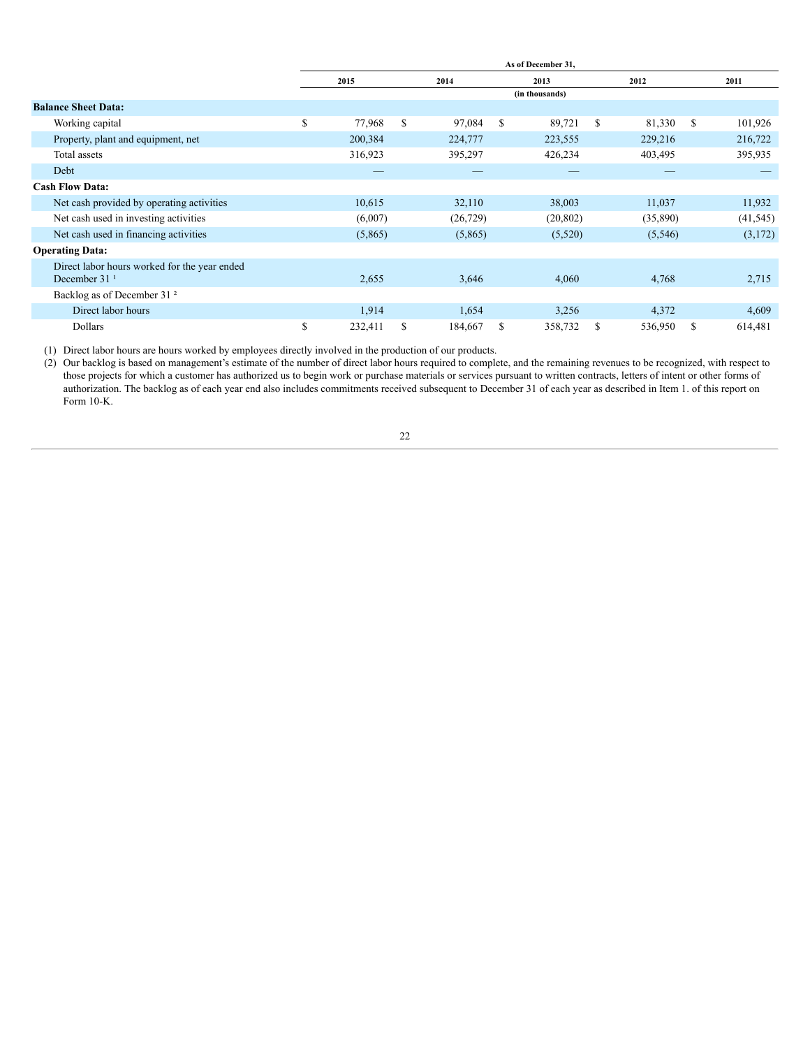| | As of December 31, | | | | |
|---|---|---|---|---|---|
| | 2015 | 2014 | 2013 | 2012 | 2011 |
| | (in thousands) | | | | |
| **Balance Sheet Data:** | | | | | |
| Working capital | $ 77,968 | $ 97,084 | $ 89,721 | $ 81,330 | $ 101,926 |
| Property, plant and equipment, net | 200,384 | 224,777 | 223,555 | 229,216 | 216,722 |
| Total assets | 316,923 | 395,297 | 426,234 | 403,495 | 395,935 |
| Debt | — | — | — | — | — |
| **Cash Flow Data:** | | | | | |
| Net cash provided by operating activities | 10,615 | 32,110 | 38,003 | 11,037 | 11,932 |
| Net cash used in investing activities | (6,007) | (26,729) | (20,802) | (35,890) | (41,545) |
| Net cash used in financing activities | (5,865) | (5,865) | (5,520) | (5,546) | (3,172) |
| **Operating Data:** | | | | | |
| Direct labor hours worked for the year ended December 31 [1] | 2,655 | 3,646 | 4,060 | 4,768 | 2,715 |
| Backlog as of December 31 [2] | | | | | |
| Direct labor hours | 1,914 | 1,654 | 3,256 | 4,372 | 4,609 |
| Dollars | $ 232,411 | $ 184,667 | $ 358,732 | $ 536,950 | $ 614,481 |

(1) Direct labor hours are hours worked by employees directly involved in the production of our products.

(2) Our backlog is based on management's estimate of the number of direct labor hours required to complete, and the remaining revenues to be recognized, with respect to those projects for which a customer has authorized us to begin work or purchase materials or services pursuant to written contracts, letters of intent or other forms of authorization. The backlog as of each year end also includes commitments received subsequent to December 31 of each year as described in Item 1. of this report on Form 10-K.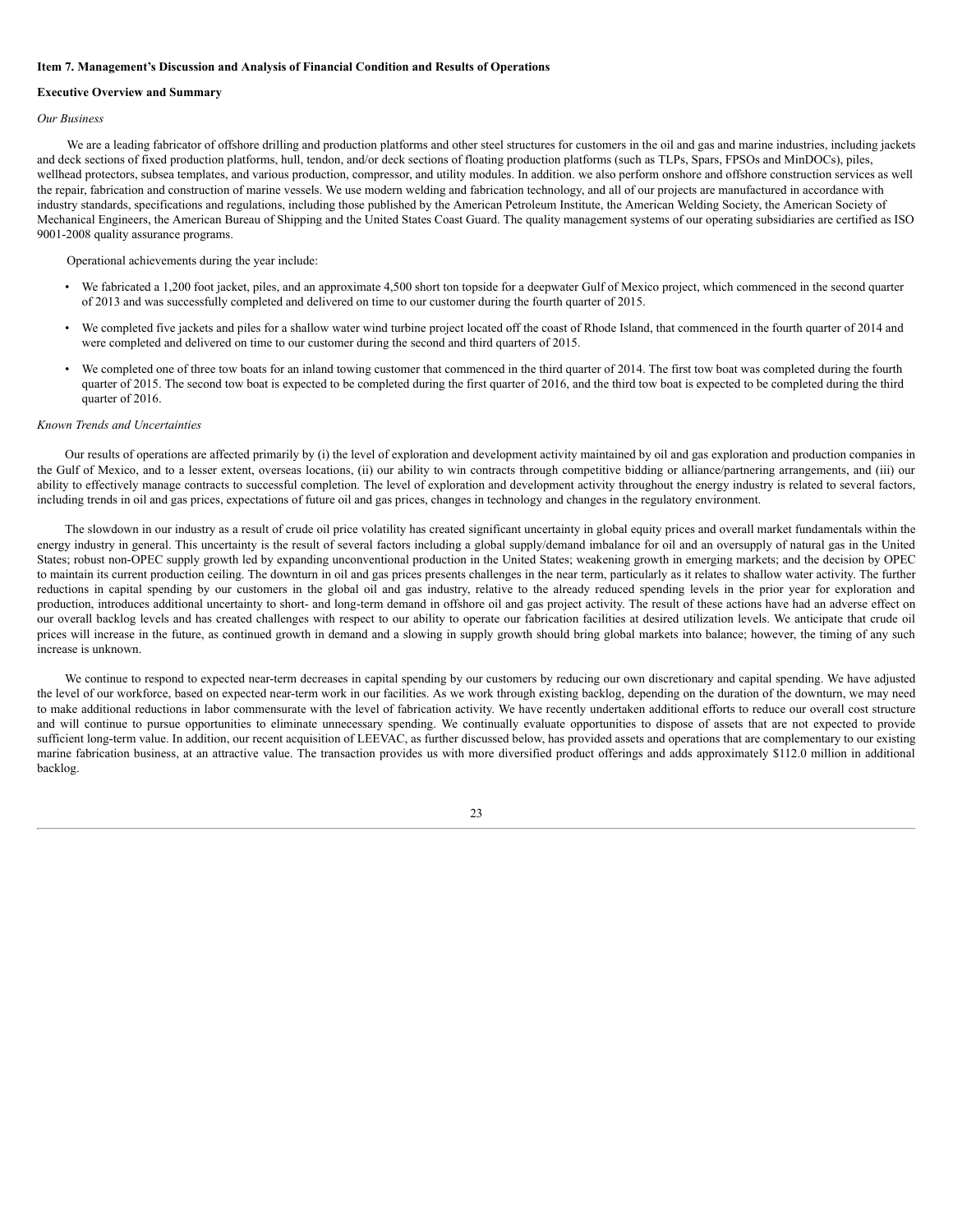**Item 7. Management's Discussion and Analysis of Financial Condition and Results of Operations**

**Executive Overview and Summary**

*Our Business*

We are a leading fabricator of offshore drilling and production platforms and other steel structures for customers in the oil and gas and marine industries, including jackets and deck sections of fixed production platforms, hull, tendon, and/or deck sections of floating production platforms (such as TLPs, Spars, FPSOs and MinDOCs), piles, wellhead protectors, subsea templates, and various production, compressor, and utility modules. In addition. we also perform onshore and offshore construction services as well the repair, fabrication and construction of marine vessels. We use modern welding and fabrication technology, and all of our projects are manufactured in accordance with industry standards, specifications and regulations, including those published by the American Petroleum Institute, the American Welding Society, the American Society of Mechanical Engineers, the American Bureau of Shipping and the United States Coast Guard. The quality management systems of our operating subsidiaries are certified as ISO 9001-2008 quality assurance programs.

Operational achievements during the year include:

- We fabricated a 1,200 foot jacket, piles, and an approximate 4,500 short ton topside for a deepwater Gulf of Mexico project, which commenced in the second quarter of 2013 and was successfully completed and delivered on time to our customer during the fourth quarter of 2015.
- We completed five jackets and piles for a shallow water wind turbine project located off the coast of Rhode Island, that commenced in the fourth quarter of 2014 and were completed and delivered on time to our customer during the second and third quarters of 2015.
- We completed one of three tow boats for an inland towing customer that commenced in the third quarter of 2014. The first tow boat was completed during the fourth quarter of 2015. The second tow boat is expected to be completed during the first quarter of 2016, and the third tow boat is expected to be completed during the third quarter of 2016.

*Known Trends and Uncertainties*

Our results of operations are affected primarily by (i) the level of exploration and development activity maintained by oil and gas exploration and production companies in the Gulf of Mexico, and to a lesser extent, overseas locations, (ii) our ability to win contracts through competitive bidding or alliance/partnering arrangements, and (iii) our ability to effectively manage contracts to successful completion. The level of exploration and development activity throughout the energy industry is related to several factors, including trends in oil and gas prices, expectations of future oil and gas prices, changes in technology and changes in the regulatory environment.

The slowdown in our industry as a result of crude oil price volatility has created significant uncertainty in global equity prices and overall market fundamentals within the energy industry in general. This uncertainty is the result of several factors including a global supply/demand imbalance for oil and an oversupply of natural gas in the United States; robust non-OPEC supply growth led by expanding unconventional production in the United States; weakening growth in emerging markets; and the decision by OPEC to maintain its current production ceiling. The downturn in oil and gas prices presents challenges in the near term, particularly as it relates to shallow water activity. The further reductions in capital spending by our customers in the global oil and gas industry, relative to the already reduced spending levels in the prior year for exploration and production, introduces additional uncertainty to short- and long-term demand in offshore oil and gas project activity. The result of these actions have had an adverse effect on our overall backlog levels and has created challenges with respect to our ability to operate our fabrication facilities at desired utilization levels. We anticipate that crude oil prices will increase in the future, as continued growth in demand and a slowing in supply growth should bring global markets into balance; however, the timing of any such increase is unknown.

We continue to respond to expected near-term decreases in capital spending by our customers by reducing our own discretionary and capital spending. We have adjusted the level of our workforce, based on expected near-term work in our facilities. As we work through existing backlog, depending on the duration of the downturn, we may need to make additional reductions in labor commensurate with the level of fabrication activity. We have recently undertaken additional efforts to reduce our overall cost structure and will continue to pursue opportunities to eliminate unnecessary spending. We continually evaluate opportunities to dispose of assets that are not expected to provide sufficient long-term value. In addition, our recent acquisition of LEEVAC, as further discussed below, has provided assets and operations that are complementary to our existing marine fabrication business, at an attractive value. The transaction provides us with more diversified product offerings and adds approximately $112.0 million in additional backlog.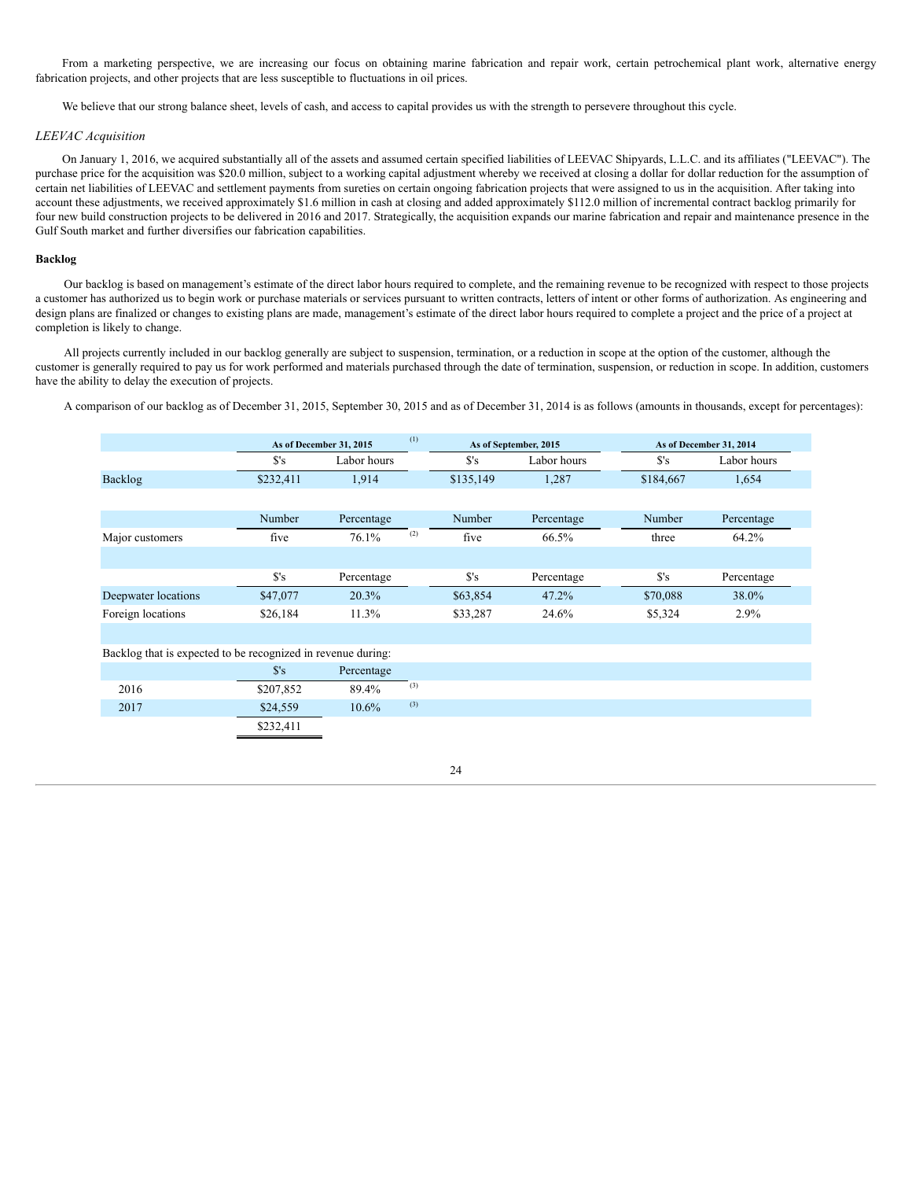From a marketing perspective, we are increasing our focus on obtaining marine fabrication and repair work, certain petrochemical plant work, alternative energy fabrication projects, and other projects that are less susceptible to fluctuations in oil prices.

We believe that our strong balance sheet, levels of cash, and access to capital provides us with the strength to persevere throughout this cycle.

*LEEVAC Acquisition*

On January 1, 2016, we acquired substantially all of the assets and assumed certain specified liabilities of LEEVAC Shipyards, L.L.C. and its affiliates ("LEEVAC"). The purchase price for the acquisition was $20.0 million, subject to a working capital adjustment whereby we received at closing a dollar for dollar reduction for the assumption of certain net liabilities of LEEVAC and settlement payments from sureties on certain ongoing fabrication projects that were assigned to us in the acquisition. After taking into account these adjustments, we received approximately $1.6 million in cash at closing and added approximately $112.0 million of incremental contract backlog primarily for four new build construction projects to be delivered in 2016 and 2017. Strategically, the acquisition expands our marine fabrication and repair and maintenance presence in the Gulf South market and further diversifies our fabrication capabilities.

**Backlog**

Our backlog is based on management's estimate of the direct labor hours required to complete, and the remaining revenue to be recognized with respect to those projects a customer has authorized us to begin work or purchase materials or services pursuant to written contracts, letters of intent or other forms of authorization. As engineering and design plans are finalized or changes to existing plans are made, management's estimate of the direct labor hours required to complete a project and the price of a project at completion is likely to change.

All projects currently included in our backlog generally are subject to suspension, termination, or a reduction in scope at the option of the customer, although the customer is generally required to pay us for work performed and materials purchased through the date of termination, suspension, or reduction in scope. In addition, customers have the ability to delay the execution of projects.

A comparison of our backlog as of December 31, 2015, September 30, 2015 and as of December 31, 2014 is as follows (amounts in thousands, except for percentages):

| | As of December 31, 2015 [1] | | | As of September, 2015 | | As of December 31, 2014 | |
|---|---|---|---|---|---|---|---|
| | $'s | Labor hours | | $'s | Labor hours | $'s | Labor hours |
| Backlog | $232,411 | 1,914 | | $135,149 | 1,287 | $184,667 | 1,654 |
| | | | | | | | |
| | Number | Percentage | | Number | Percentage | Number | Percentage |
| Major customers | five | 76.1% | [2] | five | 66.5% | three | 64.2% |
| | | | | | | | |
| | $'s | Percentage | | $'s | Percentage | $'s | Percentage |
| Deepwater locations | $47,077 | 20.3% | | $63,854 | 47.2% | $70,088 | 38.0% |
| Foreign locations | $26,184 | 11.3% | | $33,287 | 24.6% | $5,324 | 2.9% |
| | | | | | | | |
| Backlog that is expected to be recognized in revenue during: | | | | | | | |
| | $'s | Percentage | | | | | |
| 2016 | $207,852 | 89.4% | [3] | | | | |
| 2017 | $24,559 | 10.6% | [3] | | | | |
| | $232,411 | | | | | | |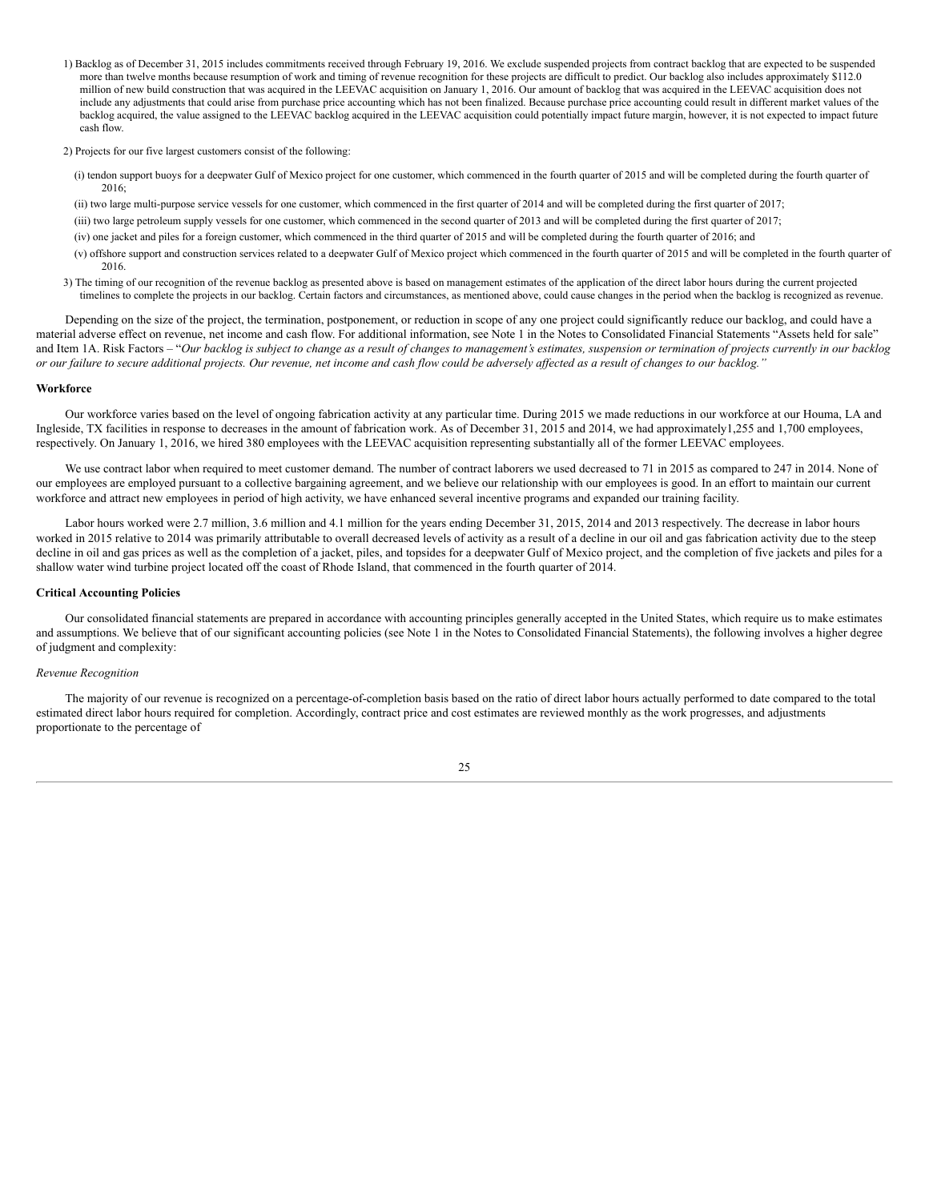1) Backlog as of December 31, 2015 includes commitments received through February 19, 2016. We exclude suspended projects from contract backlog that are expected to be suspended more than twelve months because resumption of work and timing of revenue recognition for these projects are difficult to predict. Our backlog also includes approximately $112.0 million of new build construction that was acquired in the LEEVAC acquisition on January 1, 2016. Our amount of backlog that was acquired in the LEEVAC acquisition does not include any adjustments that could arise from purchase price accounting which has not been finalized. Because purchase price accounting could result in different market values of the backlog acquired, the value assigned to the LEEVAC backlog acquired in the LEEVAC acquisition could potentially impact future margin, however, it is not expected to impact future cash flow.

2) Projects for our five largest customers consist of the following:

(i) tendon support buoys for a deepwater Gulf of Mexico project for one customer, which commenced in the fourth quarter of 2015 and will be completed during the fourth quarter of 2016;

(ii) two large multi-purpose service vessels for one customer, which commenced in the first quarter of 2014 and will be completed during the first quarter of 2017;

(iii) two large petroleum supply vessels for one customer, which commenced in the second quarter of 2013 and will be completed during the first quarter of 2017;

(iv) one jacket and piles for a foreign customer, which commenced in the third quarter of 2015 and will be completed during the fourth quarter of 2016; and

(v) offshore support and construction services related to a deepwater Gulf of Mexico project which commenced in the fourth quarter of 2015 and will be completed in the fourth quarter of 2016.

3) The timing of our recognition of the revenue backlog as presented above is based on management estimates of the application of the direct labor hours during the current projected timelines to complete the projects in our backlog. Certain factors and circumstances, as mentioned above, could cause changes in the period when the backlog is recognized as revenue.

Depending on the size of the project, the termination, postponement, or reduction in scope of any one project could significantly reduce our backlog, and could have a material adverse effect on revenue, net income and cash flow. For additional information, see Note 1 in the Notes to Consolidated Financial Statements "Assets held for sale" and Item 1A. Risk Factors – "*Our backlog is subject to change as a result of changes to management's estimates, suspension or termination of projects currently in our backlog or our failure to secure additional projects. Our revenue, net income and cash flow could be adversely affected as a result of changes to our backlog.*"

**Workforce**

Our workforce varies based on the level of ongoing fabrication activity at any particular time. During 2015 we made reductions in our workforce at our Houma, LA and Ingleside, TX facilities in response to decreases in the amount of fabrication work. As of December 31, 2015 and 2014, we had approximately1,255 and 1,700 employees, respectively. On January 1, 2016, we hired 380 employees with the LEEVAC acquisition representing substantially all of the former LEEVAC employees.

We use contract labor when required to meet customer demand. The number of contract laborers we used decreased to 71 in 2015 as compared to 247 in 2014. None of our employees are employed pursuant to a collective bargaining agreement, and we believe our relationship with our employees is good. In an effort to maintain our current workforce and attract new employees in period of high activity, we have enhanced several incentive programs and expanded our training facility.

Labor hours worked were 2.7 million, 3.6 million and 4.1 million for the years ending December 31, 2015, 2014 and 2013 respectively. The decrease in labor hours worked in 2015 relative to 2014 was primarily attributable to overall decreased levels of activity as a result of a decline in our oil and gas fabrication activity due to the steep decline in oil and gas prices as well as the completion of a jacket, piles, and topsides for a deepwater Gulf of Mexico project, and the completion of five jackets and piles for a shallow water wind turbine project located off the coast of Rhode Island, that commenced in the fourth quarter of 2014.

**Critical Accounting Policies**

Our consolidated financial statements are prepared in accordance with accounting principles generally accepted in the United States, which require us to make estimates and assumptions. We believe that of our significant accounting policies (see Note 1 in the Notes to Consolidated Financial Statements), the following involves a higher degree of judgment and complexity:

*Revenue Recognition*

The majority of our revenue is recognized on a percentage-of-completion basis based on the ratio of direct labor hours actually performed to date compared to the total estimated direct labor hours required for completion. Accordingly, contract price and cost estimates are reviewed monthly as the work progresses, and adjustments proportionate to the percentage of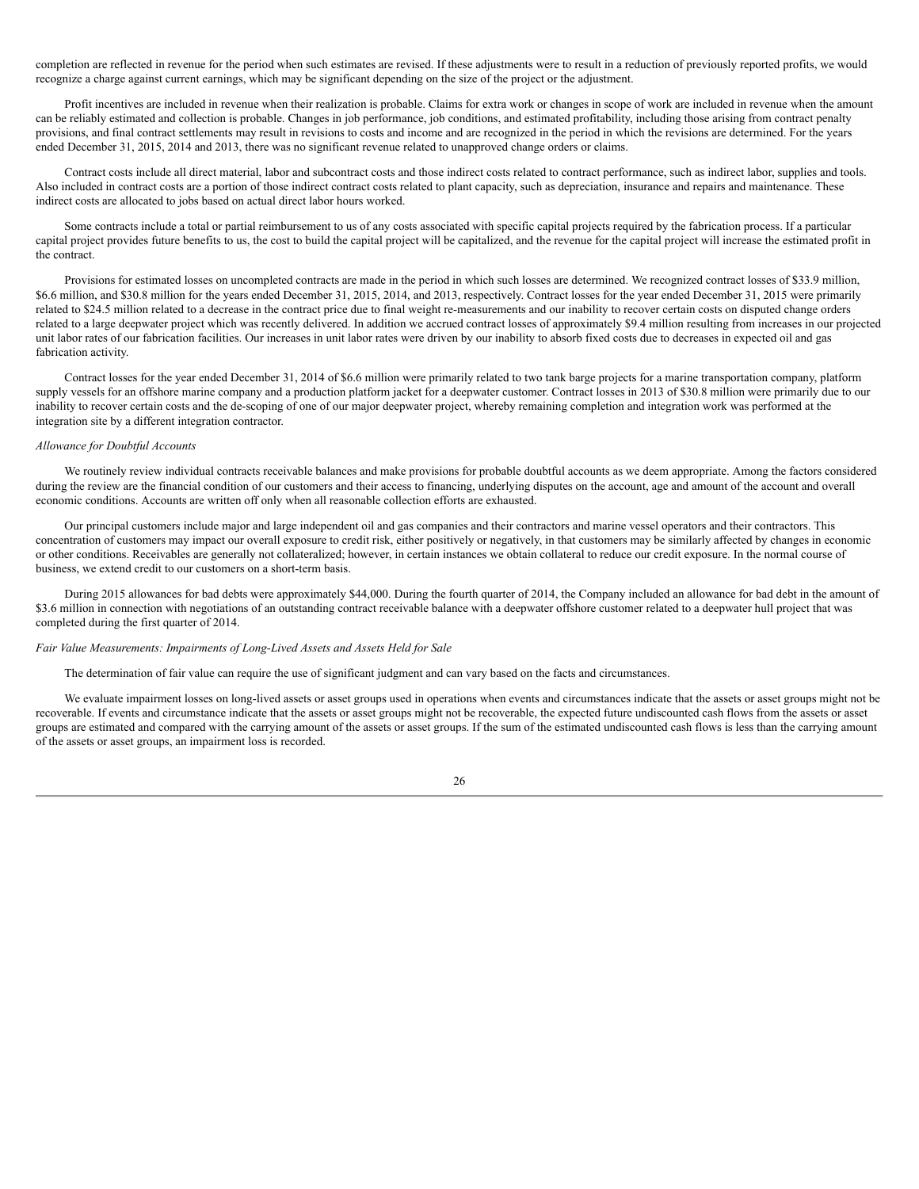completion are reflected in revenue for the period when such estimates are revised. If these adjustments were to result in a reduction of previously reported profits, we would recognize a charge against current earnings, which may be significant depending on the size of the project or the adjustment.

Profit incentives are included in revenue when their realization is probable. Claims for extra work or changes in scope of work are included in revenue when the amount can be reliably estimated and collection is probable. Changes in job performance, job conditions, and estimated profitability, including those arising from contract penalty provisions, and final contract settlements may result in revisions to costs and income and are recognized in the period in which the revisions are determined. For the years ended December 31, 2015, 2014 and 2013, there was no significant revenue related to unapproved change orders or claims.

Contract costs include all direct material, labor and subcontract costs and those indirect costs related to contract performance, such as indirect labor, supplies and tools. Also included in contract costs are a portion of those indirect contract costs related to plant capacity, such as depreciation, insurance and repairs and maintenance. These indirect costs are allocated to jobs based on actual direct labor hours worked.

Some contracts include a total or partial reimbursement to us of any costs associated with specific capital projects required by the fabrication process. If a particular capital project provides future benefits to us, the cost to build the capital project will be capitalized, and the revenue for the capital project will increase the estimated profit in the contract.

Provisions for estimated losses on uncompleted contracts are made in the period in which such losses are determined. We recognized contract losses of $33.9 million, $6.6 million, and $30.8 million for the years ended December 31, 2015, 2014, and 2013, respectively. Contract losses for the year ended December 31, 2015 were primarily related to $24.5 million related to a decrease in the contract price due to final weight re-measurements and our inability to recover certain costs on disputed change orders related to a large deepwater project which was recently delivered. In addition we accrued contract losses of approximately $9.4 million resulting from increases in our projected unit labor rates of our fabrication facilities. Our increases in unit labor rates were driven by our inability to absorb fixed costs due to decreases in expected oil and gas fabrication activity.

Contract losses for the year ended December 31, 2014 of $6.6 million were primarily related to two tank barge projects for a marine transportation company, platform supply vessels for an offshore marine company and a production platform jacket for a deepwater customer. Contract losses in 2013 of $30.8 million were primarily due to our inability to recover certain costs and the de-scoping of one of our major deepwater project, whereby remaining completion and integration work was performed at the integration site by a different integration contractor.

*Allowance for Doubtful Accounts*

We routinely review individual contracts receivable balances and make provisions for probable doubtful accounts as we deem appropriate. Among the factors considered during the review are the financial condition of our customers and their access to financing, underlying disputes on the account, age and amount of the account and overall economic conditions. Accounts are written off only when all reasonable collection efforts are exhausted.

Our principal customers include major and large independent oil and gas companies and their contractors and marine vessel operators and their contractors. This concentration of customers may impact our overall exposure to credit risk, either positively or negatively, in that customers may be similarly affected by changes in economic or other conditions. Receivables are generally not collateralized; however, in certain instances we obtain collateral to reduce our credit exposure. In the normal course of business, we extend credit to our customers on a short-term basis.

During 2015 allowances for bad debts were approximately $44,000. During the fourth quarter of 2014, the Company included an allowance for bad debt in the amount of $3.6 million in connection with negotiations of an outstanding contract receivable balance with a deepwater offshore customer related to a deepwater hull project that was completed during the first quarter of 2014.

*Fair Value Measurements: Impairments of Long-Lived Assets and Assets Held for Sale*

The determination of fair value can require the use of significant judgment and can vary based on the facts and circumstances.

We evaluate impairment losses on long-lived assets or asset groups used in operations when events and circumstances indicate that the assets or asset groups might not be recoverable. If events and circumstance indicate that the assets or asset groups might not be recoverable, the expected future undiscounted cash flows from the assets or asset groups are estimated and compared with the carrying amount of the assets or asset groups. If the sum of the estimated undiscounted cash flows is less than the carrying amount of the assets or asset groups, an impairment loss is recorded.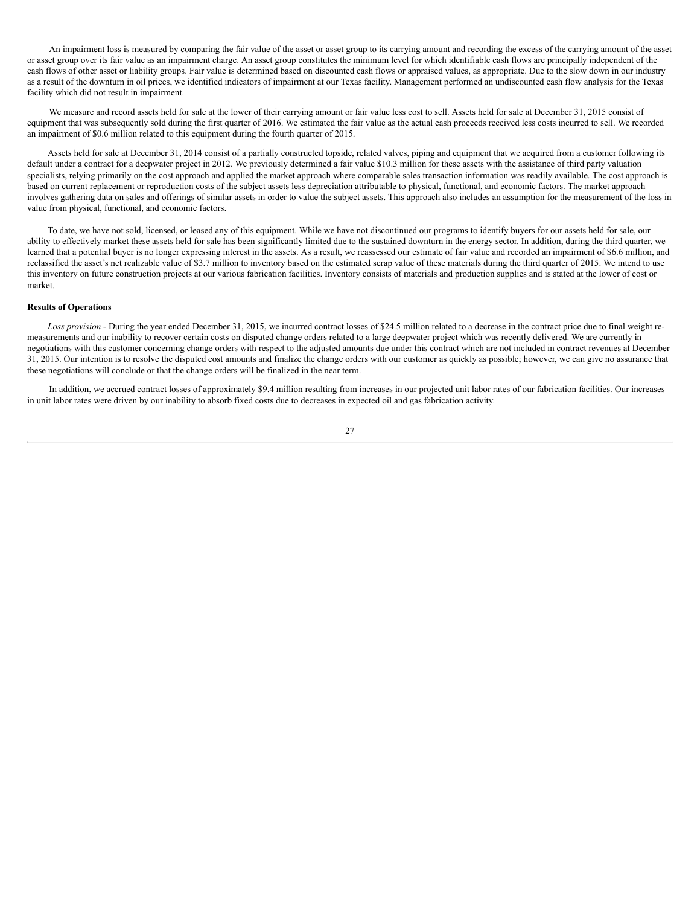An impairment loss is measured by comparing the fair value of the asset or asset group to its carrying amount and recording the excess of the carrying amount of the asset or asset group over its fair value as an impairment charge. An asset group constitutes the minimum level for which identifiable cash flows are principally independent of the cash flows of other asset or liability groups. Fair value is determined based on discounted cash flows or appraised values, as appropriate. Due to the slow down in our industry as a result of the downturn in oil prices, we identified indicators of impairment at our Texas facility. Management performed an undiscounted cash flow analysis for the Texas facility which did not result in impairment.

We measure and record assets held for sale at the lower of their carrying amount or fair value less cost to sell. Assets held for sale at December 31, 2015 consist of equipment that was subsequently sold during the first quarter of 2016. We estimated the fair value as the actual cash proceeds received less costs incurred to sell. We recorded an impairment of $0.6 million related to this equipment during the fourth quarter of 2015.

Assets held for sale at December 31, 2014 consist of a partially constructed topside, related valves, piping and equipment that we acquired from a customer following its default under a contract for a deepwater project in 2012. We previously determined a fair value $10.3 million for these assets with the assistance of third party valuation specialists, relying primarily on the cost approach and applied the market approach where comparable sales transaction information was readily available. The cost approach is based on current replacement or reproduction costs of the subject assets less depreciation attributable to physical, functional, and economic factors. The market approach involves gathering data on sales and offerings of similar assets in order to value the subject assets. This approach also includes an assumption for the measurement of the loss in value from physical, functional, and economic factors.

To date, we have not sold, licensed, or leased any of this equipment. While we have not discontinued our programs to identify buyers for our assets held for sale, our ability to effectively market these assets held for sale has been significantly limited due to the sustained downturn in the energy sector. In addition, during the third quarter, we learned that a potential buyer is no longer expressing interest in the assets. As a result, we reassessed our estimate of fair value and recorded an impairment of $6.6 million, and reclassified the asset's net realizable value of $3.7 million to inventory based on the estimated scrap value of these materials during the third quarter of 2015. We intend to use this inventory on future construction projects at our various fabrication facilities. Inventory consists of materials and production supplies and is stated at the lower of cost or market.

**Results of Operations**

*Loss provision* - During the year ended December 31, 2015, we incurred contract losses of $24.5 million related to a decrease in the contract price due to final weight re-measurements and our inability to recover certain costs on disputed change orders related to a large deepwater project which was recently delivered. We are currently in negotiations with this customer concerning change orders with respect to the adjusted amounts due under this contract which are not included in contract revenues at December 31, 2015. Our intention is to resolve the disputed cost amounts and finalize the change orders with our customer as quickly as possible; however, we can give no assurance that these negotiations will conclude or that the change orders will be finalized in the near term.

In addition, we accrued contract losses of approximately $9.4 million resulting from increases in our projected unit labor rates of our fabrication facilities. Our increases in unit labor rates were driven by our inability to absorb fixed costs due to decreases in expected oil and gas fabrication activity.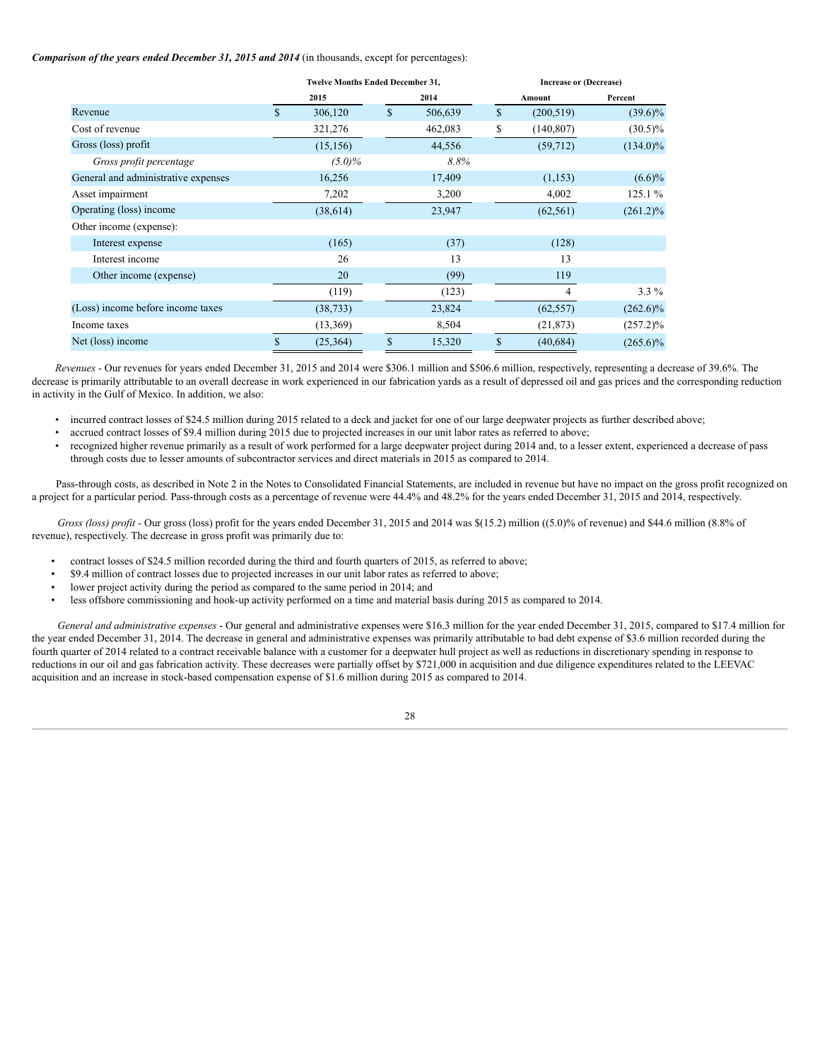***Comparison of the years ended December 31, 2015 and 2014*** (in thousands, except for percentages):

| | Twelve Months Ended December 31, | | Increase or (Decrease) | |
|---|---|---|---|---|
| | 2015 | 2014 | Amount | Percent |
| Revenue | $ 306,120 | $ 506,639 | $ (200,519) | (39.6)% |
| Cost of revenue | 321,276 | 462,083 | $ (140,807) | (30.5)% |
| Gross (loss) profit | (15,156) | 44,556 | (59,712) | (134.0)% |
| *Gross profit percentage* | *(5.0)%* | *8.8%* | | |
| General and administrative expenses | 16,256 | 17,409 | (1,153) | (6.6)% |
| Asset impairment | 7,202 | 3,200 | 4,002 | 125.1 % |
| Operating (loss) income | (38,614) | 23,947 | (62,561) | (261.2)% |
| Other income (expense): | | | | |
| Interest expense | (165) | (37) | (128) | |
| Interest income | 26 | 13 | 13 | |
| Other income (expense) | 20 | (99) | 119 | |
| | (119) | (123) | 4 | 3.3 % |
| (Loss) income before income taxes | (38,733) | 23,824 | (62,557) | (262.6)% |
| Income taxes | (13,369) | 8,504 | (21,873) | (257.2)% |
| Net (loss) income | $ (25,364) | $ 15,320 | $ (40,684) | (265.6)% |

*Revenues* - Our revenues for years ended December 31, 2015 and 2014 were $306.1 million and $506.6 million, respectively, representing a decrease of 39.6%. The decrease is primarily attributable to an overall decrease in work experienced in our fabrication yards as a result of depressed oil and gas prices and the corresponding reduction in activity in the Gulf of Mexico. In addition, we also:

- incurred contract losses of $24.5 million during 2015 related to a deck and jacket for one of our large deepwater projects as further described above;
- accrued contract losses of $9.4 million during 2015 due to projected increases in our unit labor rates as referred to above;
- recognized higher revenue primarily as a result of work performed for a large deepwater project during 2014 and, to a lesser extent, experienced a decrease of pass through costs due to lesser amounts of subcontractor services and direct materials in 2015 as compared to 2014.

Pass-through costs, as described in Note 2 in the Notes to Consolidated Financial Statements, are included in revenue but have no impact on the gross profit recognized on a project for a particular period. Pass-through costs as a percentage of revenue were 44.4% and 48.2% for the years ended December 31, 2015 and 2014, respectively.

*Gross (loss) profit* - Our gross (loss) profit for the years ended December 31, 2015 and 2014 was $(15.2) million ((5.0)% of revenue) and $44.6 million (8.8% of revenue), respectively. The decrease in gross profit was primarily due to:

- contract losses of $24.5 million recorded during the third and fourth quarters of 2015, as referred to above;
- $9.4 million of contract losses due to projected increases in our unit labor rates as referred to above;
- lower project activity during the period as compared to the same period in 2014; and
- less offshore commissioning and hook-up activity performed on a time and material basis during 2015 as compared to 2014.

*General and administrative expenses* - Our general and administrative expenses were $16.3 million for the year ended December 31, 2015, compared to $17.4 million for the year ended December 31, 2014. The decrease in general and administrative expenses was primarily attributable to bad debt expense of $3.6 million recorded during the fourth quarter of 2014 related to a contract receivable balance with a customer for a deepwater hull project as well as reductions in discretionary spending in response to reductions in our oil and gas fabrication activity. These decreases were partially offset by $721,000 in acquisition and due diligence expenditures related to the LEEVAC acquisition and an increase in stock-based compensation expense of $1.6 million during 2015 as compared to 2014.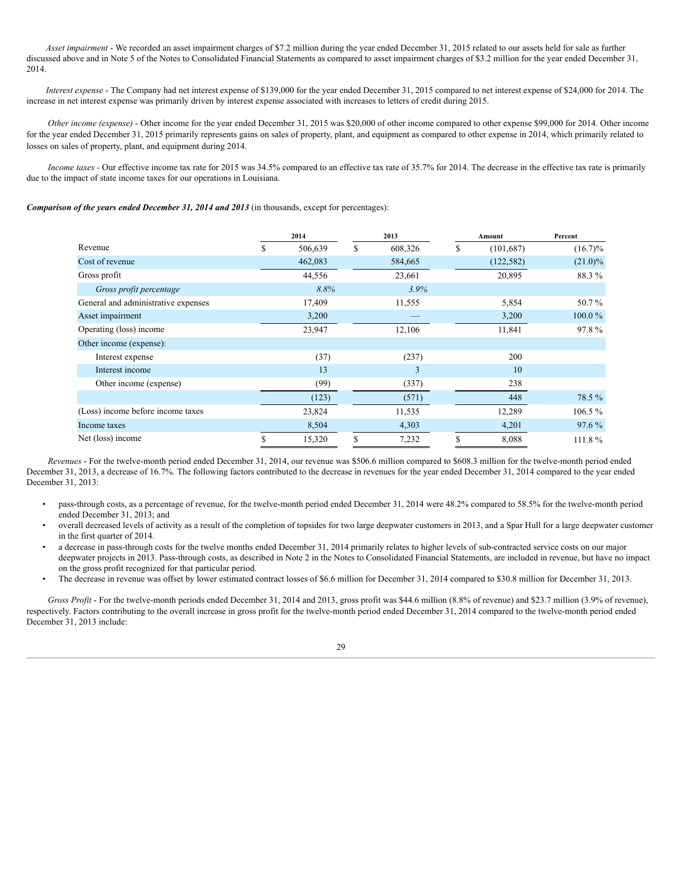*Asset impairment* - We recorded an asset impairment charges of $7.2 million during the year ended December 31, 2015 related to our assets held for sale as further discussed above and in Note 5 of the Notes to Consolidated Financial Statements as compared to asset impairment charges of $3.2 million for the year ended December 31, 2014.

*Interest expense* - The Company had net interest expense of $139,000 for the year ended December 31, 2015 compared to net interest expense of $24,000 for 2014. The increase in net interest expense was primarily driven by interest expense associated with increases to letters of credit during 2015.

*Other income (expense)* - Other income for the year ended December 31, 2015 was $20,000 of other income compared to other expense $99,000 for 2014. Other income for the year ended December 31, 2015 primarily represents gains on sales of property, plant, and equipment as compared to other expense in 2014, which primarily related to losses on sales of property, plant, and equipment during 2014.

*Income taxes* - Our effective income tax rate for 2015 was 34.5% compared to an effective tax rate of 35.7% for 2014. The decrease in the effective tax rate is primarily due to the impact of state income taxes for our operations in Louisiana.

***Comparison of the years ended December 31, 2014 and 2013*** (in thousands, except for percentages):

| | 2014 | 2013 | Amount | Percent |
|---|---|---|---|---|
| Revenue | $ 506,639 | $ 608,326 | $ (101,687) | (16.7)% |
| Cost of revenue | 462,083 | 584,665 | (122,582) | (21.0)% |
| Gross profit | 44,556 | 23,661 | 20,895 | 88.3 % |
| *Gross profit percentage* | *8.8%* | *3.9%* | | |
| General and administrative expenses | 17,409 | 11,555 | 5,854 | 50.7 % |
| Asset impairment | 3,200 | — | 3,200 | 100.0 % |
| Operating (loss) income | 23,947 | 12,106 | 11,841 | 97.8 % |
| Other income (expense): | | | | |
| Interest expense | (37) | (237) | 200 | |
| Interest income | 13 | 3 | 10 | |
| Other income (expense) | (99) | (337) | 238 | |
| | (123) | (571) | 448 | 78.5 % |
| (Loss) income before income taxes | 23,824 | 11,535 | 12,289 | 106.5 % |
| Income taxes | 8,504 | 4,303 | 4,201 | 97.6 % |
| Net (loss) income | $ 15,320 | $ 7,232 | $ 8,088 | 111.8 % |

*Revenues* - For the twelve-month period ended December 31, 2014, our revenue was $506.6 million compared to $608.3 million for the twelve-month period ended December 31, 2013, a decrease of 16.7%. The following factors contributed to the decrease in revenues for the year ended December 31, 2014 compared to the year ended December 31, 2013:

- pass-through costs, as a percentage of revenue, for the twelve-month period ended December 31, 2014 were 48.2% compared to 58.5% for the twelve-month period ended December 31, 2013; and
- overall decreased levels of activity as a result of the completion of topsides for two large deepwater customers in 2013, and a Spar Hull for a large deepwater customer in the first quarter of 2014.
- a decrease in pass-through costs for the twelve months ended December 31, 2014 primarily relates to higher levels of sub-contracted service costs on our major deepwater projects in 2013. Pass-through costs, as described in Note 2 in the Notes to Consolidated Financial Statements, are included in revenue, but have no impact on the gross profit recognized for that particular period.
- The decrease in revenue was offset by lower estimated contract losses of $6.6 million for December 31, 2014 compared to $30.8 million for December 31, 2013.

*Gross Profit* - For the twelve-month periods ended December 31, 2014 and 2013, gross profit was $44.6 million (8.8% of revenue) and $23.7 million (3.9% of revenue), respectively. Factors contributing to the overall increase in gross profit for the twelve-month period ended December 31, 2014 compared to the twelve-month period ended December 31, 2013 include: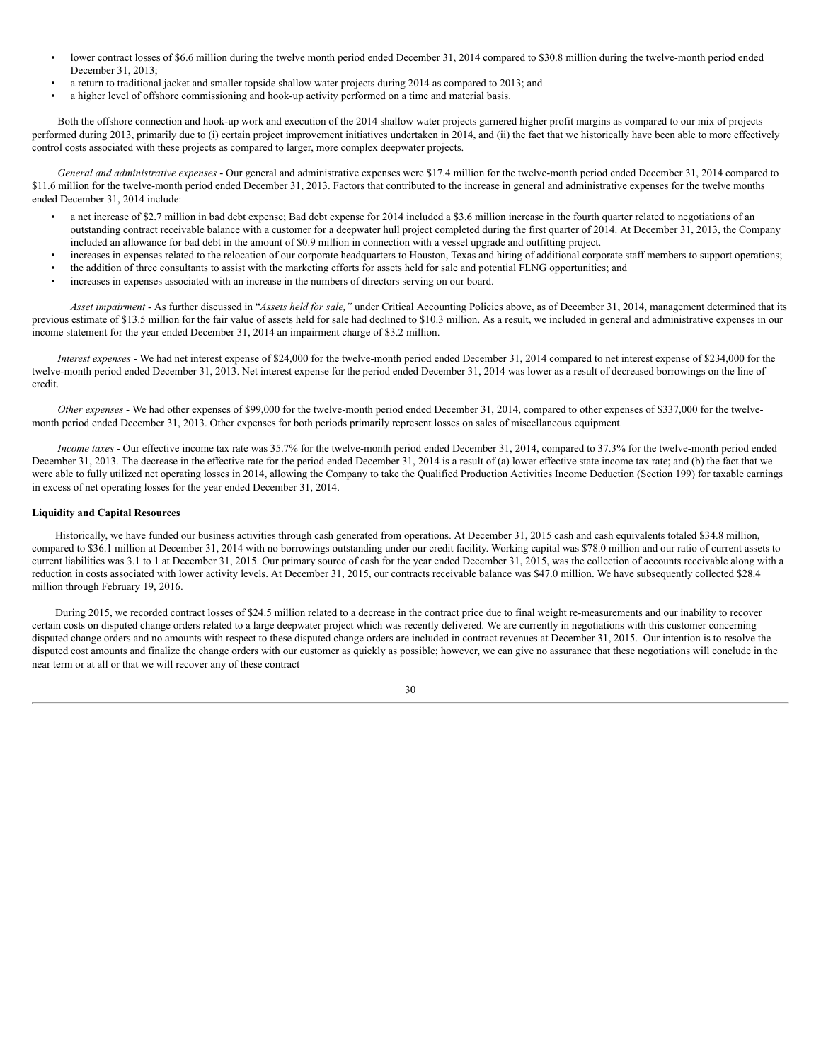- lower contract losses of $6.6 million during the twelve month period ended December 31, 2014 compared to $30.8 million during the twelve-month period ended December 31, 2013;
- a return to traditional jacket and smaller topside shallow water projects during 2014 as compared to 2013; and
- a higher level of offshore commissioning and hook-up activity performed on a time and material basis.

Both the offshore connection and hook-up work and execution of the 2014 shallow water projects garnered higher profit margins as compared to our mix of projects performed during 2013, primarily due to (i) certain project improvement initiatives undertaken in 2014, and (ii) the fact that we historically have been able to more effectively control costs associated with these projects as compared to larger, more complex deepwater projects.

*General and administrative expenses* - Our general and administrative expenses were $17.4 million for the twelve-month period ended December 31, 2014 compared to $11.6 million for the twelve-month period ended December 31, 2013. Factors that contributed to the increase in general and administrative expenses for the twelve months ended December 31, 2014 include:

- a net increase of $2.7 million in bad debt expense; Bad debt expense for 2014 included a $3.6 million increase in the fourth quarter related to negotiations of an outstanding contract receivable balance with a customer for a deepwater hull project completed during the first quarter of 2014. At December 31, 2013, the Company included an allowance for bad debt in the amount of $0.9 million in connection with a vessel upgrade and outfitting project.
- increases in expenses related to the relocation of our corporate headquarters to Houston, Texas and hiring of additional corporate staff members to support operations;
- the addition of three consultants to assist with the marketing efforts for assets held for sale and potential FLNG opportunities; and
- increases in expenses associated with an increase in the numbers of directors serving on our board.

*Asset impairment* - As further discussed in "*Assets held for sale,"* under Critical Accounting Policies above, as of December 31, 2014, management determined that its previous estimate of $13.5 million for the fair value of assets held for sale had declined to $10.3 million. As a result, we included in general and administrative expenses in our income statement for the year ended December 31, 2014 an impairment charge of $3.2 million.

*Interest expenses* - We had net interest expense of $24,000 for the twelve-month period ended December 31, 2014 compared to net interest expense of $234,000 for the twelve-month period ended December 31, 2013. Net interest expense for the period ended December 31, 2014 was lower as a result of decreased borrowings on the line of credit.

*Other expenses* - We had other expenses of $99,000 for the twelve-month period ended December 31, 2014, compared to other expenses of $337,000 for the twelve-month period ended December 31, 2013. Other expenses for both periods primarily represent losses on sales of miscellaneous equipment.

*Income taxes* - Our effective income tax rate was 35.7% for the twelve-month period ended December 31, 2014, compared to 37.3% for the twelve-month period ended December 31, 2013. The decrease in the effective rate for the period ended December 31, 2014 is a result of (a) lower effective state income tax rate; and (b) the fact that we were able to fully utilized net operating losses in 2014, allowing the Company to take the Qualified Production Activities Income Deduction (Section 199) for taxable earnings in excess of net operating losses for the year ended December 31, 2014.

**Liquidity and Capital Resources**

Historically, we have funded our business activities through cash generated from operations. At December 31, 2015 cash and cash equivalents totaled $34.8 million, compared to $36.1 million at December 31, 2014 with no borrowings outstanding under our credit facility. Working capital was $78.0 million and our ratio of current assets to current liabilities was 3.1 to 1 at December 31, 2015. Our primary source of cash for the year ended December 31, 2015, was the collection of accounts receivable along with a reduction in costs associated with lower activity levels. At December 31, 2015, our contracts receivable balance was $47.0 million. We have subsequently collected $28.4 million through February 19, 2016.

During 2015, we recorded contract losses of $24.5 million related to a decrease in the contract price due to final weight re-measurements and our inability to recover certain costs on disputed change orders related to a large deepwater project which was recently delivered. We are currently in negotiations with this customer concerning disputed change orders and no amounts with respect to these disputed change orders are included in contract revenues at December 31, 2015. Our intention is to resolve the disputed cost amounts and finalize the change orders with our customer as quickly as possible; however, we can give no assurance that these negotiations will conclude in the near term or at all or that we will recover any of these contract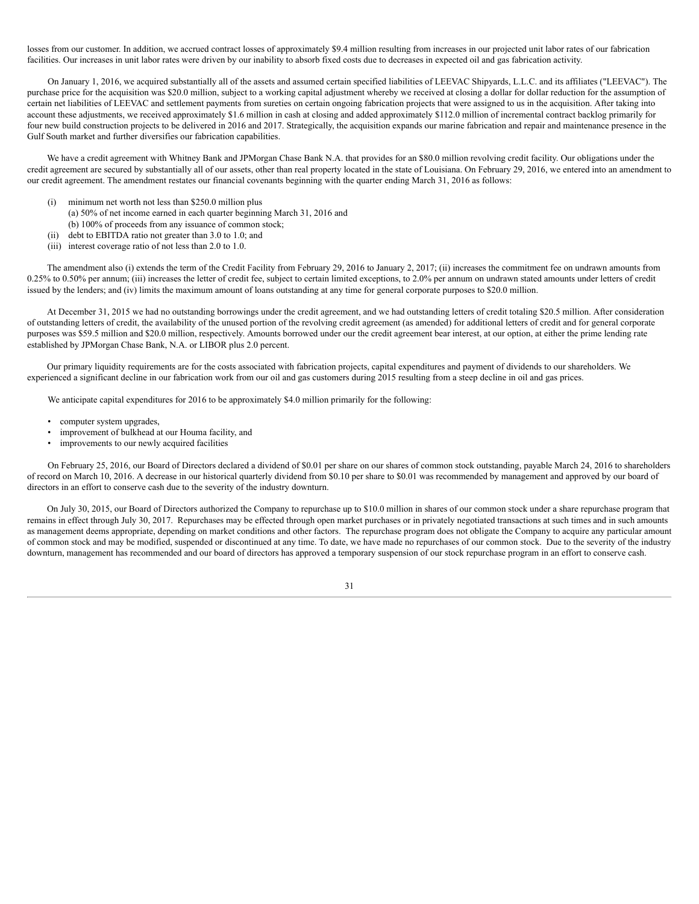losses from our customer. In addition, we accrued contract losses of approximately $9.4 million resulting from increases in our projected unit labor rates of our fabrication facilities. Our increases in unit labor rates were driven by our inability to absorb fixed costs due to decreases in expected oil and gas fabrication activity.

On January 1, 2016, we acquired substantially all of the assets and assumed certain specified liabilities of LEEVAC Shipyards, L.L.C. and its affiliates ("LEEVAC"). The purchase price for the acquisition was $20.0 million, subject to a working capital adjustment whereby we received at closing a dollar for dollar reduction for the assumption of certain net liabilities of LEEVAC and settlement payments from sureties on certain ongoing fabrication projects that were assigned to us in the acquisition. After taking into account these adjustments, we received approximately $1.6 million in cash at closing and added approximately $112.0 million of incremental contract backlog primarily for four new build construction projects to be delivered in 2016 and 2017. Strategically, the acquisition expands our marine fabrication and repair and maintenance presence in the Gulf South market and further diversifies our fabrication capabilities.

We have a credit agreement with Whitney Bank and JPMorgan Chase Bank N.A. that provides for an $80.0 million revolving credit facility. Our obligations under the credit agreement are secured by substantially all of our assets, other than real property located in the state of Louisiana. On February 29, 2016, we entered into an amendment to our credit agreement. The amendment restates our financial covenants beginning with the quarter ending March 31, 2016 as follows:

(i) minimum net worth not less than $250.0 million plus
  (a) 50% of net income earned in each quarter beginning March 31, 2016 and
  (b) 100% of proceeds from any issuance of common stock;
(ii) debt to EBITDA ratio not greater than 3.0 to 1.0; and
(iii) interest coverage ratio of not less than 2.0 to 1.0.

The amendment also (i) extends the term of the Credit Facility from February 29, 2016 to January 2, 2017; (ii) increases the commitment fee on undrawn amounts from 0.25% to 0.50% per annum; (iii) increases the letter of credit fee, subject to certain limited exceptions, to 2.0% per annum on undrawn stated amounts under letters of credit issued by the lenders; and (iv) limits the maximum amount of loans outstanding at any time for general corporate purposes to $20.0 million.

At December 31, 2015 we had no outstanding borrowings under the credit agreement, and we had outstanding letters of credit totaling $20.5 million. After consideration of outstanding letters of credit, the availability of the unused portion of the revolving credit agreement (as amended) for additional letters of credit and for general corporate purposes was $59.5 million and $20.0 million, respectively. Amounts borrowed under our the credit agreement bear interest, at our option, at either the prime lending rate established by JPMorgan Chase Bank, N.A. or LIBOR plus 2.0 percent.

Our primary liquidity requirements are for the costs associated with fabrication projects, capital expenditures and payment of dividends to our shareholders. We experienced a significant decline in our fabrication work from our oil and gas customers during 2015 resulting from a steep decline in oil and gas prices.

We anticipate capital expenditures for 2016 to be approximately $4.0 million primarily for the following:

- computer system upgrades,
- improvement of bulkhead at our Houma facility, and
- improvements to our newly acquired facilities

On February 25, 2016, our Board of Directors declared a dividend of $0.01 per share on our shares of common stock outstanding, payable March 24, 2016 to shareholders of record on March 10, 2016. A decrease in our historical quarterly dividend from $0.10 per share to $0.01 was recommended by management and approved by our board of directors in an effort to conserve cash due to the severity of the industry downturn.

On July 30, 2015, our Board of Directors authorized the Company to repurchase up to $10.0 million in shares of our common stock under a share repurchase program that remains in effect through July 30, 2017. Repurchases may be effected through open market purchases or in privately negotiated transactions at such times and in such amounts as management deems appropriate, depending on market conditions and other factors. The repurchase program does not obligate the Company to acquire any particular amount of common stock and may be modified, suspended or discontinued at any time. To date, we have made no repurchases of our common stock. Due to the severity of the industry downturn, management has recommended and our board of directors has approved a temporary suspension of our stock repurchase program in an effort to conserve cash.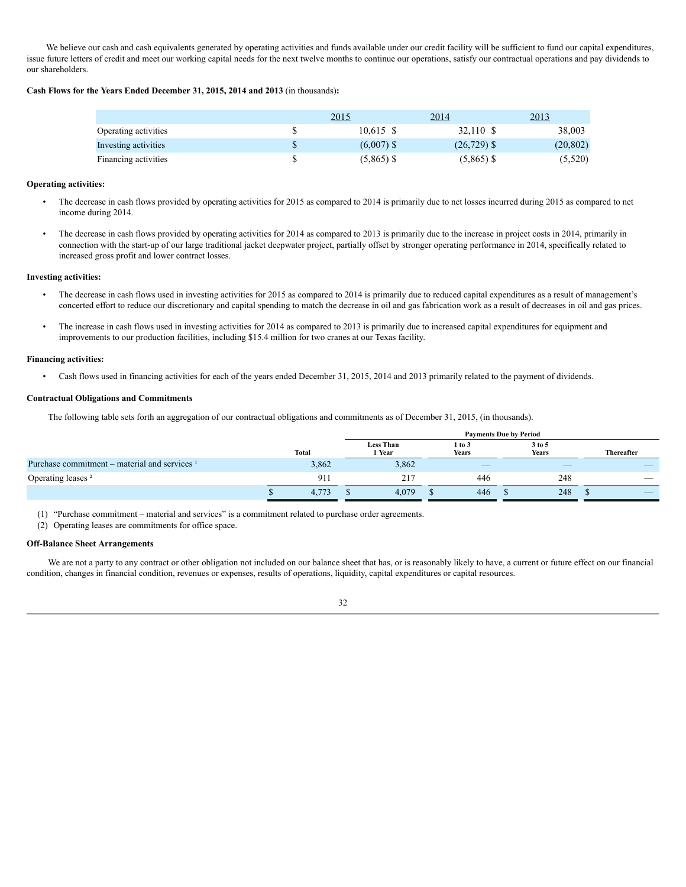We believe our cash and cash equivalents generated by operating activities and funds available under our credit facility will be sufficient to fund our capital expenditures, issue future letters of credit and meet our working capital needs for the next twelve months to continue our operations, satisfy our contractual operations and pay dividends to our shareholders.

**Cash Flows for the Years Ended December 31, 2015, 2014 and 2013** (in thousands)**:**

| | 2015 | 2014 | 2013 |
|---|---|---|---|
| Operating activities | $ 10,615 | $ 32,110 | $ 38,003 |
| Investing activities | $ (6,007) | $ (26,729) | $ (20,802) |
| Financing activities | $ (5,865) | $ (5,865) | $ (5,520) |

**Operating activities:**

- The decrease in cash flows provided by operating activities for 2015 as compared to 2014 is primarily due to net losses incurred during 2015 as compared to net income during 2014.
- The decrease in cash flows provided by operating activities for 2014 as compared to 2013 is primarily due to the increase in project costs in 2014, primarily in connection with the start-up of our large traditional jacket deepwater project, partially offset by stronger operating performance in 2014, specifically related to increased gross profit and lower contract losses.

**Investing activities:**

- The decrease in cash flows used in investing activities for 2015 as compared to 2014 is primarily due to reduced capital expenditures as a result of management's concerted effort to reduce our discretionary and capital spending to match the decrease in oil and gas fabrication work as a result of decreases in oil and gas prices.
- The increase in cash flows used in investing activities for 2014 as compared to 2013 is primarily due to increased capital expenditures for equipment and improvements to our production facilities, including $15.4 million for two cranes at our Texas facility.

**Financing activities:**

- Cash flows used in financing activities for each of the years ended December 31, 2015, 2014 and 2013 primarily related to the payment of dividends.

**Contractual Obligations and Commitments**

The following table sets forth an aggregation of our contractual obligations and commitments as of December 31, 2015, (in thousands).

| | | Payments Due by Period | | | |
|---|---|---|---|---|---|
| | Total | Less Than 1 Year | 1 to 3 Years | 3 to 5 Years | Thereafter |
| Purchase commitment – material and services [1] | 3,862 | 3,862 | — | — | — |
| Operating leases [2] | 911 | 217 | 446 | 248 | — |
| | $ 4,773 | $ 4,079 | $ 446 | $ 248 | $ — |

(1) "Purchase commitment – material and services" is a commitment related to purchase order agreements.

(2) Operating leases are commitments for office space.

**Off-Balance Sheet Arrangements**

We are not a party to any contract or other obligation not included on our balance sheet that has, or is reasonably likely to have, a current or future effect on our financial condition, changes in financial condition, revenues or expenses, results of operations, liquidity, capital expenditures or capital resources.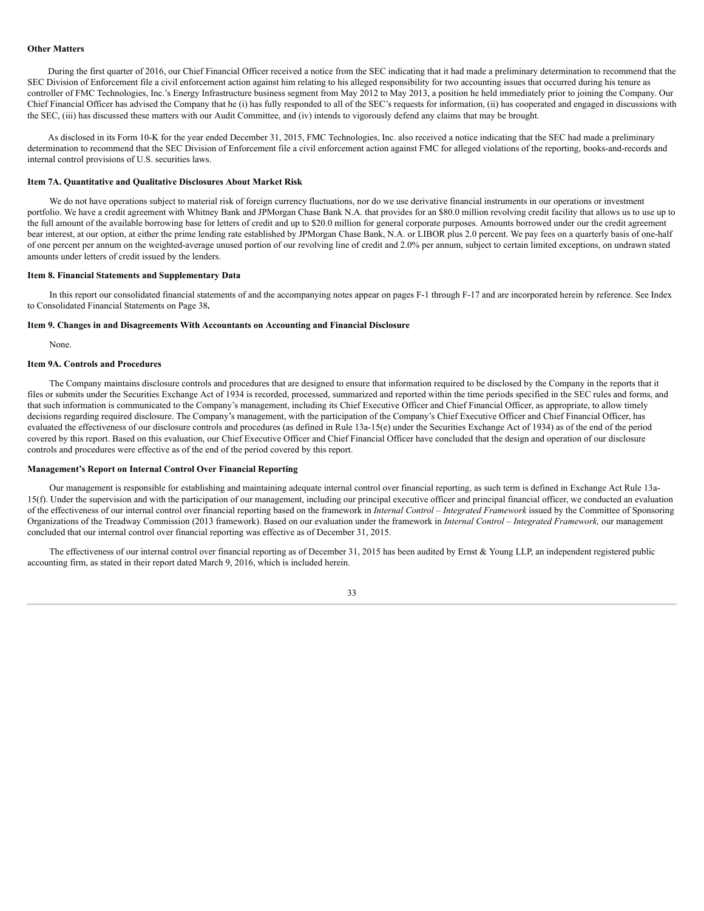**Other Matters**

During the first quarter of 2016, our Chief Financial Officer received a notice from the SEC indicating that it had made a preliminary determination to recommend that the SEC Division of Enforcement file a civil enforcement action against him relating to his alleged responsibility for two accounting issues that occurred during his tenure as controller of FMC Technologies, Inc.'s Energy Infrastructure business segment from May 2012 to May 2013, a position he held immediately prior to joining the Company. Our Chief Financial Officer has advised the Company that he (i) has fully responded to all of the SEC's requests for information, (ii) has cooperated and engaged in discussions with the SEC, (iii) has discussed these matters with our Audit Committee, and (iv) intends to vigorously defend any claims that may be brought.

As disclosed in its Form 10-K for the year ended December 31, 2015, FMC Technologies, Inc. also received a notice indicating that the SEC had made a preliminary determination to recommend that the SEC Division of Enforcement file a civil enforcement action against FMC for alleged violations of the reporting, books-and-records and internal control provisions of U.S. securities laws.

**Item 7A. Quantitative and Qualitative Disclosures About Market Risk**

We do not have operations subject to material risk of foreign currency fluctuations, nor do we use derivative financial instruments in our operations or investment portfolio. We have a credit agreement with Whitney Bank and JPMorgan Chase Bank N.A. that provides for an $80.0 million revolving credit facility that allows us to use up to the full amount of the available borrowing base for letters of credit and up to $20.0 million for general corporate purposes. Amounts borrowed under our the credit agreement bear interest, at our option, at either the prime lending rate established by JPMorgan Chase Bank, N.A. or LIBOR plus 2.0 percent. We pay fees on a quarterly basis of one-half of one percent per annum on the weighted-average unused portion of our revolving line of credit and 2.0% per annum, subject to certain limited exceptions, on undrawn stated amounts under letters of credit issued by the lenders.

**Item 8. Financial Statements and Supplementary Data**

In this report our consolidated financial statements of and the accompanying notes appear on pages F-1 through F-17 and are incorporated herein by reference. See Index to Consolidated Financial Statements on Page 38**.**

**Item 9. Changes in and Disagreements With Accountants on Accounting and Financial Disclosure**

None.

**Item 9A. Controls and Procedures**

The Company maintains disclosure controls and procedures that are designed to ensure that information required to be disclosed by the Company in the reports that it files or submits under the Securities Exchange Act of 1934 is recorded, processed, summarized and reported within the time periods specified in the SEC rules and forms, and that such information is communicated to the Company's management, including its Chief Executive Officer and Chief Financial Officer, as appropriate, to allow timely decisions regarding required disclosure. The Company's management, with the participation of the Company's Chief Executive Officer and Chief Financial Officer, has evaluated the effectiveness of our disclosure controls and procedures (as defined in Rule 13a-15(e) under the Securities Exchange Act of 1934) as of the end of the period covered by this report. Based on this evaluation, our Chief Executive Officer and Chief Financial Officer have concluded that the design and operation of our disclosure controls and procedures were effective as of the end of the period covered by this report.

**Management's Report on Internal Control Over Financial Reporting**

Our management is responsible for establishing and maintaining adequate internal control over financial reporting, as such term is defined in Exchange Act Rule 13a-15(f). Under the supervision and with the participation of our management, including our principal executive officer and principal financial officer, we conducted an evaluation of the effectiveness of our internal control over financial reporting based on the framework in *Internal Control – Integrated Framework* issued by the Committee of Sponsoring Organizations of the Treadway Commission (2013 framework). Based on our evaluation under the framework in *Internal Control – Integrated Framework,* our management concluded that our internal control over financial reporting was effective as of December 31, 2015.

The effectiveness of our internal control over financial reporting as of December 31, 2015 has been audited by Ernst & Young LLP, an independent registered public accounting firm, as stated in their report dated March 9, 2016, which is included herein.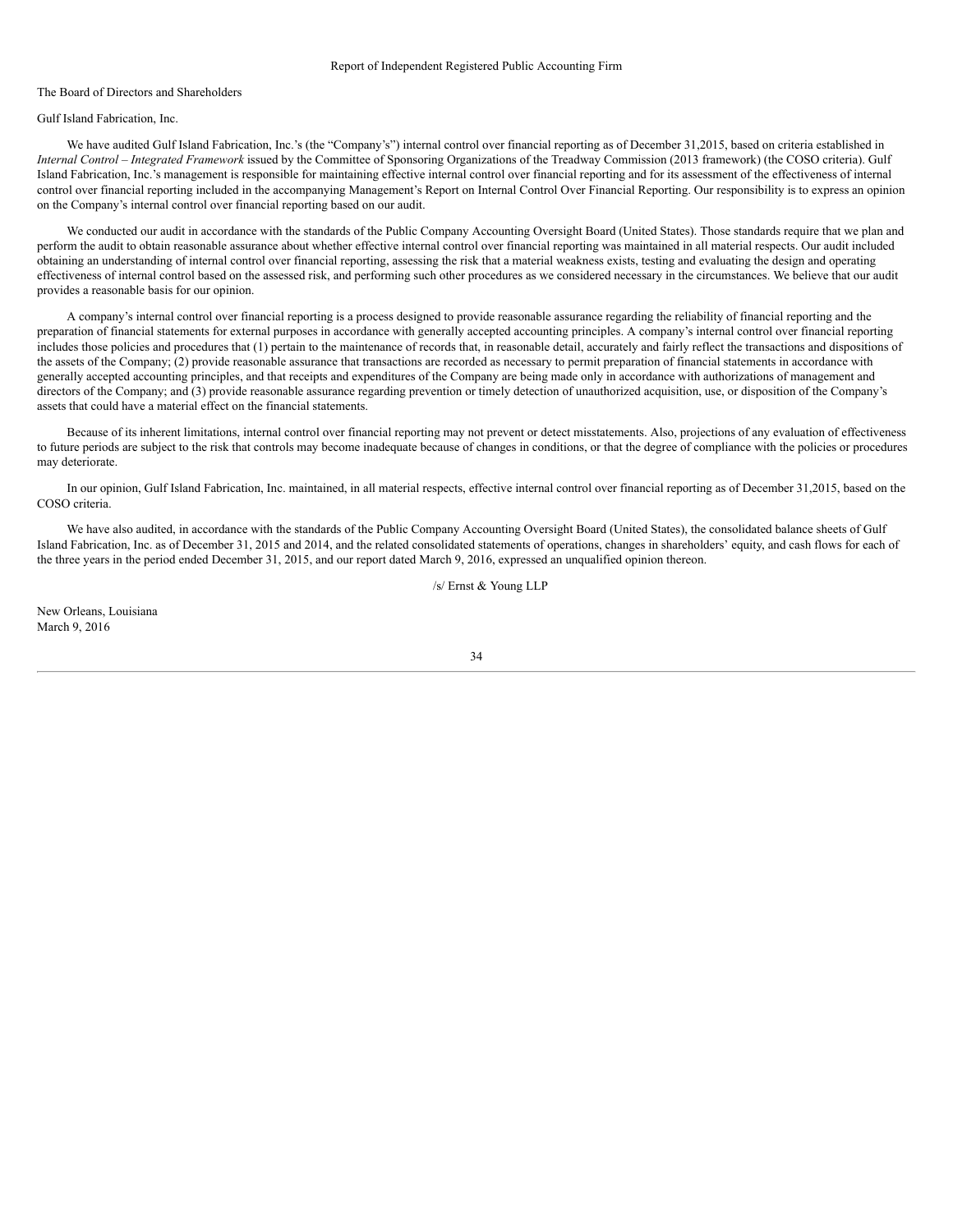# Report of Independent Registered Public Accounting Firm

The Board of Directors and Shareholders

Gulf Island Fabrication, Inc.

We have audited Gulf Island Fabrication, Inc.'s (the "Company's") internal control over financial reporting as of December 31,2015, based on criteria established in *Internal Control – Integrated Framework* issued by the Committee of Sponsoring Organizations of the Treadway Commission (2013 framework) (the COSO criteria). Gulf Island Fabrication, Inc.'s management is responsible for maintaining effective internal control over financial reporting and for its assessment of the effectiveness of internal control over financial reporting included in the accompanying Management's Report on Internal Control Over Financial Reporting. Our responsibility is to express an opinion on the Company's internal control over financial reporting based on our audit.

We conducted our audit in accordance with the standards of the Public Company Accounting Oversight Board (United States). Those standards require that we plan and perform the audit to obtain reasonable assurance about whether effective internal control over financial reporting was maintained in all material respects. Our audit included obtaining an understanding of internal control over financial reporting, assessing the risk that a material weakness exists, testing and evaluating the design and operating effectiveness of internal control based on the assessed risk, and performing such other procedures as we considered necessary in the circumstances. We believe that our audit provides a reasonable basis for our opinion.

A company's internal control over financial reporting is a process designed to provide reasonable assurance regarding the reliability of financial reporting and the preparation of financial statements for external purposes in accordance with generally accepted accounting principles. A company's internal control over financial reporting includes those policies and procedures that (1) pertain to the maintenance of records that, in reasonable detail, accurately and fairly reflect the transactions and dispositions of the assets of the Company; (2) provide reasonable assurance that transactions are recorded as necessary to permit preparation of financial statements in accordance with generally accepted accounting principles, and that receipts and expenditures of the Company are being made only in accordance with authorizations of management and directors of the Company; and (3) provide reasonable assurance regarding prevention or timely detection of unauthorized acquisition, use, or disposition of the Company's assets that could have a material effect on the financial statements.

Because of its inherent limitations, internal control over financial reporting may not prevent or detect misstatements. Also, projections of any evaluation of effectiveness to future periods are subject to the risk that controls may become inadequate because of changes in conditions, or that the degree of compliance with the policies or procedures may deteriorate.

In our opinion, Gulf Island Fabrication, Inc. maintained, in all material respects, effective internal control over financial reporting as of December 31,2015, based on the COSO criteria.

We have also audited, in accordance with the standards of the Public Company Accounting Oversight Board (United States), the consolidated balance sheets of Gulf Island Fabrication, Inc. as of December 31, 2015 and 2014, and the related consolidated statements of operations, changes in shareholders' equity, and cash flows for each of the three years in the period ended December 31, 2015, and our report dated March 9, 2016, expressed an unqualified opinion thereon.

/s/ Ernst & Young LLP

New Orleans, Louisiana
March 9, 2016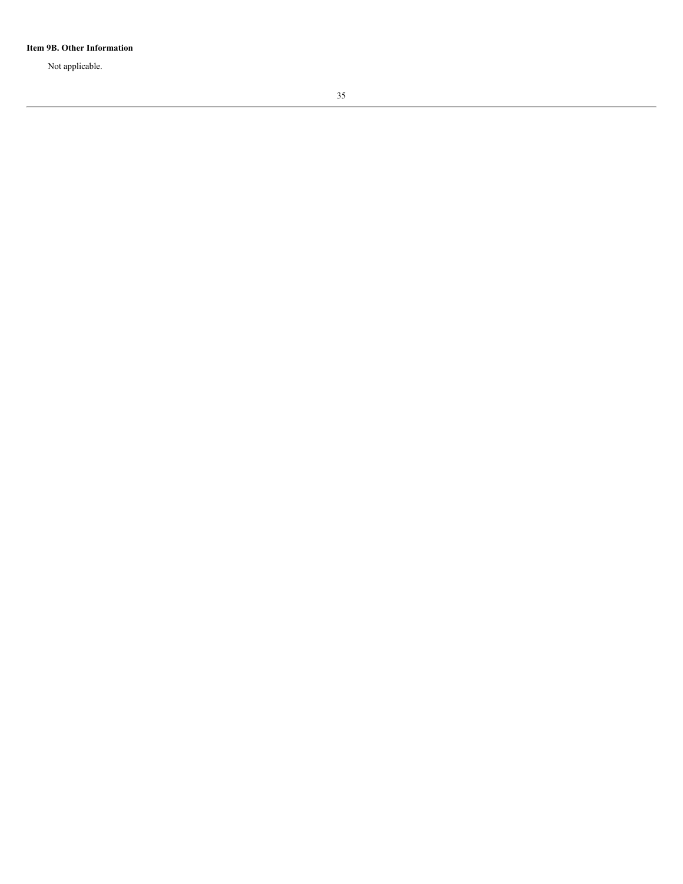**Item 9B. Other Information**

Not applicable.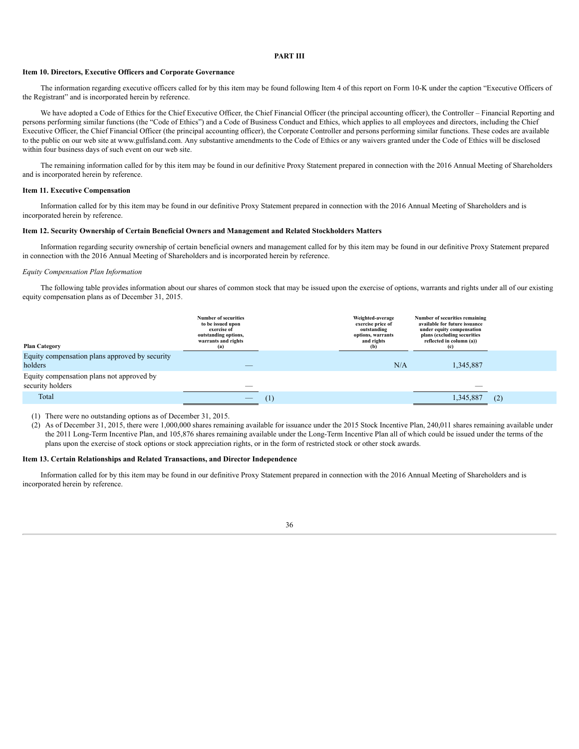# PART III

### Item 10. Directors, Executive Officers and Corporate Governance

The information regarding executive officers called for by this item may be found following Item 4 of this report on Form 10-K under the caption "Executive Officers of the Registrant" and is incorporated herein by reference.

We have adopted a Code of Ethics for the Chief Executive Officer, the Chief Financial Officer (the principal accounting officer), the Controller – Financial Reporting and persons performing similar functions (the "Code of Ethics") and a Code of Business Conduct and Ethics, which applies to all employees and directors, including the Chief Executive Officer, the Chief Financial Officer (the principal accounting officer), the Corporate Controller and persons performing similar functions. These codes are available to the public on our web site at www.gulfisland.com. Any substantive amendments to the Code of Ethics or any waivers granted under the Code of Ethics will be disclosed within four business days of such event on our web site.

The remaining information called for by this item may be found in our definitive Proxy Statement prepared in connection with the 2016 Annual Meeting of Shareholders and is incorporated herein by reference.

### Item 11. Executive Compensation

Information called for by this item may be found in our definitive Proxy Statement prepared in connection with the 2016 Annual Meeting of Shareholders and is incorporated herein by reference.

### Item 12. Security Ownership of Certain Beneficial Owners and Management and Related Stockholders Matters

Information regarding security ownership of certain beneficial owners and management called for by this item may be found in our definitive Proxy Statement prepared in connection with the 2016 Annual Meeting of Shareholders and is incorporated herein by reference.

*Equity Compensation Plan Information*

The following table provides information about our shares of common stock that may be issued upon the exercise of options, warrants and rights under all of our existing equity compensation plans as of December 31, 2015.

| Plan Category | Number of securities to be issued upon exercise of outstanding options, warrants and rights (a) | Weighted-average exercise price of outstanding options, warrants and rights (b) | Number of securities remaining available for future issuance under equity compensation plans (excluding securities reflected in column (a)) (c) |
|---|---|---|---|
| Equity compensation plans approved by security holders | — | N/A | 1,345,887 |
| Equity compensation plans not approved by security holders | — | | — |
| Total | — (1) | | 1,345,887 (2) |

(1) There were no outstanding options as of December 31, 2015.

(2) As of December 31, 2015, there were 1,000,000 shares remaining available for issuance under the 2015 Stock Incentive Plan, 240,011 shares remaining available under the 2011 Long-Term Incentive Plan, and 105,876 shares remaining available under the Long-Term Incentive Plan all of which could be issued under the terms of the plans upon the exercise of stock options or stock appreciation rights, or in the form of restricted stock or other stock awards.

### Item 13. Certain Relationships and Related Transactions, and Director Independence

Information called for by this item may be found in our definitive Proxy Statement prepared in connection with the 2016 Annual Meeting of Shareholders and is incorporated herein by reference.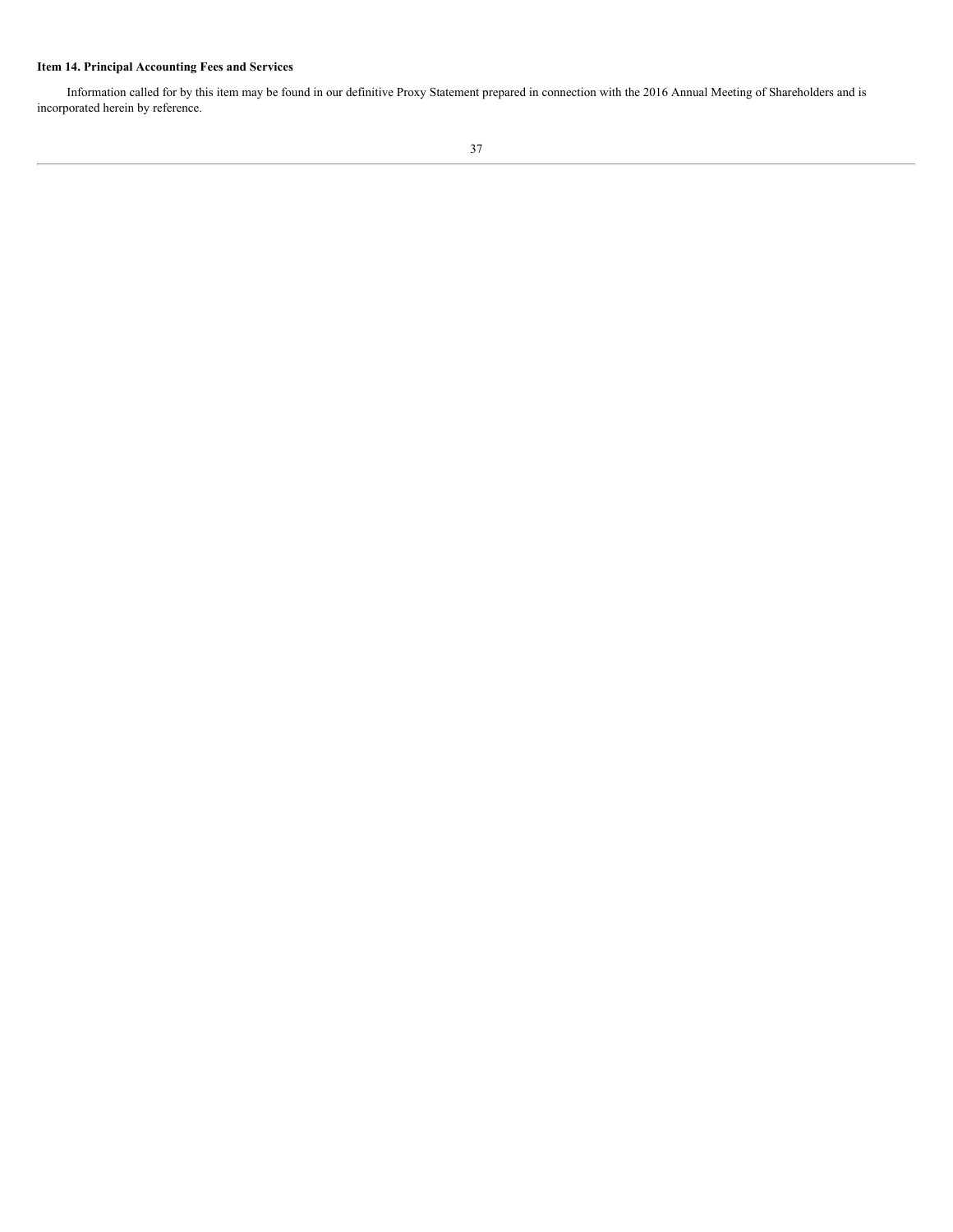### Item 14. Principal Accounting Fees and Services

Information called for by this item may be found in our definitive Proxy Statement prepared in connection with the 2016 Annual Meeting of Shareholders and is incorporated herein by reference.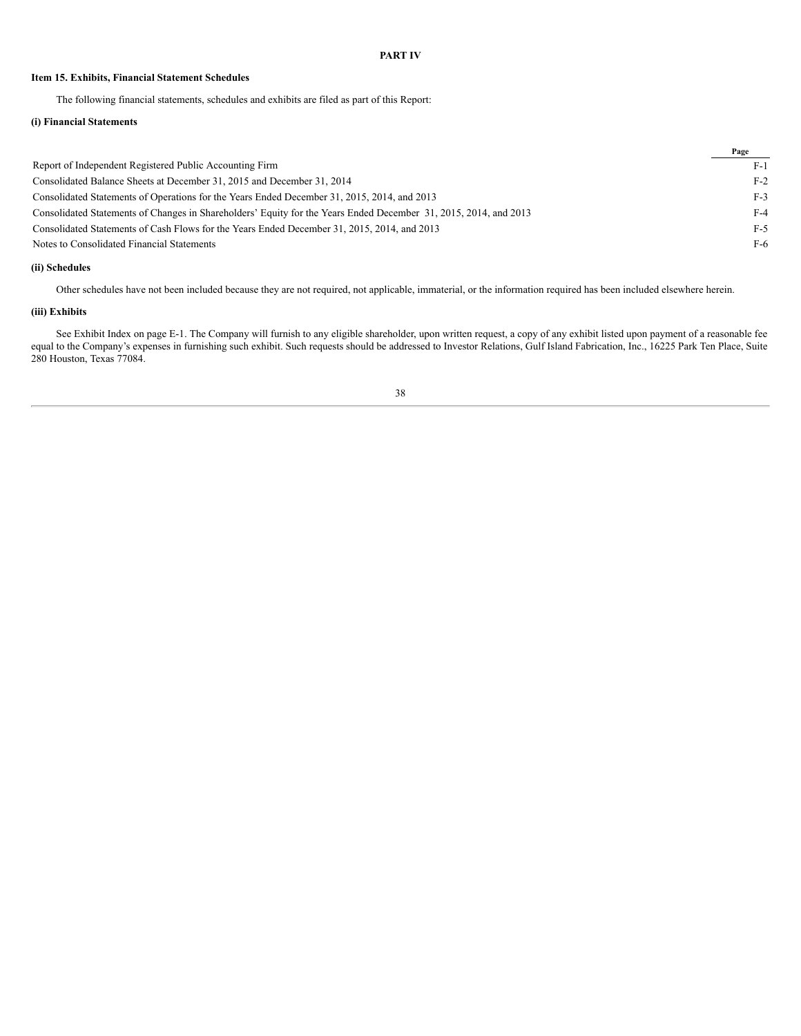# PART IV

## Item 15. Exhibits, Financial Statement Schedules

The following financial statements, schedules and exhibits are filed as part of this Report:

### (i) Financial Statements

| | Page |
|---|---|
| Report of Independent Registered Public Accounting Firm | F-1 |
| Consolidated Balance Sheets at December 31, 2015 and December 31, 2014 | F-2 |
| Consolidated Statements of Operations for the Years Ended December 31, 2015, 2014, and 2013 | F-3 |
| Consolidated Statements of Changes in Shareholders’ Equity for the Years Ended December 31, 2015, 2014, and 2013 | F-4 |
| Consolidated Statements of Cash Flows for the Years Ended December 31, 2015, 2014, and 2013 | F-5 |
| Notes to Consolidated Financial Statements | F-6 |

### (ii) Schedules

Other schedules have not been included because they are not required, not applicable, immaterial, or the information required has been included elsewhere herein.

### (iii) Exhibits

See Exhibit Index on page E-1. The Company will furnish to any eligible shareholder, upon written request, a copy of any exhibit listed upon payment of a reasonable fee equal to the Company’s expenses in furnishing such exhibit. Such requests should be addressed to Investor Relations, Gulf Island Fabrication, Inc., 16225 Park Ten Place, Suite 280 Houston, Texas 77084.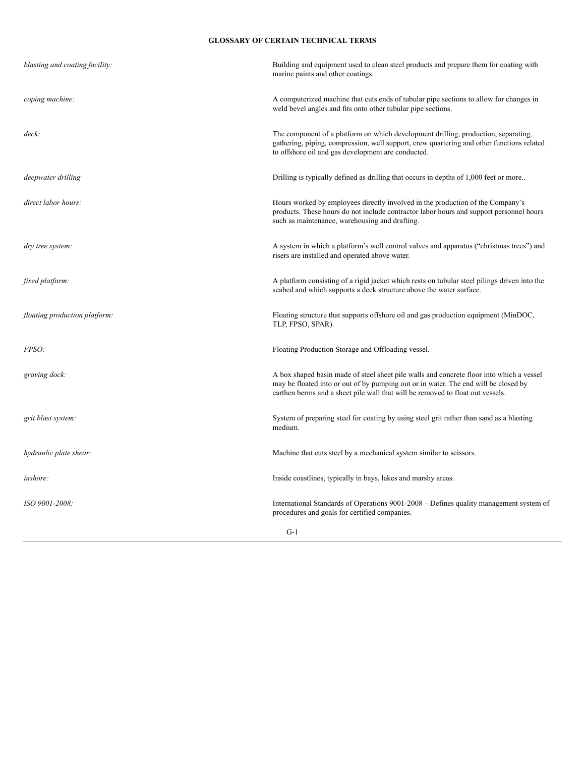# GLOSSARY OF CERTAIN TECHNICAL TERMS

| | |
|---|---|
| *blasting and coating facility:* | Building and equipment used to clean steel products and prepare them for coating with marine paints and other coatings. |
| *coping machine:* | A computerized machine that cuts ends of tubular pipe sections to allow for changes in weld bevel angles and fits onto other tubular pipe sections. |
| *deck:* | The component of a platform on which development drilling, production, separating, gathering, piping, compression, well support, crew quartering and other functions related to offshore oil and gas development are conducted. |
| *deepwater drilling* | Drilling is typically defined as drilling that occurs in depths of 1,000 feet or more.. |
| *direct labor hours:* | Hours worked by employees directly involved in the production of the Company's products. These hours do not include contractor labor hours and support personnel hours such as maintenance, warehousing and drafting. |
| *dry tree system:* | A system in which a platform's well control valves and apparatus ("christmas trees") and risers are installed and operated above water. |
| *fixed platform:* | A platform consisting of a rigid jacket which rests on tubular steel pilings driven into the seabed and which supports a deck structure above the water surface. |
| *floating production platform:* | Floating structure that supports offshore oil and gas production equipment (MinDOC, TLP, FPSO, SPAR). |
| *FPSO:* | Floating Production Storage and Offloading vessel. |
| *graving dock:* | A box shaped basin made of steel sheet pile walls and concrete floor into which a vessel may be floated into or out of by pumping out or in water. The end will be closed by earthen berms and a sheet pile wall that will be removed to float out vessels. |
| *grit blast system:* | System of preparing steel for coating by using steel grit rather than sand as a blasting medium. |
| *hydraulic plate shear:* | Machine that cuts steel by a mechanical system similar to scissors. |
| *inshore:* | Inside coastlines, typically in bays, lakes and marshy areas. |
| *ISO 9001-2008:* | International Standards of Operations 9001-2008 – Defines quality management system of procedures and goals for certified companies. |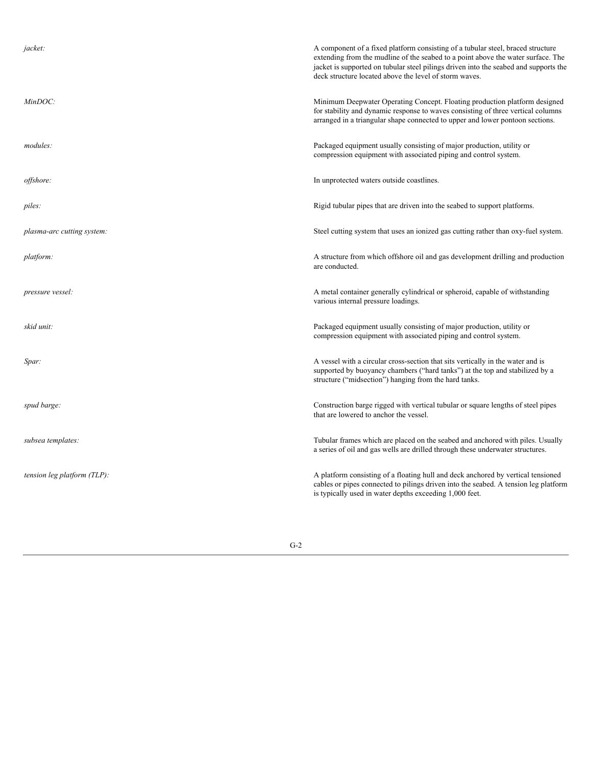| | |
|---|---|
| *jacket:* | A component of a fixed platform consisting of a tubular steel, braced structure extending from the mudline of the seabed to a point above the water surface. The jacket is supported on tubular steel pilings driven into the seabed and supports the deck structure located above the level of storm waves. |
| *MinDOC:* | Minimum Deepwater Operating Concept. Floating production platform designed for stability and dynamic response to waves consisting of three vertical columns arranged in a triangular shape connected to upper and lower pontoon sections. |
| *modules:* | Packaged equipment usually consisting of major production, utility or compression equipment with associated piping and control system. |
| *offshore:* | In unprotected waters outside coastlines. |
| *piles:* | Rigid tubular pipes that are driven into the seabed to support platforms. |
| *plasma-arc cutting system:* | Steel cutting system that uses an ionized gas cutting rather than oxy-fuel system. |
| *platform:* | A structure from which offshore oil and gas development drilling and production are conducted. |
| *pressure vessel:* | A metal container generally cylindrical or spheroid, capable of withstanding various internal pressure loadings. |
| *skid unit:* | Packaged equipment usually consisting of major production, utility or compression equipment with associated piping and control system. |
| *Spar:* | A vessel with a circular cross-section that sits vertically in the water and is supported by buoyancy chambers ("hard tanks") at the top and stabilized by a structure ("midsection") hanging from the hard tanks. |
| *spud barge:* | Construction barge rigged with vertical tubular or square lengths of steel pipes that are lowered to anchor the vessel. |
| *subsea templates:* | Tubular frames which are placed on the seabed and anchored with piles. Usually a series of oil and gas wells are drilled through these underwater structures. |
| *tension leg platform (TLP):* | A platform consisting of a floating hull and deck anchored by vertical tensioned cables or pipes connected to pilings driven into the seabed. A tension leg platform is typically used in water depths exceeding 1,000 feet. |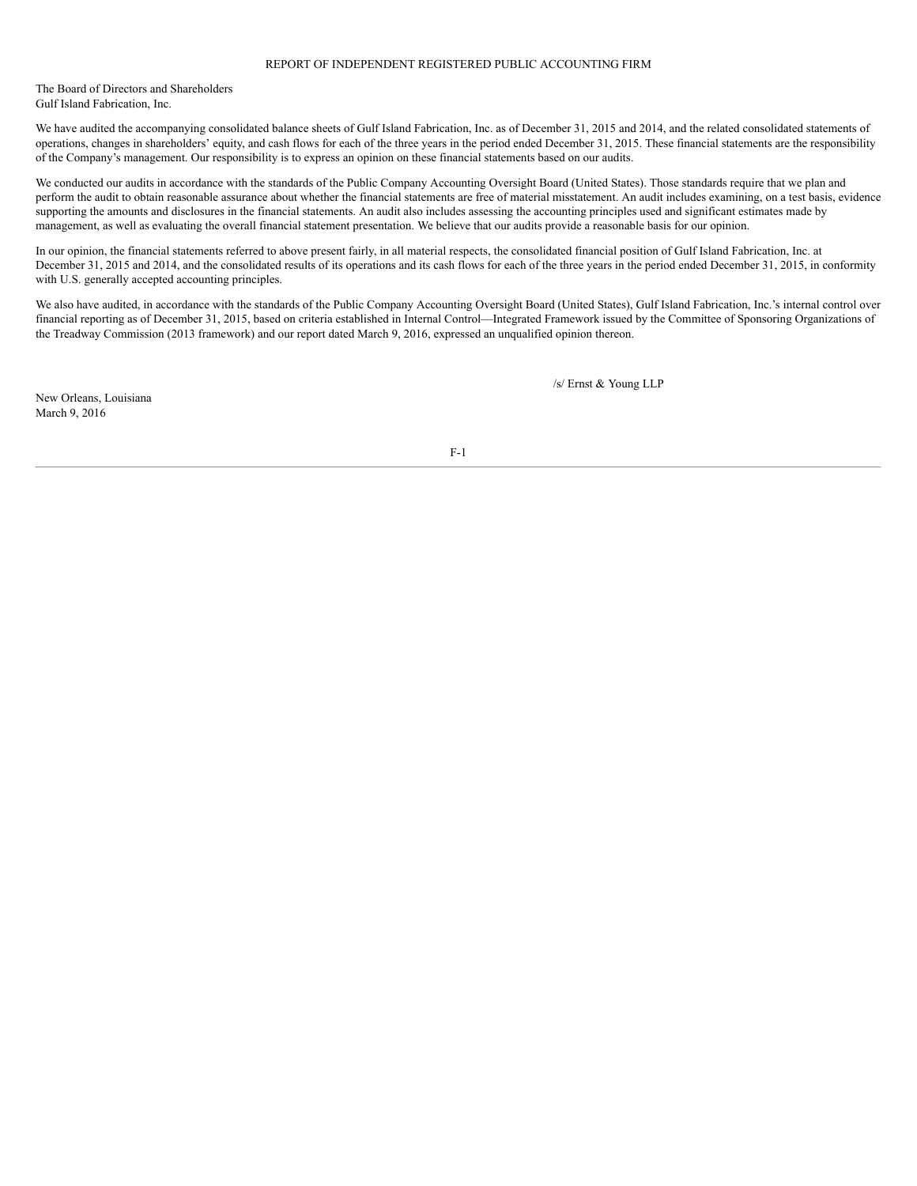# REPORT OF INDEPENDENT REGISTERED PUBLIC ACCOUNTING FIRM

The Board of Directors and Shareholders
Gulf Island Fabrication, Inc.

We have audited the accompanying consolidated balance sheets of Gulf Island Fabrication, Inc. as of December 31, 2015 and 2014, and the related consolidated statements of operations, changes in shareholders' equity, and cash flows for each of the three years in the period ended December 31, 2015. These financial statements are the responsibility of the Company's management. Our responsibility is to express an opinion on these financial statements based on our audits.

We conducted our audits in accordance with the standards of the Public Company Accounting Oversight Board (United States). Those standards require that we plan and perform the audit to obtain reasonable assurance about whether the financial statements are free of material misstatement. An audit includes examining, on a test basis, evidence supporting the amounts and disclosures in the financial statements. An audit also includes assessing the accounting principles used and significant estimates made by management, as well as evaluating the overall financial statement presentation. We believe that our audits provide a reasonable basis for our opinion.

In our opinion, the financial statements referred to above present fairly, in all material respects, the consolidated financial position of Gulf Island Fabrication, Inc. at December 31, 2015 and 2014, and the consolidated results of its operations and its cash flows for each of the three years in the period ended December 31, 2015, in conformity with U.S. generally accepted accounting principles.

We also have audited, in accordance with the standards of the Public Company Accounting Oversight Board (United States), Gulf Island Fabrication, Inc.'s internal control over financial reporting as of December 31, 2015, based on criteria established in Internal Control—Integrated Framework issued by the Committee of Sponsoring Organizations of the Treadway Commission (2013 framework) and our report dated March 9, 2016, expressed an unqualified opinion thereon.

/s/ Ernst & Young LLP

New Orleans, Louisiana
March 9, 2016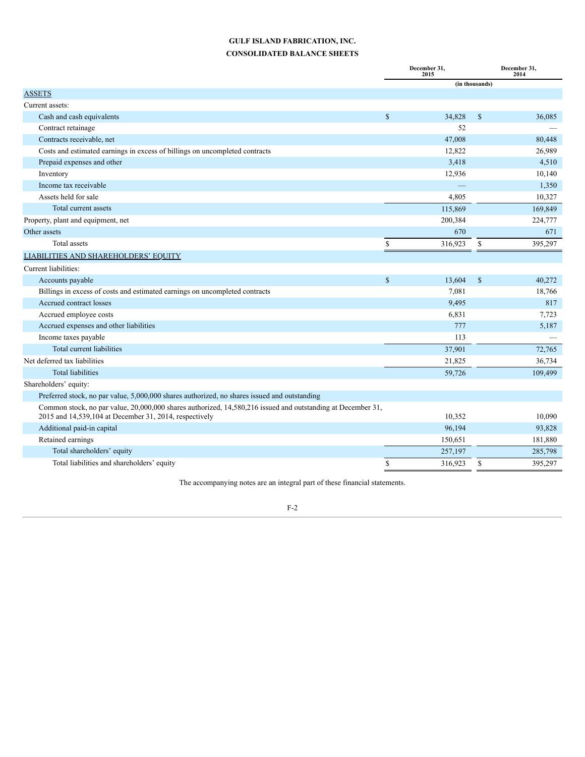# GULF ISLAND FABRICATION, INC.

## CONSOLIDATED BALANCE SHEETS

| | December 31, 2015 | December 31, 2014 |
|---|---|---|
| | (in thousands) | |
| ASSETS | | |
| Current assets: | | |
| Cash and cash equivalents | $ 34,828 | $ 36,085 |
| Contract retainage | 52 | — |
| Contracts receivable, net | 47,008 | 80,448 |
| Costs and estimated earnings in excess of billings on uncompleted contracts | 12,822 | 26,989 |
| Prepaid expenses and other | 3,418 | 4,510 |
| Inventory | 12,936 | 10,140 |
| Income tax receivable | — | 1,350 |
| Assets held for sale | 4,805 | 10,327 |
| Total current assets | 115,869 | 169,849 |
| Property, plant and equipment, net | 200,384 | 224,777 |
| Other assets | 670 | 671 |
| Total assets | $ 316,923 | $ 395,297 |
| LIABILITIES AND SHAREHOLDERS' EQUITY | | |
| Current liabilities: | | |
| Accounts payable | $ 13,604 | $ 40,272 |
| Billings in excess of costs and estimated earnings on uncompleted contracts | 7,081 | 18,766 |
| Accrued contract losses | 9,495 | 817 |
| Accrued employee costs | 6,831 | 7,723 |
| Accrued expenses and other liabilities | 777 | 5,187 |
| Income taxes payable | 113 | — |
| Total current liabilities | 37,901 | 72,765 |
| Net deferred tax liabilities | 21,825 | 36,734 |
| Total liabilities | 59,726 | 109,499 |
| Shareholders' equity: | | |
| Preferred stock, no par value, 5,000,000 shares authorized, no shares issued and outstanding | | |
| Common stock, no par value, 20,000,000 shares authorized, 14,580,216 issued and outstanding at December 31, 2015 and 14,539,104 at December 31, 2014, respectively | 10,352 | 10,090 |
| Additional paid-in capital | 96,194 | 93,828 |
| Retained earnings | 150,651 | 181,880 |
| Total shareholders' equity | 257,197 | 285,798 |
| Total liabilities and shareholders' equity | $ 316,923 | $ 395,297 |

The accompanying notes are an integral part of these financial statements.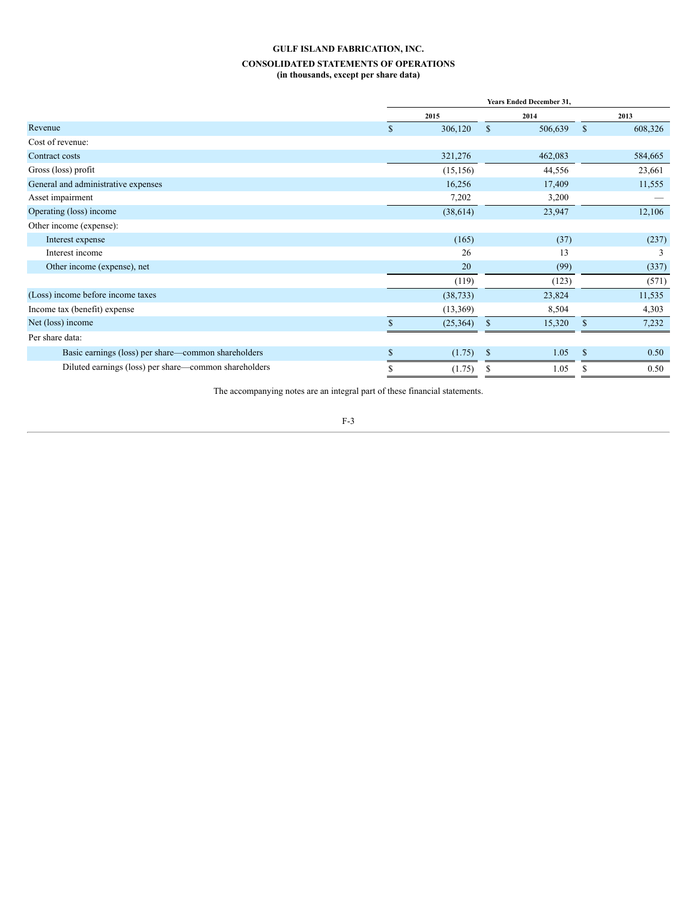**GULF ISLAND FABRICATION, INC.**

**CONSOLIDATED STATEMENTS OF OPERATIONS**
**(in thousands, except per share data)**

| | Years Ended December 31, | | |
|---|---|---|---|
| | 2015 | 2014 | 2013 |
| Revenue | $ 306,120 | $ 506,639 | $ 608,326 |
| Cost of revenue: | | | |
| Contract costs | 321,276 | 462,083 | 584,665 |
| Gross (loss) profit | (15,156) | 44,556 | 23,661 |
| General and administrative expenses | 16,256 | 17,409 | 11,555 |
| Asset impairment | 7,202 | 3,200 | — |
| Operating (loss) income | (38,614) | 23,947 | 12,106 |
| Other income (expense): | | | |
| Interest expense | (165) | (37) | (237) |
| Interest income | 26 | 13 | 3 |
| Other income (expense), net | 20 | (99) | (337) |
| | (119) | (123) | (571) |
| (Loss) income before income taxes | (38,733) | 23,824 | 11,535 |
| Income tax (benefit) expense | (13,369) | 8,504 | 4,303 |
| Net (loss) income | $ (25,364) | $ 15,320 | $ 7,232 |
| Per share data: | | | |
| Basic earnings (loss) per share—common shareholders | $ (1.75) | $ 1.05 | $ 0.50 |
| Diluted earnings (loss) per share—common shareholders | $ (1.75) | $ 1.05 | $ 0.50 |

The accompanying notes are an integral part of these financial statements.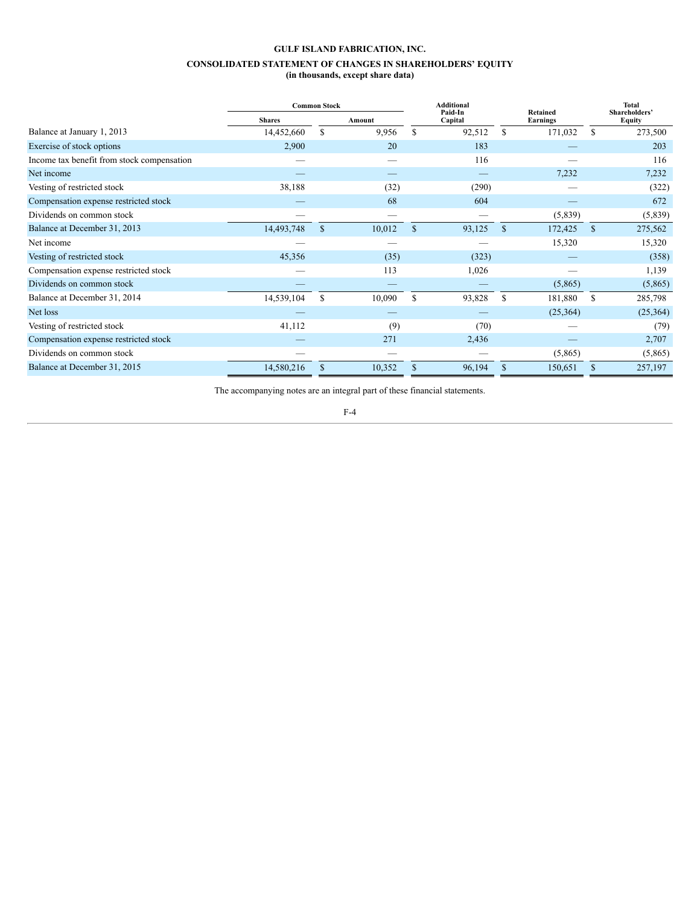**GULF ISLAND FABRICATION, INC.**

**CONSOLIDATED STATEMENT OF CHANGES IN SHAREHOLDERS' EQUITY**
**(in thousands, except share data)**

| | Common Stock | | Additional Paid-In Capital | Retained Earnings | Total Shareholders' Equity |
|---|---|---|---|---|---|
| | Shares | Amount | | | |
| Balance at January 1, 2013 | 14,452,660 | $ 9,956 | $ 92,512 | $ 171,032 | $ 273,500 |
| Exercise of stock options | 2,900 | 20 | 183 | — | 203 |
| Income tax benefit from stock compensation | — | — | 116 | — | 116 |
| Net income | — | — | — | 7,232 | 7,232 |
| Vesting of restricted stock | 38,188 | (32) | (290) | — | (322) |
| Compensation expense restricted stock | — | 68 | 604 | — | 672 |
| Dividends on common stock | — | — | — | (5,839) | (5,839) |
| Balance at December 31, 2013 | 14,493,748 | $ 10,012 | $ 93,125 | $ 172,425 | $ 275,562 |
| Net income | — | — | — | 15,320 | 15,320 |
| Vesting of restricted stock | 45,356 | (35) | (323) | — | (358) |
| Compensation expense restricted stock | — | 113 | 1,026 | — | 1,139 |
| Dividends on common stock | — | — | — | (5,865) | (5,865) |
| Balance at December 31, 2014 | 14,539,104 | $ 10,090 | $ 93,828 | $ 181,880 | $ 285,798 |
| Net loss | — | — | — | (25,364) | (25,364) |
| Vesting of restricted stock | 41,112 | (9) | (70) | — | (79) |
| Compensation expense restricted stock | — | 271 | 2,436 | — | 2,707 |
| Dividends on common stock | — | — | — | (5,865) | (5,865) |
| Balance at December 31, 2015 | 14,580,216 | $ 10,352 | $ 96,194 | $ 150,651 | $ 257,197 |

The accompanying notes are an integral part of these financial statements.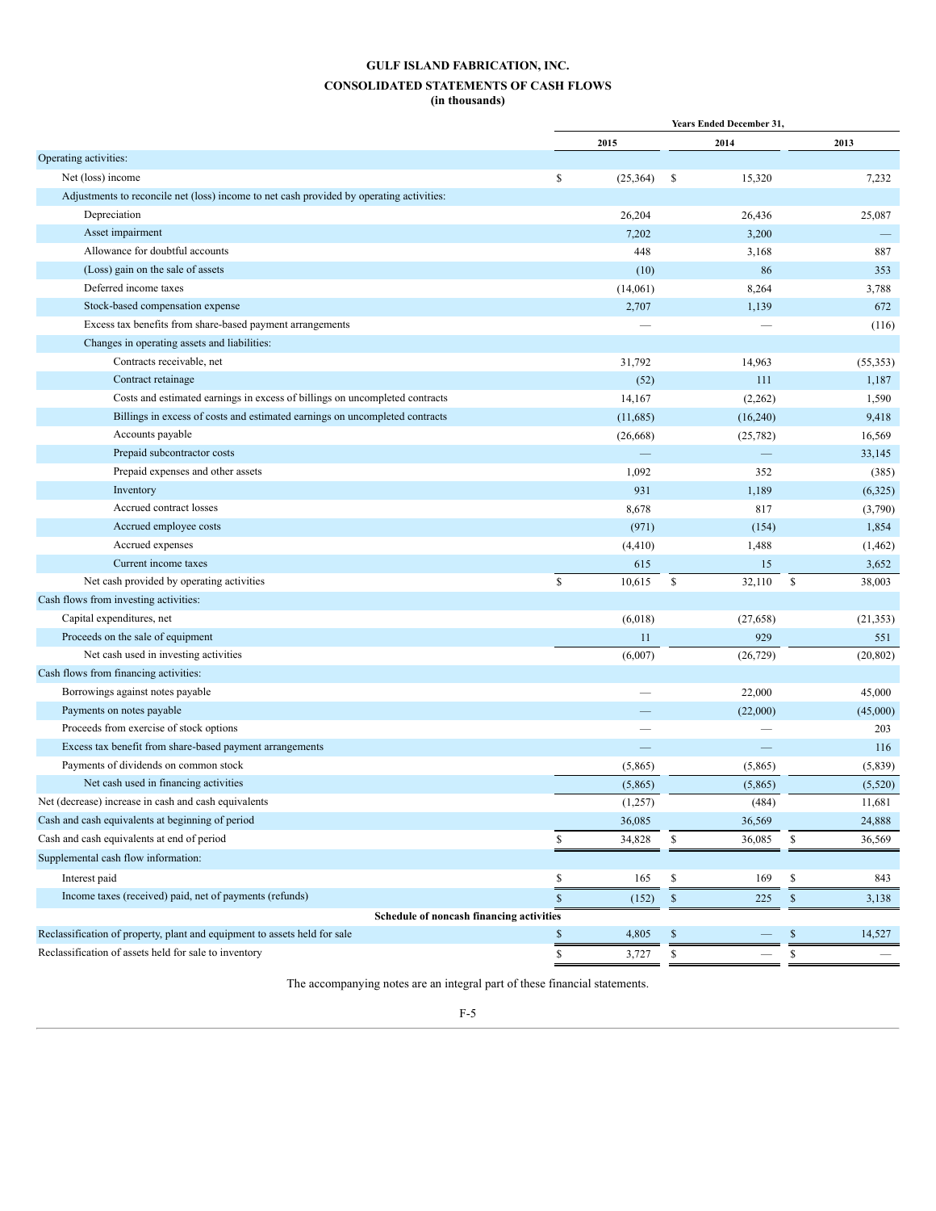**GULF ISLAND FABRICATION, INC.**

**CONSOLIDATED STATEMENTS OF CASH FLOWS**

**(in thousands)**

| | Years Ended December 31, | | |
|---|---|---|---|
| | 2015 | 2014 | 2013 |
| Operating activities: | | | |
| Net (loss) income | $ (25,364) | $ 15,320 | 7,232 |
| Adjustments to reconcile net (loss) income to net cash provided by operating activities: | | | |
| Depreciation | 26,204 | 26,436 | 25,087 |
| Asset impairment | 7,202 | 3,200 | — |
| Allowance for doubtful accounts | 448 | 3,168 | 887 |
| (Loss) gain on the sale of assets | (10) | 86 | 353 |
| Deferred income taxes | (14,061) | 8,264 | 3,788 |
| Stock-based compensation expense | 2,707 | 1,139 | 672 |
| Excess tax benefits from share-based payment arrangements | — | — | (116) |
| Changes in operating assets and liabilities: | | | |
| Contracts receivable, net | 31,792 | 14,963 | (55,353) |
| Contract retainage | (52) | 111 | 1,187 |
| Costs and estimated earnings in excess of billings on uncompleted contracts | 14,167 | (2,262) | 1,590 |
| Billings in excess of costs and estimated earnings on uncompleted contracts | (11,685) | (16,240) | 9,418 |
| Accounts payable | (26,668) | (25,782) | 16,569 |
| Prepaid subcontractor costs | — | — | 33,145 |
| Prepaid expenses and other assets | 1,092 | 352 | (385) |
| Inventory | 931 | 1,189 | (6,325) |
| Accrued contract losses | 8,678 | 817 | (3,790) |
| Accrued employee costs | (971) | (154) | 1,854 |
| Accrued expenses | (4,410) | 1,488 | (1,462) |
| Current income taxes | 615 | 15 | 3,652 |
| Net cash provided by operating activities | $ 10,615 | $ 32,110 | $ 38,003 |
| Cash flows from investing activities: | | | |
| Capital expenditures, net | (6,018) | (27,658) | (21,353) |
| Proceeds on the sale of equipment | 11 | 929 | 551 |
| Net cash used in investing activities | (6,007) | (26,729) | (20,802) |
| Cash flows from financing activities: | | | |
| Borrowings against notes payable | — | 22,000 | 45,000 |
| Payments on notes payable | — | (22,000) | (45,000) |
| Proceeds from exercise of stock options | — | — | 203 |
| Excess tax benefit from share-based payment arrangements | — | — | 116 |
| Payments of dividends on common stock | (5,865) | (5,865) | (5,839) |
| Net cash used in financing activities | (5,865) | (5,865) | (5,520) |
| Net (decrease) increase in cash and cash equivalents | (1,257) | (484) | 11,681 |
| Cash and cash equivalents at beginning of period | 36,085 | 36,569 | 24,888 |
| Cash and cash equivalents at end of period | $ 34,828 | $ 36,085 | $ 36,569 |
| Supplemental cash flow information: | | | |
| Interest paid | $ 165 | $ 169 | $ 843 |
| Income taxes (received) paid, net of payments (refunds) | $ (152) | $ 225 | $ 3,138 |
| **Schedule of noncash financing activities** | | | |
| Reclassification of property, plant and equipment to assets held for sale | $ 4,805 | $ — | $ 14,527 |
| Reclassification of assets held for sale to inventory | $ 3,727 | $ — | $ — |

The accompanying notes are an integral part of these financial statements.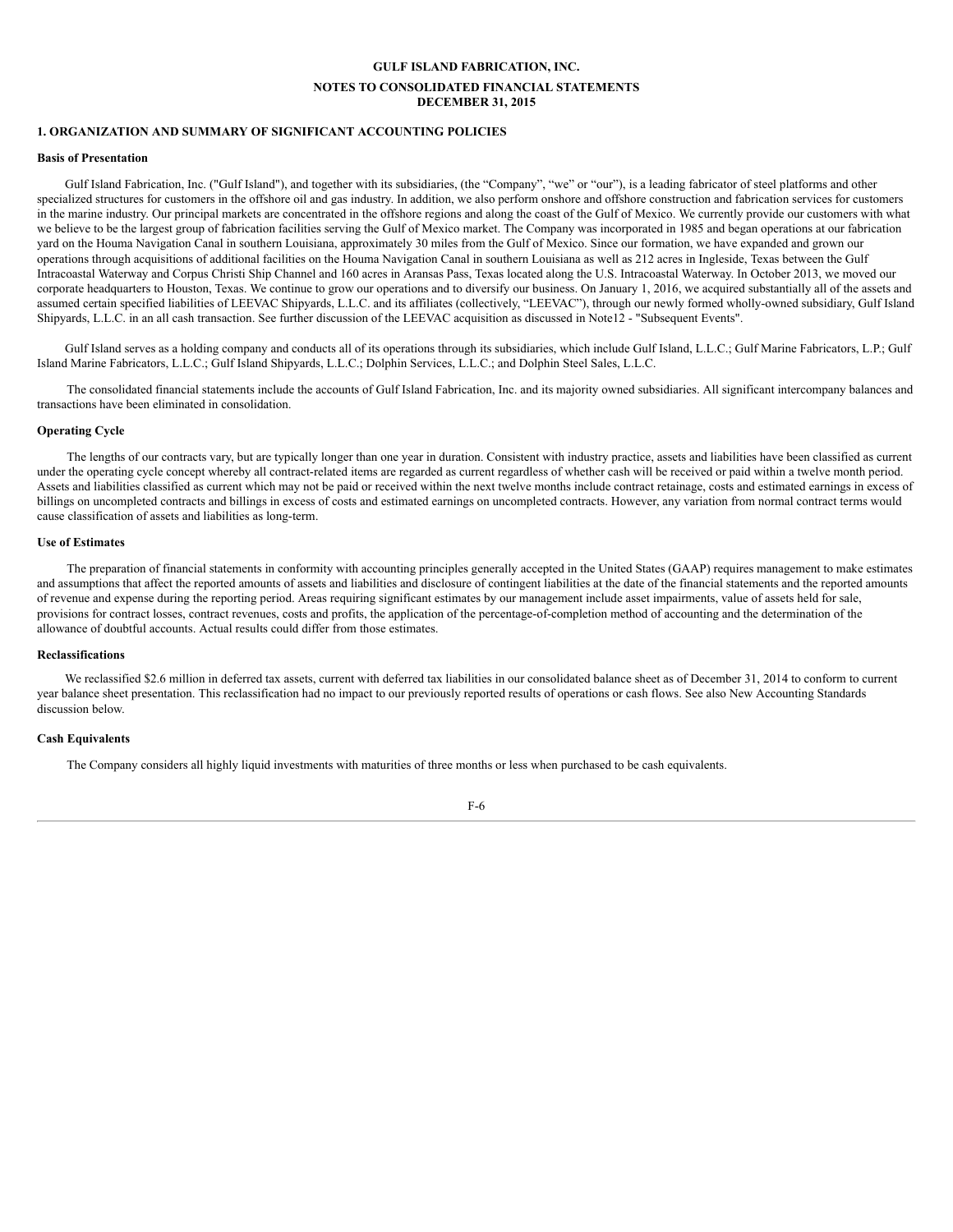**GULF ISLAND FABRICATION, INC.**

**NOTES TO CONSOLIDATED FINANCIAL STATEMENTS**
**DECEMBER 31, 2015**

## 1. ORGANIZATION AND SUMMARY OF SIGNIFICANT ACCOUNTING POLICIES

### Basis of Presentation

Gulf Island Fabrication, Inc. ("Gulf Island"), and together with its subsidiaries, (the "Company", "we" or "our"), is a leading fabricator of steel platforms and other specialized structures for customers in the offshore oil and gas industry. In addition, we also perform onshore and offshore construction and fabrication services for customers in the marine industry. Our principal markets are concentrated in the offshore regions and along the coast of the Gulf of Mexico. We currently provide our customers with what we believe to be the largest group of fabrication facilities serving the Gulf of Mexico market. The Company was incorporated in 1985 and began operations at our fabrication yard on the Houma Navigation Canal in southern Louisiana, approximately 30 miles from the Gulf of Mexico. Since our formation, we have expanded and grown our operations through acquisitions of additional facilities on the Houma Navigation Canal in southern Louisiana as well as 212 acres in Ingleside, Texas between the Gulf Intracoastal Waterway and Corpus Christi Ship Channel and 160 acres in Aransas Pass, Texas located along the U.S. Intracoastal Waterway. In October 2013, we moved our corporate headquarters to Houston, Texas. We continue to grow our operations and to diversify our business. On January 1, 2016, we acquired substantially all of the assets and assumed certain specified liabilities of LEEVAC Shipyards, L.L.C. and its affiliates (collectively, "LEEVAC"), through our newly formed wholly-owned subsidiary, Gulf Island Shipyards, L.L.C. in an all cash transaction. See further discussion of the LEEVAC acquisition as discussed in Note12 - "Subsequent Events".

Gulf Island serves as a holding company and conducts all of its operations through its subsidiaries, which include Gulf Island, L.L.C.; Gulf Marine Fabricators, L.P.; Gulf Island Marine Fabricators, L.L.C.; Gulf Island Shipyards, L.L.C.; Dolphin Services, L.L.C.; and Dolphin Steel Sales, L.L.C.

The consolidated financial statements include the accounts of Gulf Island Fabrication, Inc. and its majority owned subsidiaries. All significant intercompany balances and transactions have been eliminated in consolidation.

### Operating Cycle

The lengths of our contracts vary, but are typically longer than one year in duration. Consistent with industry practice, assets and liabilities have been classified as current under the operating cycle concept whereby all contract-related items are regarded as current regardless of whether cash will be received or paid within a twelve month period. Assets and liabilities classified as current which may not be paid or received within the next twelve months include contract retainage, costs and estimated earnings in excess of billings on uncompleted contracts and billings in excess of costs and estimated earnings on uncompleted contracts. However, any variation from normal contract terms would cause classification of assets and liabilities as long-term.

### Use of Estimates

The preparation of financial statements in conformity with accounting principles generally accepted in the United States (GAAP) requires management to make estimates and assumptions that affect the reported amounts of assets and liabilities and disclosure of contingent liabilities at the date of the financial statements and the reported amounts of revenue and expense during the reporting period. Areas requiring significant estimates by our management include asset impairments, value of assets held for sale, provisions for contract losses, contract revenues, costs and profits, the application of the percentage-of-completion method of accounting and the determination of the allowance of doubtful accounts. Actual results could differ from those estimates.

### Reclassifications

We reclassified $2.6 million in deferred tax assets, current with deferred tax liabilities in our consolidated balance sheet as of December 31, 2014 to conform to current year balance sheet presentation. This reclassification had no impact to our previously reported results of operations or cash flows. See also New Accounting Standards discussion below.

### Cash Equivalents

The Company considers all highly liquid investments with maturities of three months or less when purchased to be cash equivalents.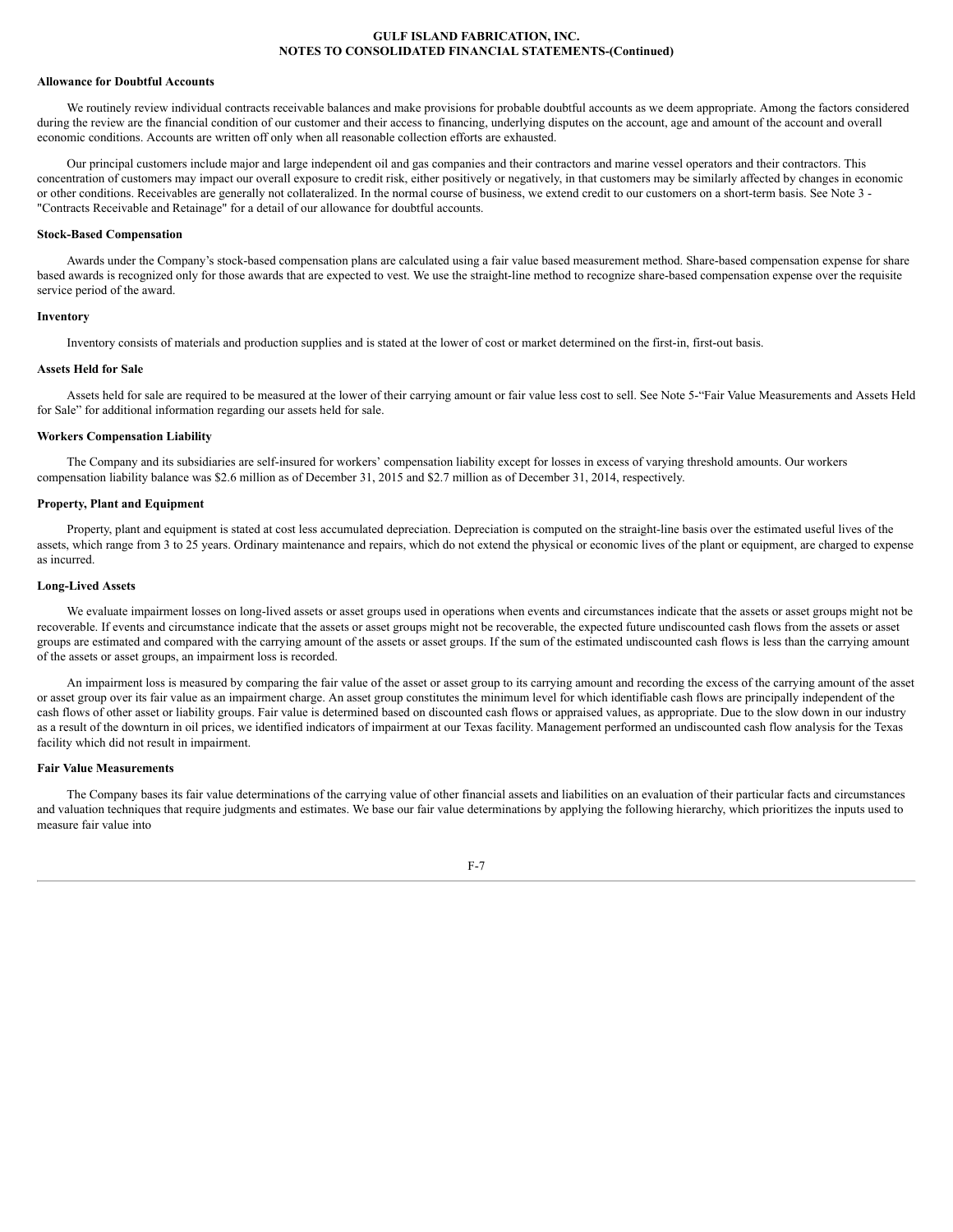**Allowance for Doubtful Accounts**

We routinely review individual contracts receivable balances and make provisions for probable doubtful accounts as we deem appropriate. Among the factors considered during the review are the financial condition of our customer and their access to financing, underlying disputes on the account, age and amount of the account and overall economic conditions. Accounts are written off only when all reasonable collection efforts are exhausted.

Our principal customers include major and large independent oil and gas companies and their contractors and marine vessel operators and their contractors. This concentration of customers may impact our overall exposure to credit risk, either positively or negatively, in that customers may be similarly affected by changes in economic or other conditions. Receivables are generally not collateralized. In the normal course of business, we extend credit to our customers on a short-term basis. See Note 3 - "Contracts Receivable and Retainage" for a detail of our allowance for doubtful accounts.

**Stock-Based Compensation**

Awards under the Company's stock-based compensation plans are calculated using a fair value based measurement method. Share-based compensation expense for share based awards is recognized only for those awards that are expected to vest. We use the straight-line method to recognize share-based compensation expense over the requisite service period of the award.

**Inventory**

Inventory consists of materials and production supplies and is stated at the lower of cost or market determined on the first-in, first-out basis.

**Assets Held for Sale**

Assets held for sale are required to be measured at the lower of their carrying amount or fair value less cost to sell. See Note 5-"Fair Value Measurements and Assets Held for Sale" for additional information regarding our assets held for sale.

**Workers Compensation Liability**

The Company and its subsidiaries are self-insured for workers' compensation liability except for losses in excess of varying threshold amounts. Our workers compensation liability balance was $2.6 million as of December 31, 2015 and $2.7 million as of December 31, 2014, respectively.

**Property, Plant and Equipment**

Property, plant and equipment is stated at cost less accumulated depreciation. Depreciation is computed on the straight-line basis over the estimated useful lives of the assets, which range from 3 to 25 years. Ordinary maintenance and repairs, which do not extend the physical or economic lives of the plant or equipment, are charged to expense as incurred.

**Long-Lived Assets**

We evaluate impairment losses on long-lived assets or asset groups used in operations when events and circumstances indicate that the assets or asset groups might not be recoverable. If events and circumstance indicate that the assets or asset groups might not be recoverable, the expected future undiscounted cash flows from the assets or asset groups are estimated and compared with the carrying amount of the assets or asset groups. If the sum of the estimated undiscounted cash flows is less than the carrying amount of the assets or asset groups, an impairment loss is recorded.

An impairment loss is measured by comparing the fair value of the asset or asset group to its carrying amount and recording the excess of the carrying amount of the asset or asset group over its fair value as an impairment charge. An asset group constitutes the minimum level for which identifiable cash flows are principally independent of the cash flows of other asset or liability groups. Fair value is determined based on discounted cash flows or appraised values, as appropriate. Due to the slow down in our industry as a result of the downturn in oil prices, we identified indicators of impairment at our Texas facility. Management performed an undiscounted cash flow analysis for the Texas facility which did not result in impairment.

**Fair Value Measurements**

The Company bases its fair value determinations of the carrying value of other financial assets and liabilities on an evaluation of their particular facts and circumstances and valuation techniques that require judgments and estimates. We base our fair value determinations by applying the following hierarchy, which prioritizes the inputs used to measure fair value into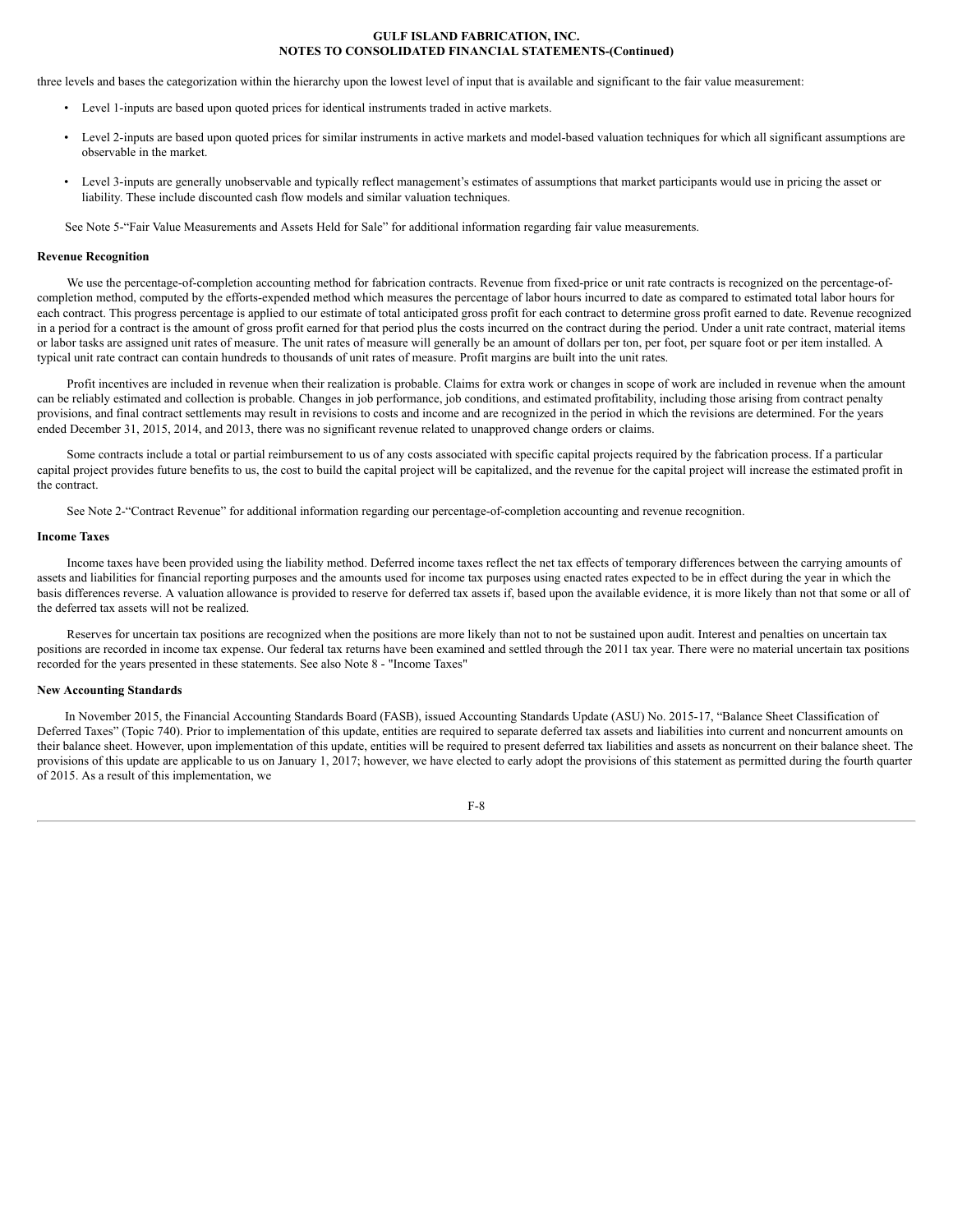three levels and bases the categorization within the hierarchy upon the lowest level of input that is available and significant to the fair value measurement:

- Level 1-inputs are based upon quoted prices for identical instruments traded in active markets.
- Level 2-inputs are based upon quoted prices for similar instruments in active markets and model-based valuation techniques for which all significant assumptions are observable in the market.
- Level 3-inputs are generally unobservable and typically reflect management's estimates of assumptions that market participants would use in pricing the asset or liability. These include discounted cash flow models and similar valuation techniques.

See Note 5-"Fair Value Measurements and Assets Held for Sale" for additional information regarding fair value measurements.

**Revenue Recognition**

We use the percentage-of-completion accounting method for fabrication contracts. Revenue from fixed-price or unit rate contracts is recognized on the percentage-of-completion method, computed by the efforts-expended method which measures the percentage of labor hours incurred to date as compared to estimated total labor hours for each contract. This progress percentage is applied to our estimate of total anticipated gross profit for each contract to determine gross profit earned to date. Revenue recognized in a period for a contract is the amount of gross profit earned for that period plus the costs incurred on the contract during the period. Under a unit rate contract, material items or labor tasks are assigned unit rates of measure. The unit rates of measure will generally be an amount of dollars per ton, per foot, per square foot or per item installed. A typical unit rate contract can contain hundreds to thousands of unit rates of measure. Profit margins are built into the unit rates.

Profit incentives are included in revenue when their realization is probable. Claims for extra work or changes in scope of work are included in revenue when the amount can be reliably estimated and collection is probable. Changes in job performance, job conditions, and estimated profitability, including those arising from contract penalty provisions, and final contract settlements may result in revisions to costs and income and are recognized in the period in which the revisions are determined. For the years ended December 31, 2015, 2014, and 2013, there was no significant revenue related to unapproved change orders or claims.

Some contracts include a total or partial reimbursement to us of any costs associated with specific capital projects required by the fabrication process. If a particular capital project provides future benefits to us, the cost to build the capital project will be capitalized, and the revenue for the capital project will increase the estimated profit in the contract.

See Note 2-"Contract Revenue" for additional information regarding our percentage-of-completion accounting and revenue recognition.

**Income Taxes**

Income taxes have been provided using the liability method. Deferred income taxes reflect the net tax effects of temporary differences between the carrying amounts of assets and liabilities for financial reporting purposes and the amounts used for income tax purposes using enacted rates expected to be in effect during the year in which the basis differences reverse. A valuation allowance is provided to reserve for deferred tax assets if, based upon the available evidence, it is more likely than not that some or all of the deferred tax assets will not be realized.

Reserves for uncertain tax positions are recognized when the positions are more likely than not to not be sustained upon audit. Interest and penalties on uncertain tax positions are recorded in income tax expense. Our federal tax returns have been examined and settled through the 2011 tax year. There were no material uncertain tax positions recorded for the years presented in these statements. See also Note 8 - "Income Taxes"

**New Accounting Standards**

In November 2015, the Financial Accounting Standards Board (FASB), issued Accounting Standards Update (ASU) No. 2015-17, "Balance Sheet Classification of Deferred Taxes" (Topic 740). Prior to implementation of this update, entities are required to separate deferred tax assets and liabilities into current and noncurrent amounts on their balance sheet. However, upon implementation of this update, entities will be required to present deferred tax liabilities and assets as noncurrent on their balance sheet. The provisions of this update are applicable to us on January 1, 2017; however, we have elected to early adopt the provisions of this statement as permitted during the fourth quarter of 2015. As a result of this implementation, we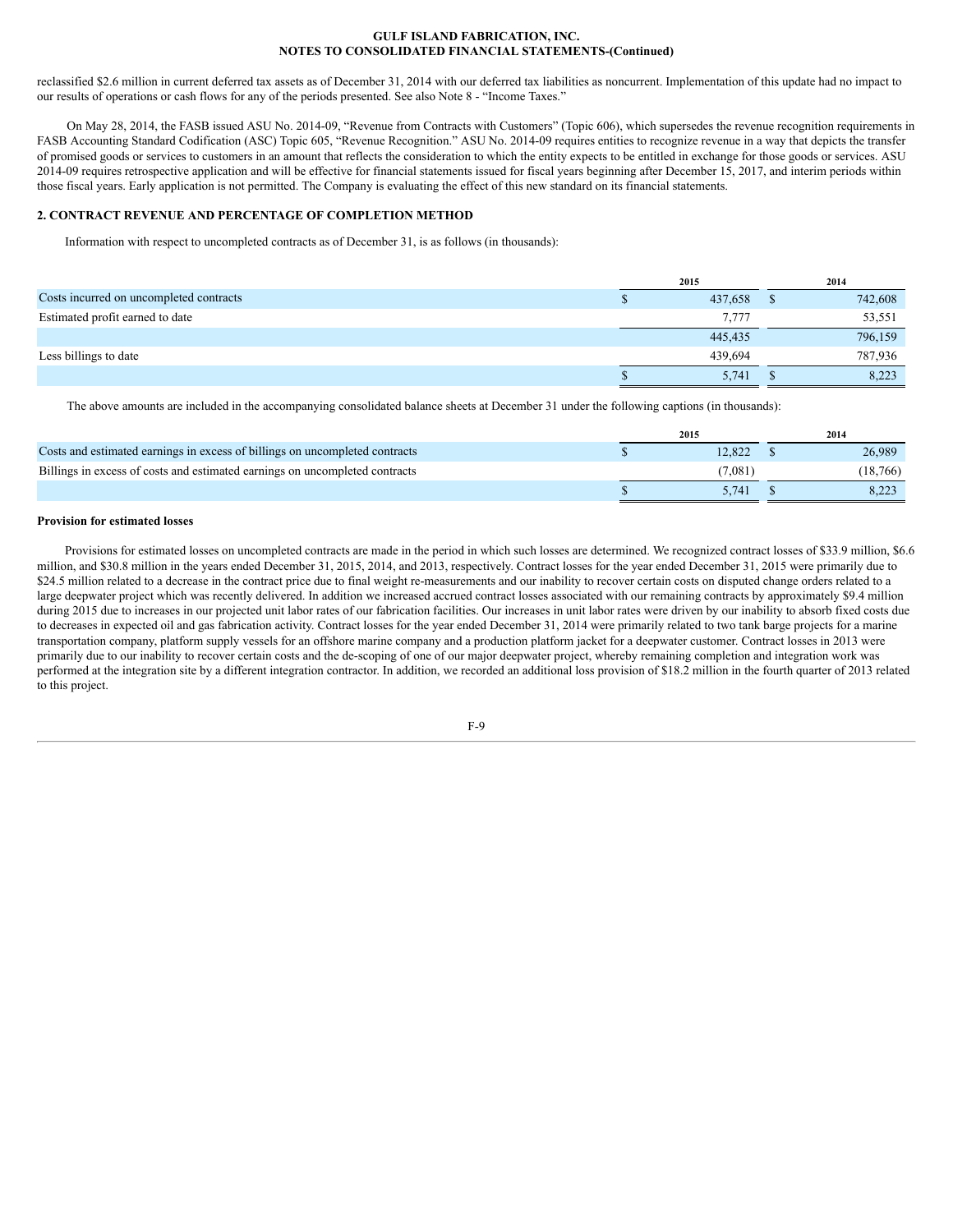reclassified $2.6 million in current deferred tax assets as of December 31, 2014 with our deferred tax liabilities as noncurrent. Implementation of this update had no impact to our results of operations or cash flows for any of the periods presented. See also Note 8 - "Income Taxes."

On May 28, 2014, the FASB issued ASU No. 2014-09, "Revenue from Contracts with Customers" (Topic 606), which supersedes the revenue recognition requirements in FASB Accounting Standard Codification (ASC) Topic 605, "Revenue Recognition." ASU No. 2014-09 requires entities to recognize revenue in a way that depicts the transfer of promised goods or services to customers in an amount that reflects the consideration to which the entity expects to be entitled in exchange for those goods or services. ASU 2014-09 requires retrospective application and will be effective for financial statements issued for fiscal years beginning after December 15, 2017, and interim periods within those fiscal years. Early application is not permitted. The Company is evaluating the effect of this new standard on its financial statements.

## 2. CONTRACT REVENUE AND PERCENTAGE OF COMPLETION METHOD

Information with respect to uncompleted contracts as of December 31, is as follows (in thousands):

| | 2015 | 2014 |
|---|---|---|
| Costs incurred on uncompleted contracts | $ 437,658 | $ 742,608 |
| Estimated profit earned to date | 7,777 | 53,551 |
| | 445,435 | 796,159 |
| Less billings to date | 439,694 | 787,936 |
| | $ 5,741 | $ 8,223 |

The above amounts are included in the accompanying consolidated balance sheets at December 31 under the following captions (in thousands):

| | 2015 | 2014 |
|---|---|---|
| Costs and estimated earnings in excess of billings on uncompleted contracts | $ 12,822 | $ 26,989 |
| Billings in excess of costs and estimated earnings on uncompleted contracts | (7,081) | (18,766) |
| | $ 5,741 | $ 8,223 |

**Provision for estimated losses**

Provisions for estimated losses on uncompleted contracts are made in the period in which such losses are determined. We recognized contract losses of $33.9 million, $6.6 million, and $30.8 million in the years ended December 31, 2015, 2014, and 2013, respectively. Contract losses for the year ended December 31, 2015 were primarily due to $24.5 million related to a decrease in the contract price due to final weight re-measurements and our inability to recover certain costs on disputed change orders related to a large deepwater project which was recently delivered. In addition we increased accrued contract losses associated with our remaining contracts by approximately $9.4 million during 2015 due to increases in our projected unit labor rates of our fabrication facilities. Our increases in unit labor rates were driven by our inability to absorb fixed costs due to decreases in expected oil and gas fabrication activity. Contract losses for the year ended December 31, 2014 were primarily related to two tank barge projects for a marine transportation company, platform supply vessels for an offshore marine company and a production platform jacket for a deepwater customer. Contract losses in 2013 were primarily due to our inability to recover certain costs and the de-scoping of one of our major deepwater project, whereby remaining completion and integration work was performed at the integration site by a different integration contractor. In addition, we recorded an additional loss provision of $18.2 million in the fourth quarter of 2013 related to this project.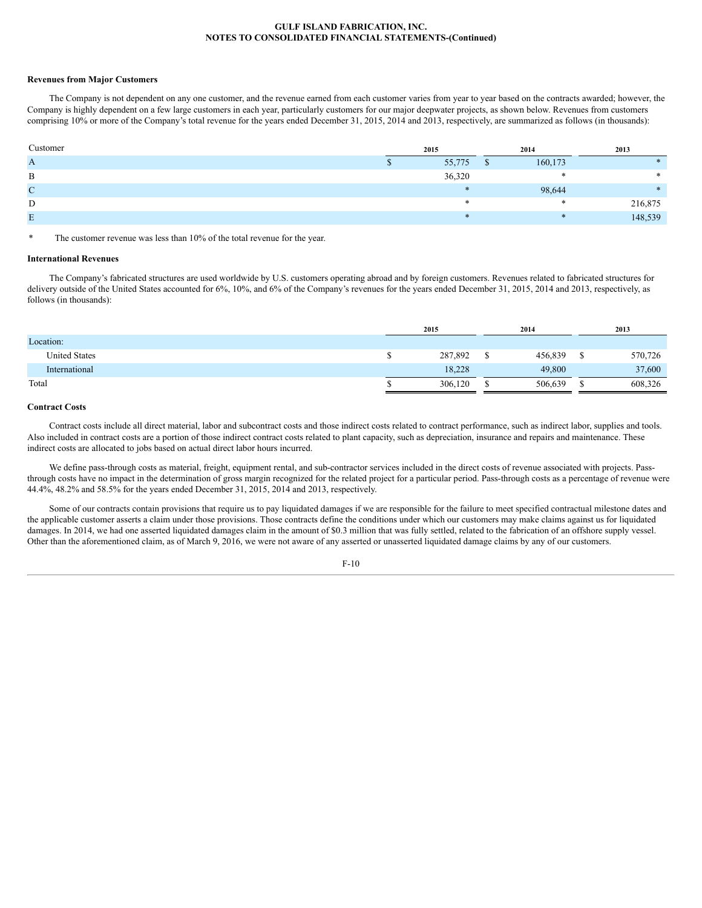#### Revenues from Major Customers

The Company is not dependent on any one customer, and the revenue earned from each customer varies from year to year based on the contracts awarded; however, the Company is highly dependent on a few large customers in each year, particularly customers for our major deepwater projects, as shown below. Revenues from customers comprising 10% or more of the Company's total revenue for the years ended December 31, 2015, 2014 and 2013, respectively, are summarized as follows (in thousands):

| Customer | 2015 | 2014 | 2013 |
|---|---|---|---|
| A | $ 55,775 | $ 160,173 | * |
| B | 36,320 | * | * |
| C | * | 98,644 | * |
| D | * | * | 216,875 |
| E | * | * | 148,539 |

\* The customer revenue was less than 10% of the total revenue for the year.

#### International Revenues

The Company's fabricated structures are used worldwide by U.S. customers operating abroad and by foreign customers. Revenues related to fabricated structures for delivery outside of the United States accounted for 6%, 10%, and 6% of the Company's revenues for the years ended December 31, 2015, 2014 and 2013, respectively, as follows (in thousands):

| | 2015 | 2014 | 2013 |
|---|---|---|---|
| Location: | | | |
| United States | $ 287,892 | $ 456,839 | $ 570,726 |
| International | 18,228 | 49,800 | 37,600 |
| Total | $ 306,120 | $ 506,639 | $ 608,326 |

#### Contract Costs

Contract costs include all direct material, labor and subcontract costs and those indirect costs related to contract performance, such as indirect labor, supplies and tools. Also included in contract costs are a portion of those indirect contract costs related to plant capacity, such as depreciation, insurance and repairs and maintenance. These indirect costs are allocated to jobs based on actual direct labor hours incurred.

We define pass-through costs as material, freight, equipment rental, and sub-contractor services included in the direct costs of revenue associated with projects. Pass-through costs have no impact in the determination of gross margin recognized for the related project for a particular period. Pass-through costs as a percentage of revenue were 44.4%, 48.2% and 58.5% for the years ended December 31, 2015, 2014 and 2013, respectively.

Some of our contracts contain provisions that require us to pay liquidated damages if we are responsible for the failure to meet specified contractual milestone dates and the applicable customer asserts a claim under those provisions. Those contracts define the conditions under which our customers may make claims against us for liquidated damages. In 2014, we had one asserted liquidated damages claim in the amount of $0.3 million that was fully settled, related to the fabrication of an offshore supply vessel. Other than the aforementioned claim, as of March 9, 2016, we were not aware of any asserted or unasserted liquidated damage claims by any of our customers.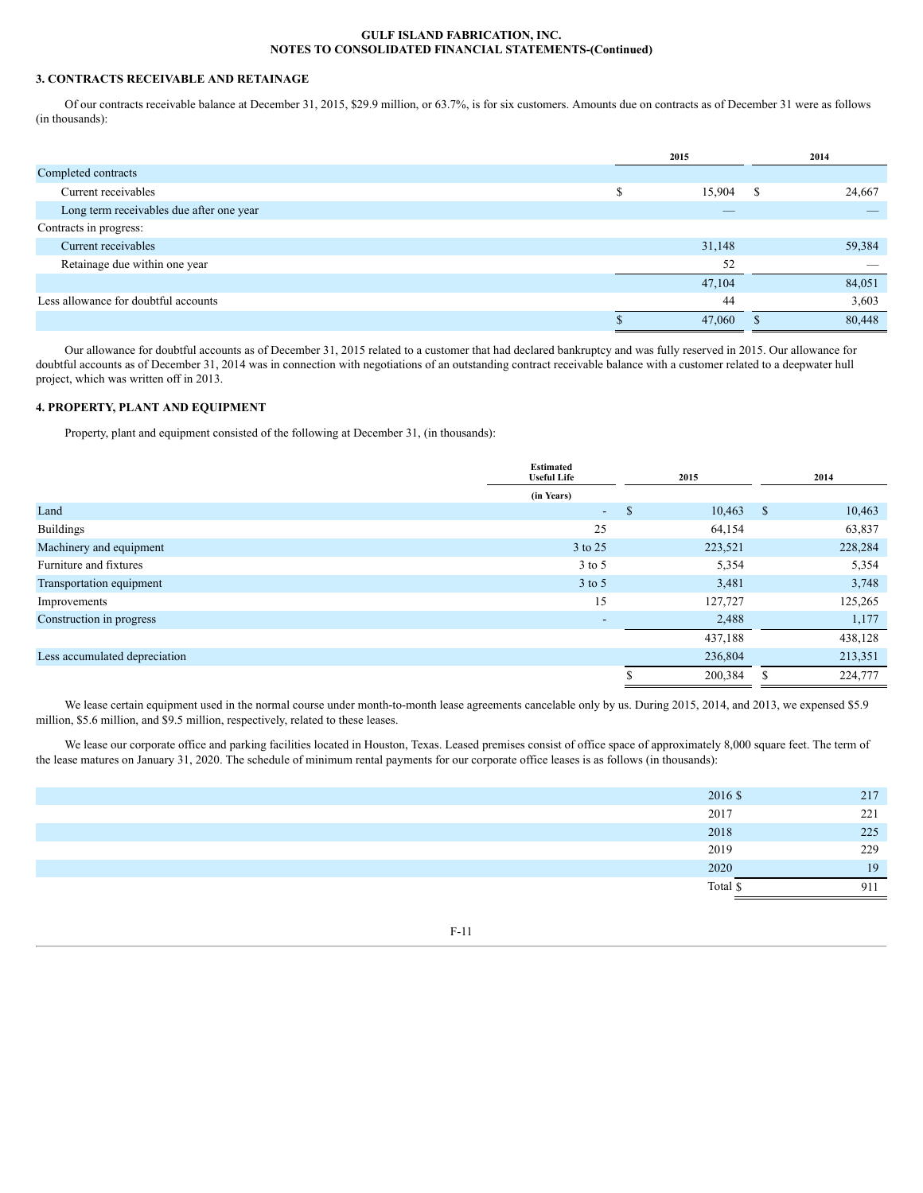### 3. CONTRACTS RECEIVABLE AND RETAINAGE

Of our contracts receivable balance at December 31, 2015, $29.9 million, or 63.7%, is for six customers. Amounts due on contracts as of December 31 were as follows (in thousands):

| | 2015 | 2014 |
|---|---|---|
| Completed contracts | | |
| Current receivables | $ 15,904 | $ 24,667 |
| Long term receivables due after one year | — | — |
| Contracts in progress: | | |
| Current receivables | 31,148 | 59,384 |
| Retainage due within one year | 52 | — |
| | 47,104 | 84,051 |
| Less allowance for doubtful accounts | 44 | 3,603 |
| | $ 47,060 | $ 80,448 |

Our allowance for doubtful accounts as of December 31, 2015 related to a customer that had declared bankruptcy and was fully reserved in 2015. Our allowance for doubtful accounts as of December 31, 2014 was in connection with negotiations of an outstanding contract receivable balance with a customer related to a deepwater hull project, which was written off in 2013.

### 4. PROPERTY, PLANT AND EQUIPMENT

Property, plant and equipment consisted of the following at December 31, (in thousands):

| | Estimated Useful Life (in Years) | 2015 | 2014 |
|---|---|---|---|
| Land | - | $ 10,463 | $ 10,463 |
| Buildings | 25 | 64,154 | 63,837 |
| Machinery and equipment | 3 to 25 | 223,521 | 228,284 |
| Furniture and fixtures | 3 to 5 | 5,354 | 5,354 |
| Transportation equipment | 3 to 5 | 3,481 | 3,748 |
| Improvements | 15 | 127,727 | 125,265 |
| Construction in progress | - | 2,488 | 1,177 |
| | | 437,188 | 438,128 |
| Less accumulated depreciation | | 236,804 | 213,351 |
| | | $ 200,384 | $ 224,777 |

We lease certain equipment used in the normal course under month-to-month lease agreements cancelable only by us. During 2015, 2014, and 2013, we expensed $5.9 million, $5.6 million, and $9.5 million, respectively, related to these leases.

We lease our corporate office and parking facilities located in Houston, Texas. Leased premises consist of office space of approximately 8,000 square feet. The term of the lease matures on January 31, 2020. The schedule of minimum rental payments for our corporate office leases is as follows (in thousands):

| | |
|---|---|
| 2016 $ | 217 |
| 2017 | 221 |
| 2018 | 225 |
| 2019 | 229 |
| 2020 | 19 |
| Total $ | 911 |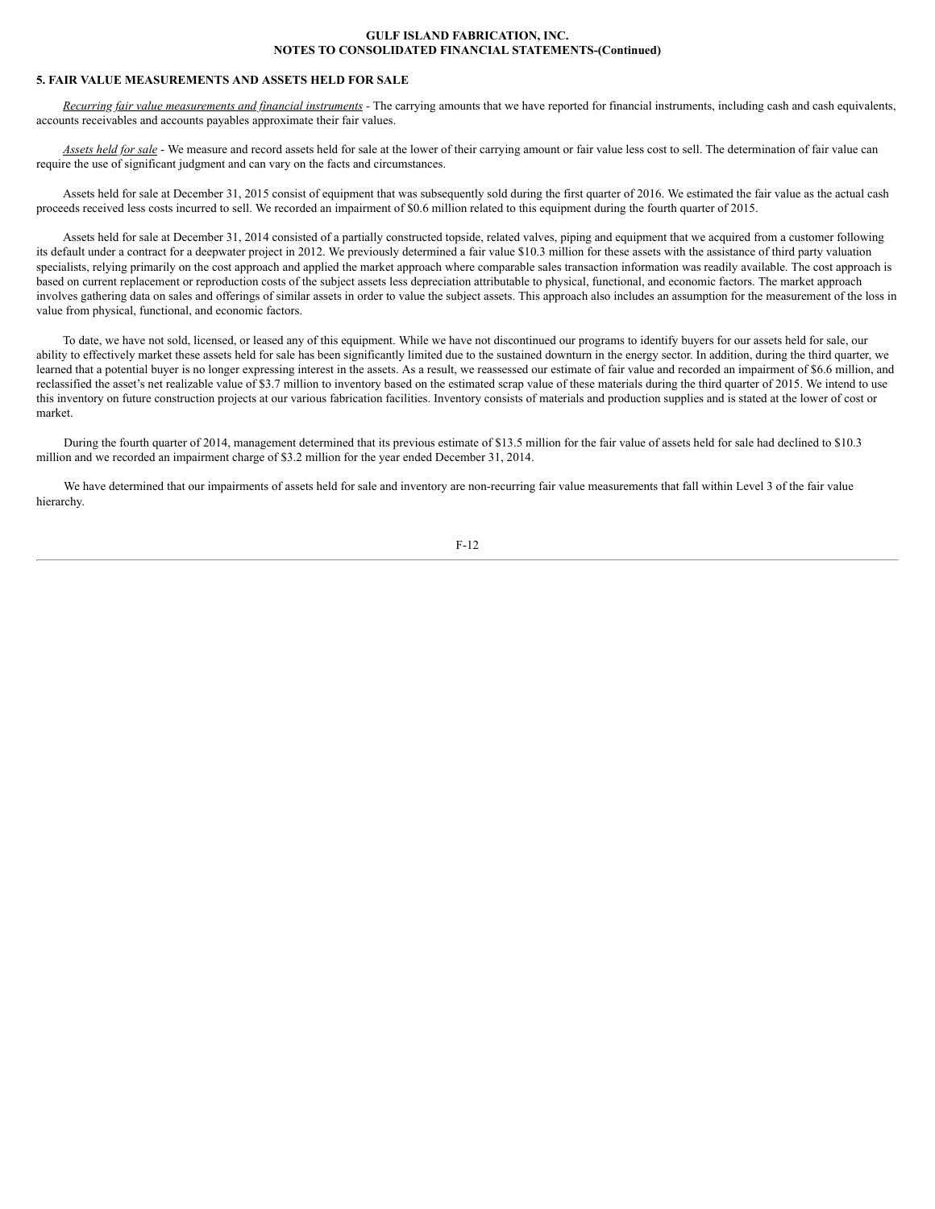## 5. FAIR VALUE MEASUREMENTS AND ASSETS HELD FOR SALE

*Recurring fair value measurements and financial instruments* - The carrying amounts that we have reported for financial instruments, including cash and cash equivalents, accounts receivables and accounts payables approximate their fair values.

*Assets held for sale* - We measure and record assets held for sale at the lower of their carrying amount or fair value less cost to sell. The determination of fair value can require the use of significant judgment and can vary on the facts and circumstances.

Assets held for sale at December 31, 2015 consist of equipment that was subsequently sold during the first quarter of 2016. We estimated the fair value as the actual cash proceeds received less costs incurred to sell. We recorded an impairment of $0.6 million related to this equipment during the fourth quarter of 2015.

Assets held for sale at December 31, 2014 consisted of a partially constructed topside, related valves, piping and equipment that we acquired from a customer following its default under a contract for a deepwater project in 2012. We previously determined a fair value $10.3 million for these assets with the assistance of third party valuation specialists, relying primarily on the cost approach and applied the market approach where comparable sales transaction information was readily available. The cost approach is based on current replacement or reproduction costs of the subject assets less depreciation attributable to physical, functional, and economic factors. The market approach involves gathering data on sales and offerings of similar assets in order to value the subject assets. This approach also includes an assumption for the measurement of the loss in value from physical, functional, and economic factors.

To date, we have not sold, licensed, or leased any of this equipment. While we have not discontinued our programs to identify buyers for our assets held for sale, our ability to effectively market these assets held for sale has been significantly limited due to the sustained downturn in the energy sector. In addition, during the third quarter, we learned that a potential buyer is no longer expressing interest in the assets. As a result, we reassessed our estimate of fair value and recorded an impairment of $6.6 million, and reclassified the asset's net realizable value of $3.7 million to inventory based on the estimated scrap value of these materials during the third quarter of 2015. We intend to use this inventory on future construction projects at our various fabrication facilities. Inventory consists of materials and production supplies and is stated at the lower of cost or market.

During the fourth quarter of 2014, management determined that its previous estimate of $13.5 million for the fair value of assets held for sale had declined to $10.3 million and we recorded an impairment charge of $3.2 million for the year ended December 31, 2014.

We have determined that our impairments of assets held for sale and inventory are non-recurring fair value measurements that fall within Level 3 of the fair value hierarchy.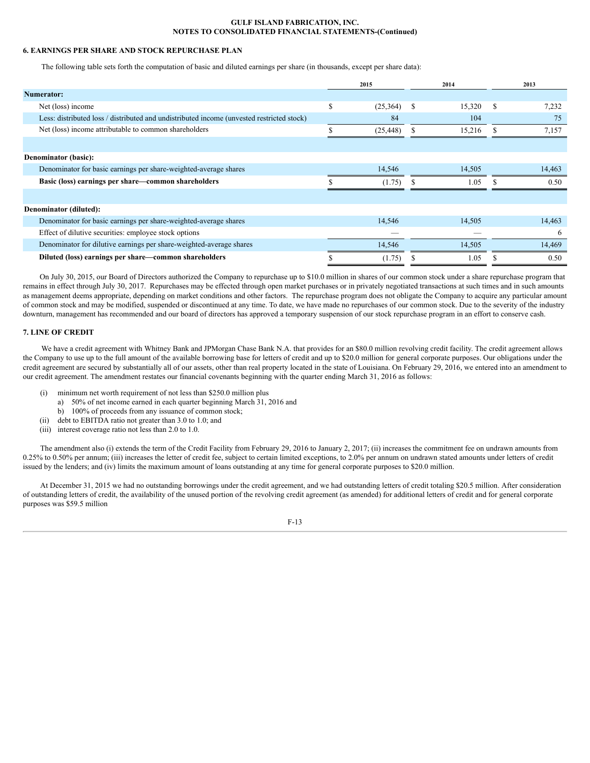## 6. EARNINGS PER SHARE AND STOCK REPURCHASE PLAN

The following table sets forth the computation of basic and diluted earnings per share (in thousands, except per share data):

| | 2015 | 2014 | 2013 |
|---|---|---|---|
| **Numerator:** | | | |
| Net (loss) income | $ (25,364) | $ 15,320 | $ 7,232 |
| Less: distributed loss / distributed and undistributed income (unvested restricted stock) | 84 | 104 | 75 |
| Net (loss) income attributable to common shareholders | $ (25,448) | $ 15,216 | $ 7,157 |
| | | | |
| **Denominator (basic):** | | | |
| Denominator for basic earnings per share-weighted-average shares | 14,546 | 14,505 | 14,463 |
| **Basic (loss) earnings per share—common shareholders** | $ (1.75) | $ 1.05 | $ 0.50 |
| | | | |
| **Denominator (diluted):** | | | |
| Denominator for basic earnings per share-weighted-average shares | 14,546 | 14,505 | 14,463 |
| Effect of dilutive securities: employee stock options | — | — | 6 |
| Denominator for dilutive earnings per share-weighted-average shares | 14,546 | 14,505 | 14,469 |
| **Diluted (loss) earnings per share—common shareholders** | $ (1.75) | $ 1.05 | $ 0.50 |

On July 30, 2015, our Board of Directors authorized the Company to repurchase up to $10.0 million in shares of our common stock under a share repurchase program that remains in effect through July 30, 2017. Repurchases may be effected through open market purchases or in privately negotiated transactions at such times and in such amounts as management deems appropriate, depending on market conditions and other factors. The repurchase program does not obligate the Company to acquire any particular amount of common stock and may be modified, suspended or discontinued at any time. To date, we have made no repurchases of our common stock. Due to the severity of the industry downturn, management has recommended and our board of directors has approved a temporary suspension of our stock repurchase program in an effort to conserve cash.

## 7. LINE OF CREDIT

We have a credit agreement with Whitney Bank and JPMorgan Chase Bank N.A. that provides for an $80.0 million revolving credit facility. The credit agreement allows the Company to use up to the full amount of the available borrowing base for letters of credit and up to $20.0 million for general corporate purposes. Our obligations under the credit agreement are secured by substantially all of our assets, other than real property located in the state of Louisiana. On February 29, 2016, we entered into an amendment to our credit agreement. The amendment restates our financial covenants beginning with the quarter ending March 31, 2016 as follows:

- (i) minimum net worth requirement of not less than $250.0 million plus
  - a) 50% of net income earned in each quarter beginning March 31, 2016 and
  - b) 100% of proceeds from any issuance of common stock;
- (ii) debt to EBITDA ratio not greater than 3.0 to 1.0; and
- (iii) interest coverage ratio not less than 2.0 to 1.0.

The amendment also (i) extends the term of the Credit Facility from February 29, 2016 to January 2, 2017; (ii) increases the commitment fee on undrawn amounts from 0.25% to 0.50% per annum; (iii) increases the letter of credit fee, subject to certain limited exceptions, to 2.0% per annum on undrawn stated amounts under letters of credit issued by the lenders; and (iv) limits the maximum amount of loans outstanding at any time for general corporate purposes to $20.0 million.

At December 31, 2015 we had no outstanding borrowings under the credit agreement, and we had outstanding letters of credit totaling $20.5 million. After consideration of outstanding letters of credit, the availability of the unused portion of the revolving credit agreement (as amended) for additional letters of credit and for general corporate purposes was $59.5 million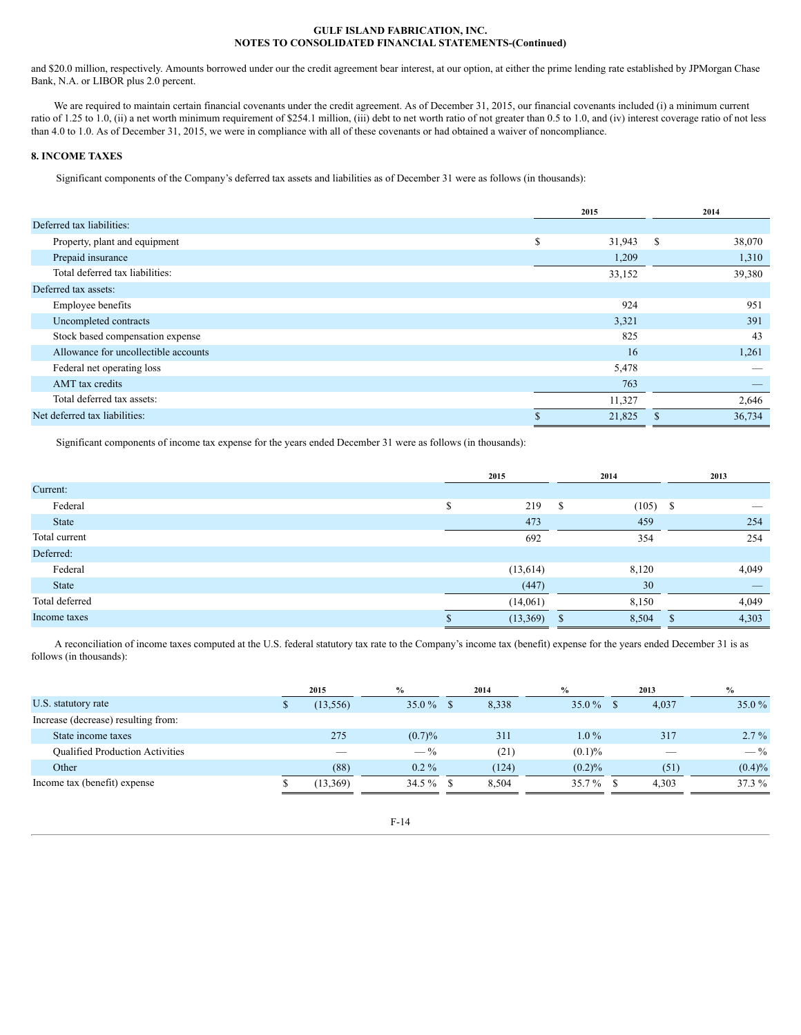and $20.0 million, respectively. Amounts borrowed under our the credit agreement bear interest, at our option, at either the prime lending rate established by JPMorgan Chase Bank, N.A. or LIBOR plus 2.0 percent.

We are required to maintain certain financial covenants under the credit agreement. As of December 31, 2015, our financial covenants included (i) a minimum current ratio of 1.25 to 1.0, (ii) a net worth minimum requirement of $254.1 million, (iii) debt to net worth ratio of not greater than 0.5 to 1.0, and (iv) interest coverage ratio of not less than 4.0 to 1.0. As of December 31, 2015, we were in compliance with all of these covenants or had obtained a waiver of noncompliance.

## 8. INCOME TAXES

Significant components of the Company's deferred tax assets and liabilities as of December 31 were as follows (in thousands):

| | 2015 | 2014 |
|---|---|---|
| Deferred tax liabilities: | | |
| Property, plant and equipment | $ 31,943 | $ 38,070 |
| Prepaid insurance | 1,209 | 1,310 |
| Total deferred tax liabilities: | 33,152 | 39,380 |
| Deferred tax assets: | | |
| Employee benefits | 924 | 951 |
| Uncompleted contracts | 3,321 | 391 |
| Stock based compensation expense | 825 | 43 |
| Allowance for uncollectible accounts | 16 | 1,261 |
| Federal net operating loss | 5,478 | — |
| AMT tax credits | 763 | — |
| Total deferred tax assets: | 11,327 | 2,646 |
| Net deferred tax liabilities: | $ 21,825 | $ 36,734 |

Significant components of income tax expense for the years ended December 31 were as follows (in thousands):

| | 2015 | 2014 | 2013 |
|---|---|---|---|
| Current: | | | |
| Federal | $ 219 | $ (105) | $ — |
| State | 473 | 459 | 254 |
| Total current | 692 | 354 | 254 |
| Deferred: | | | |
| Federal | (13,614) | 8,120 | 4,049 |
| State | (447) | 30 | — |
| Total deferred | (14,061) | 8,150 | 4,049 |
| Income taxes | $ (13,369) | $ 8,504 | $ 4,303 |

A reconciliation of income taxes computed at the U.S. federal statutory tax rate to the Company's income tax (benefit) expense for the years ended December 31 is as follows (in thousands):

| | 2015 | % | 2014 | % | 2013 | % |
|---|---|---|---|---|---|---|
| U.S. statutory rate | $ (13,556) | 35.0 % | $ 8,338 | 35.0 % | $ 4,037 | 35.0 % |
| Increase (decrease) resulting from: | | | | | | |
| State income taxes | 275 | (0.7)% | 311 | 1.0 % | 317 | 2.7 % |
| Qualified Production Activities | — | — % | (21) | (0.1)% | — | — % |
| Other | (88) | 0.2 % | (124) | (0.2)% | (51) | (0.4)% |
| Income tax (benefit) expense | $ (13,369) | 34.5 % | $ 8,504 | 35.7 % | $ 4,303 | 37.3 % |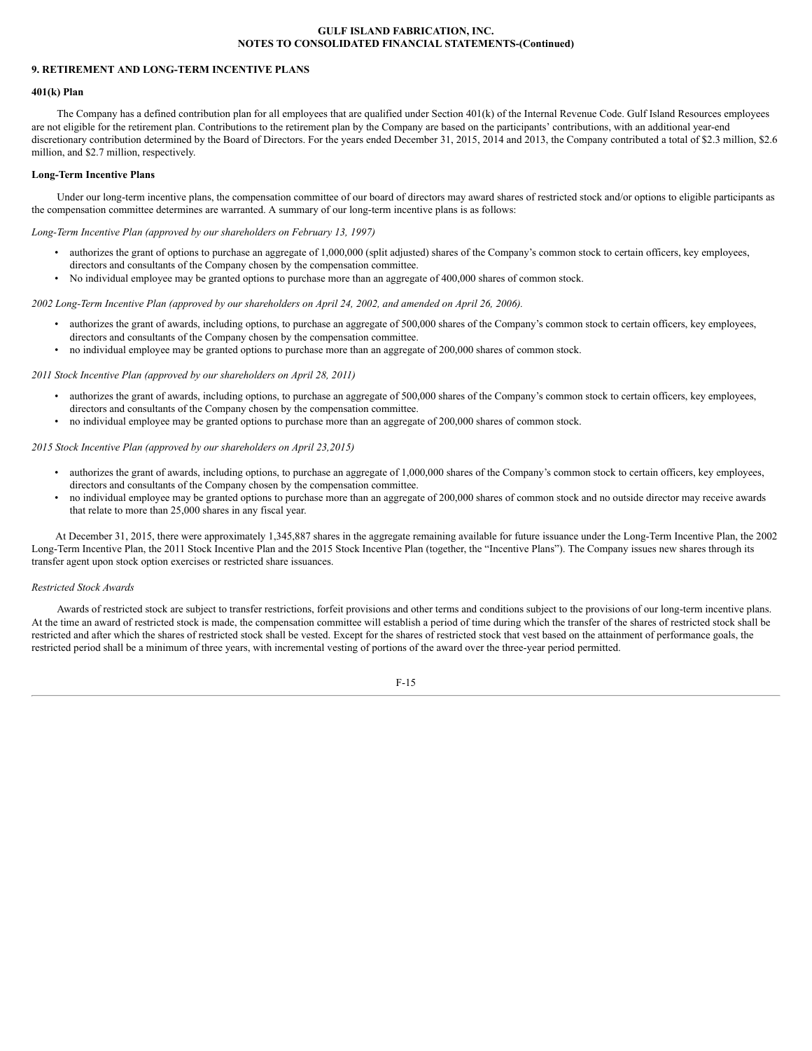## 9. RETIREMENT AND LONG-TERM INCENTIVE PLANS

### 401(k) Plan

The Company has a defined contribution plan for all employees that are qualified under Section 401(k) of the Internal Revenue Code. Gulf Island Resources employees are not eligible for the retirement plan. Contributions to the retirement plan by the Company are based on the participants' contributions, with an additional year-end discretionary contribution determined by the Board of Directors. For the years ended December 31, 2015, 2014 and 2013, the Company contributed a total of $2.3 million, $2.6 million, and $2.7 million, respectively.

### Long-Term Incentive Plans

Under our long-term incentive plans, the compensation committee of our board of directors may award shares of restricted stock and/or options to eligible participants as the compensation committee determines are warranted. A summary of our long-term incentive plans is as follows:

*Long-Term Incentive Plan (approved by our shareholders on February 13, 1997)*

- authorizes the grant of options to purchase an aggregate of 1,000,000 (split adjusted) shares of the Company's common stock to certain officers, key employees, directors and consultants of the Company chosen by the compensation committee.
- No individual employee may be granted options to purchase more than an aggregate of 400,000 shares of common stock.

*2002 Long-Term Incentive Plan (approved by our shareholders on April 24, 2002, and amended on April 26, 2006).*

- authorizes the grant of awards, including options, to purchase an aggregate of 500,000 shares of the Company's common stock to certain officers, key employees, directors and consultants of the Company chosen by the compensation committee.
- no individual employee may be granted options to purchase more than an aggregate of 200,000 shares of common stock.

*2011 Stock Incentive Plan (approved by our shareholders on April 28, 2011)*

- authorizes the grant of awards, including options, to purchase an aggregate of 500,000 shares of the Company's common stock to certain officers, key employees, directors and consultants of the Company chosen by the compensation committee.
- no individual employee may be granted options to purchase more than an aggregate of 200,000 shares of common stock.

*2015 Stock Incentive Plan (approved by our shareholders on April 23,2015)*

- authorizes the grant of awards, including options, to purchase an aggregate of 1,000,000 shares of the Company's common stock to certain officers, key employees, directors and consultants of the Company chosen by the compensation committee.
- no individual employee may be granted options to purchase more than an aggregate of 200,000 shares of common stock and no outside director may receive awards that relate to more than 25,000 shares in any fiscal year.

At December 31, 2015, there were approximately 1,345,887 shares in the aggregate remaining available for future issuance under the Long-Term Incentive Plan, the 2002 Long-Term Incentive Plan, the 2011 Stock Incentive Plan and the 2015 Stock Incentive Plan (together, the "Incentive Plans"). The Company issues new shares through its transfer agent upon stock option exercises or restricted share issuances.

*Restricted Stock Awards*

Awards of restricted stock are subject to transfer restrictions, forfeit provisions and other terms and conditions subject to the provisions of our long-term incentive plans. At the time an award of restricted stock is made, the compensation committee will establish a period of time during which the transfer of the shares of restricted stock shall be restricted and after which the shares of restricted stock shall be vested. Except for the shares of restricted stock that vest based on the attainment of performance goals, the restricted period shall be a minimum of three years, with incremental vesting of portions of the award over the three-year period permitted.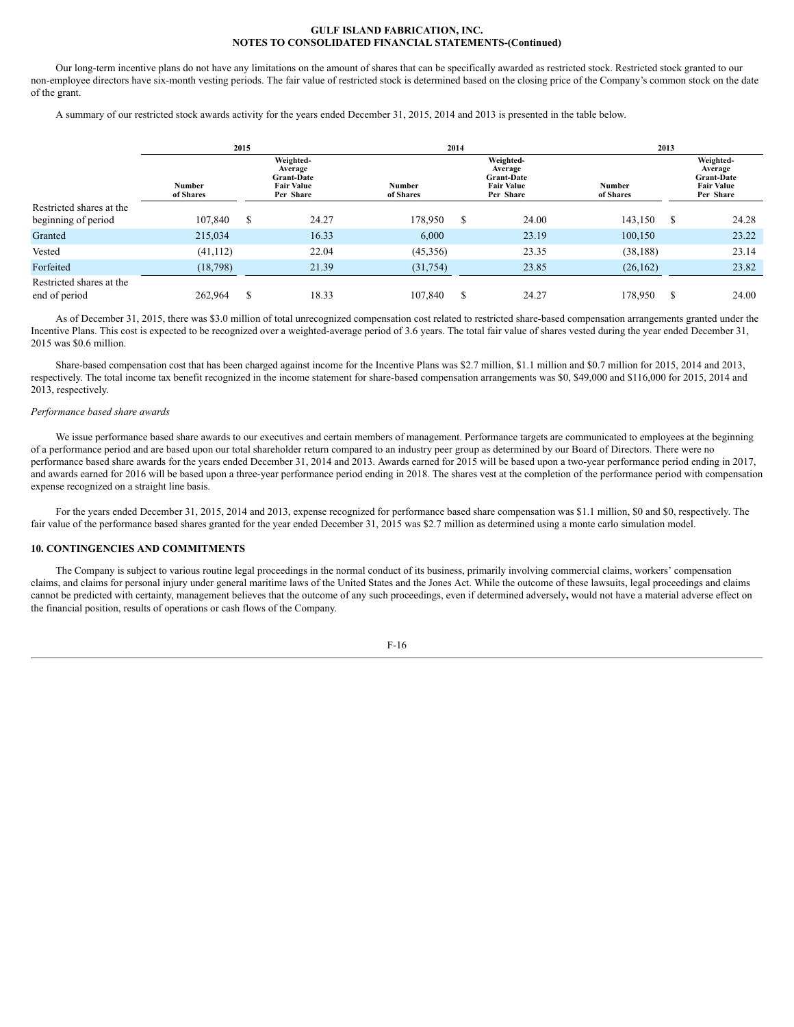Our long-term incentive plans do not have any limitations on the amount of shares that can be specifically awarded as restricted stock. Restricted stock granted to our non-employee directors have six-month vesting periods. The fair value of restricted stock is determined based on the closing price of the Company's common stock on the date of the grant.

A summary of our restricted stock awards activity for the years ended December 31, 2015, 2014 and 2013 is presented in the table below.

| | 2015 | | 2014 | | 2013 | |
|---|---|---|---|---|---|---|
| | Number of Shares | Weighted-Average Grant-Date Fair Value Per Share | Number of Shares | Weighted-Average Grant-Date Fair Value Per Share | Number of Shares | Weighted-Average Grant-Date Fair Value Per Share |
| Restricted shares at the beginning of period | 107,840 | $ 24.27 | 178,950 | $ 24.00 | 143,150 | $ 24.28 |
| Granted | 215,034 | 16.33 | 6,000 | 23.19 | 100,150 | 23.22 |
| Vested | (41,112) | 22.04 | (45,356) | 23.35 | (38,188) | 23.14 |
| Forfeited | (18,798) | 21.39 | (31,754) | 23.85 | (26,162) | 23.82 |
| Restricted shares at the end of period | 262,964 | $ 18.33 | 107,840 | $ 24.27 | 178,950 | $ 24.00 |

As of December 31, 2015, there was $3.0 million of total unrecognized compensation cost related to restricted share-based compensation arrangements granted under the Incentive Plans. This cost is expected to be recognized over a weighted-average period of 3.6 years. The total fair value of shares vested during the year ended December 31, 2015 was $0.6 million.

Share-based compensation cost that has been charged against income for the Incentive Plans was $2.7 million, $1.1 million and $0.7 million for 2015, 2014 and 2013, respectively. The total income tax benefit recognized in the income statement for share-based compensation arrangements was $0, $49,000 and $116,000 for 2015, 2014 and 2013, respectively.

*Performance based share awards*

We issue performance based share awards to our executives and certain members of management. Performance targets are communicated to employees at the beginning of a performance period and are based upon our total shareholder return compared to an industry peer group as determined by our Board of Directors. There were no performance based share awards for the years ended December 31, 2014 and 2013. Awards earned for 2015 will be based upon a two-year performance period ending in 2017, and awards earned for 2016 will be based upon a three-year performance period ending in 2018. The shares vest at the completion of the performance period with compensation expense recognized on a straight line basis.

For the years ended December 31, 2015, 2014 and 2013, expense recognized for performance based share compensation was $1.1 million, $0 and $0, respectively. The fair value of the performance based shares granted for the year ended December 31, 2015 was $2.7 million as determined using a monte carlo simulation model.

## 10. CONTINGENCIES AND COMMITMENTS

The Company is subject to various routine legal proceedings in the normal conduct of its business, primarily involving commercial claims, workers' compensation claims, and claims for personal injury under general maritime laws of the United States and the Jones Act. While the outcome of these lawsuits, legal proceedings and claims cannot be predicted with certainty, management believes that the outcome of any such proceedings, even if determined adversely**,** would not have a material adverse effect on the financial position, results of operations or cash flows of the Company.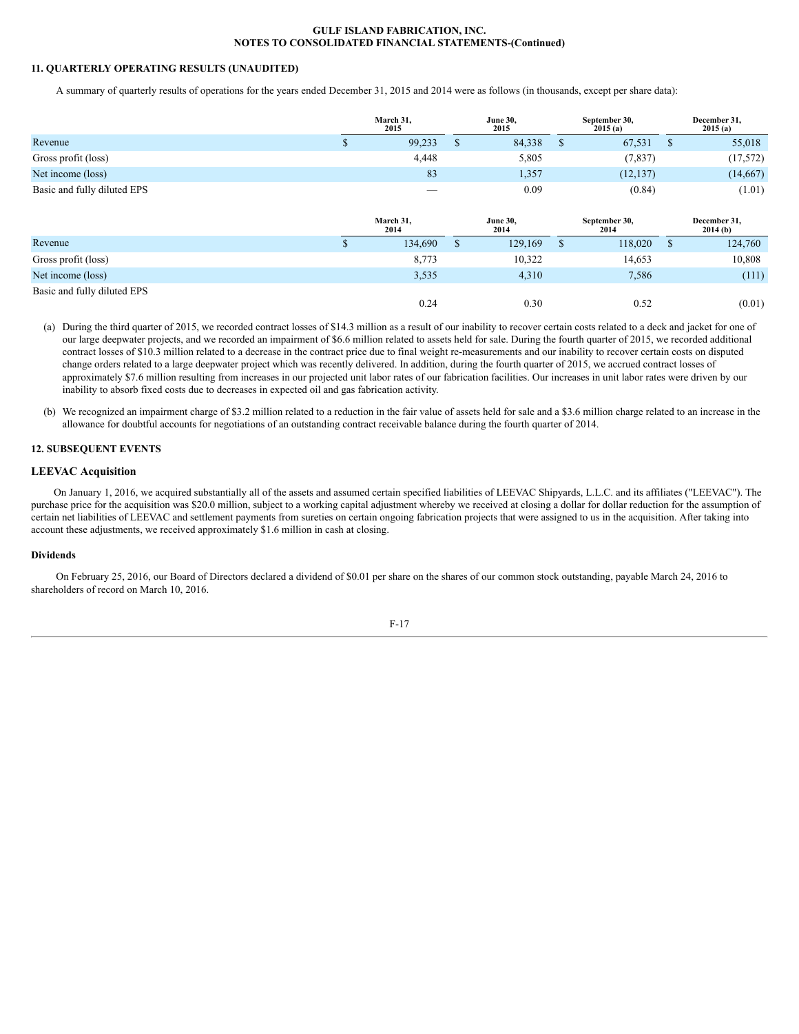**GULF ISLAND FABRICATION, INC.**
**NOTES TO CONSOLIDATED FINANCIAL STATEMENTS-(Continued)**

**11. QUARTERLY OPERATING RESULTS (UNAUDITED)**

A summary of quarterly results of operations for the years ended December 31, 2015 and 2014 were as follows (in thousands, except per share data):

| | March 31, 2015 | June 30, 2015 | September 30, 2015 (a) | December 31, 2015 (a) |
|---|---|---|---|---|
| Revenue | $ 99,233 | $ 84,338 | $ 67,531 | $ 55,018 |
| Gross profit (loss) | 4,448 | 5,805 | (7,837) | (17,572) |
| Net income (loss) | 83 | 1,357 | (12,137) | (14,667) |
| Basic and fully diluted EPS | — | 0.09 | (0.84) | (1.01) |

| | March 31, 2014 | June 30, 2014 | September 30, 2014 | December 31, 2014 (b) |
|---|---|---|---|---|
| Revenue | $ 134,690 | $ 129,169 | $ 118,020 | $ 124,760 |
| Gross profit (loss) | 8,773 | 10,322 | 14,653 | 10,808 |
| Net income (loss) | 3,535 | 4,310 | 7,586 | (111) |
| Basic and fully diluted EPS | 0.24 | 0.30 | 0.52 | (0.01) |

(a) During the third quarter of 2015, we recorded contract losses of $14.3 million as a result of our inability to recover certain costs related to a deck and jacket for one of our large deepwater projects, and we recorded an impairment of $6.6 million related to assets held for sale. During the fourth quarter of 2015, we recorded additional contract losses of $10.3 million related to a decrease in the contract price due to final weight re-measurements and our inability to recover certain costs on disputed change orders related to a large deepwater project which was recently delivered. In addition, during the fourth quarter of 2015, we accrued contract losses of approximately $7.6 million resulting from increases in our projected unit labor rates of our fabrication facilities. Our increases in unit labor rates were driven by our inability to absorb fixed costs due to decreases in expected oil and gas fabrication activity.

(b) We recognized an impairment charge of $3.2 million related to a reduction in the fair value of assets held for sale and a $3.6 million charge related to an increase in the allowance for doubtful accounts for negotiations of an outstanding contract receivable balance during the fourth quarter of 2014.

**12. SUBSEQUENT EVENTS**

**LEEVAC Acquisition**

On January 1, 2016, we acquired substantially all of the assets and assumed certain specified liabilities of LEEVAC Shipyards, L.L.C. and its affiliates ("LEEVAC"). The purchase price for the acquisition was $20.0 million, subject to a working capital adjustment whereby we received at closing a dollar for dollar reduction for the assumption of certain net liabilities of LEEVAC and settlement payments from sureties on certain ongoing fabrication projects that were assigned to us in the acquisition. After taking into account these adjustments, we received approximately $1.6 million in cash at closing.

**Dividends**

On February 25, 2016, our Board of Directors declared a dividend of $0.01 per share on the shares of our common stock outstanding, payable March 24, 2016 to shareholders of record on March 10, 2016.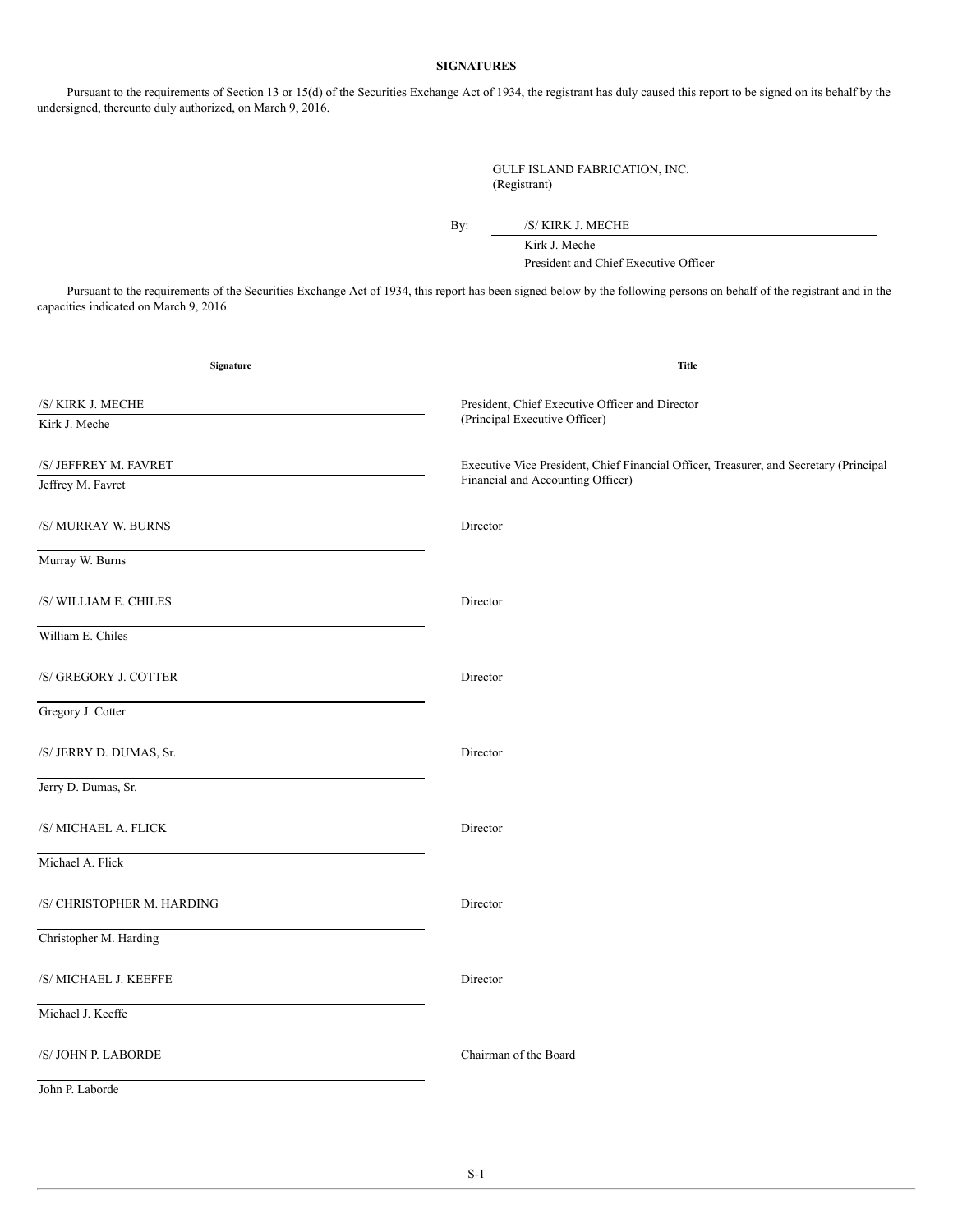## SIGNATURES

Pursuant to the requirements of Section 13 or 15(d) of the Securities Exchange Act of 1934, the registrant has duly caused this report to be signed on its behalf by the undersigned, thereunto duly authorized, on March 9, 2016.

GULF ISLAND FABRICATION, INC.
(Registrant)

By: /S/ KIRK J. MECHE
Kirk J. Meche
President and Chief Executive Officer

Pursuant to the requirements of the Securities Exchange Act of 1934, this report has been signed below by the following persons on behalf of the registrant and in the capacities indicated on March 9, 2016.

| Signature | Title |
| --- | --- |
| /S/ KIRK J. MECHE<br>Kirk J. Meche | President, Chief Executive Officer and Director (Principal Executive Officer) |
| /S/ JEFFREY M. FAVRET<br>Jeffrey M. Favret | Executive Vice President, Chief Financial Officer, Treasurer, and Secretary (Principal Financial and Accounting Officer) |
| /S/ MURRAY W. BURNS<br>Murray W. Burns | Director |
| /S/ WILLIAM E. CHILES<br>William E. Chiles | Director |
| /S/ GREGORY J. COTTER<br>Gregory J. Cotter | Director |
| /S/ JERRY D. DUMAS, Sr.<br>Jerry D. Dumas, Sr. | Director |
| /S/ MICHAEL A. FLICK<br>Michael A. Flick | Director |
| /S/ CHRISTOPHER M. HARDING<br>Christopher M. Harding | Director |
| /S/ MICHAEL J. KEEFFE<br>Michael J. Keeffe | Director |
| /S/ JOHN P. LABORDE<br>John P. Laborde | Chairman of the Board |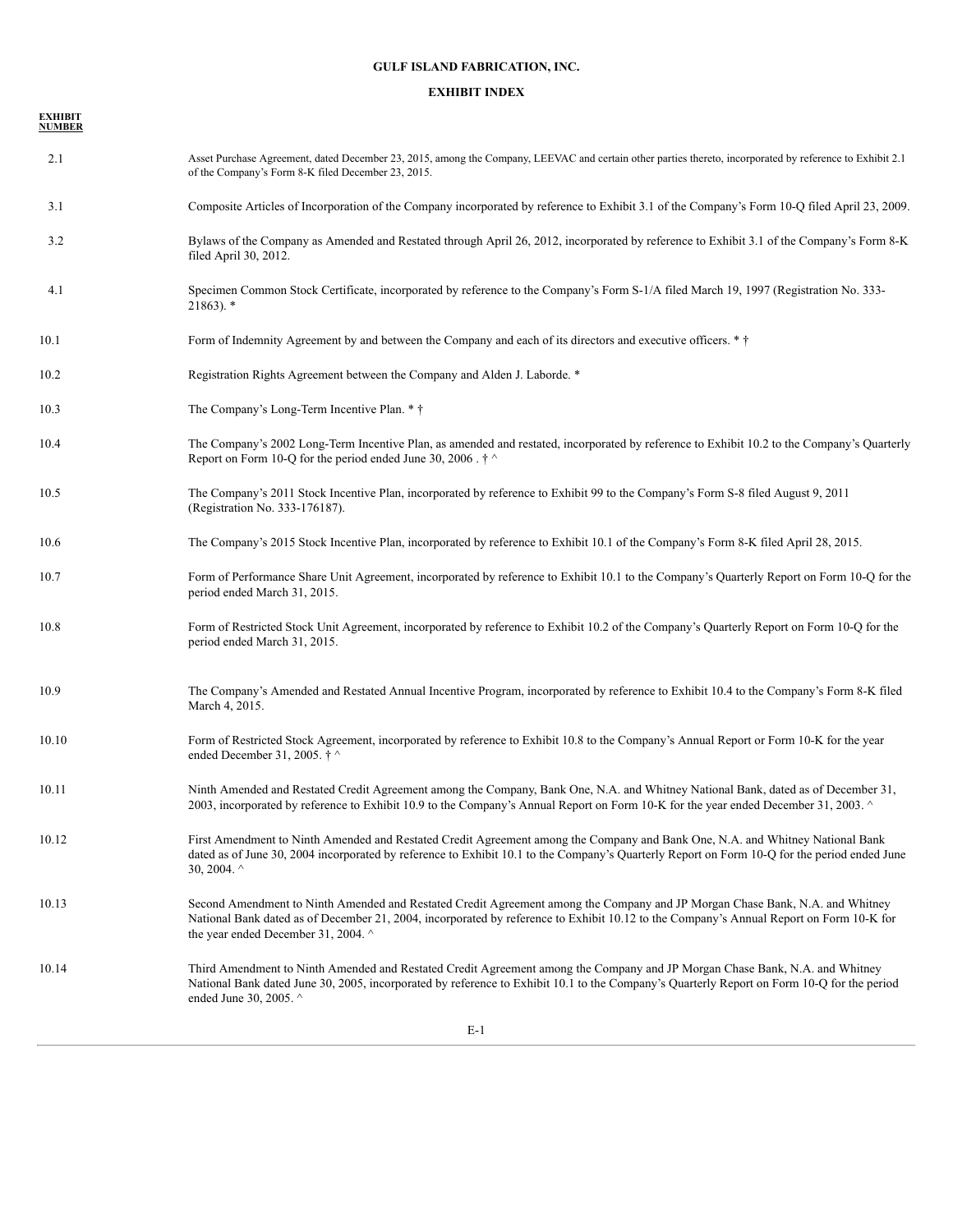**GULF ISLAND FABRICATION, INC.**

**EXHIBIT INDEX**

| EXHIBIT NUMBER | |
|---|---|
| 2.1 | Asset Purchase Agreement, dated December 23, 2015, among the Company, LEEVAC and certain other parties thereto, incorporated by reference to Exhibit 2.1 of the Company’s Form 8-K filed December 23, 2015. |
| 3.1 | Composite Articles of Incorporation of the Company incorporated by reference to Exhibit 3.1 of the Company’s Form 10-Q filed April 23, 2009. |
| 3.2 | Bylaws of the Company as Amended and Restated through April 26, 2012, incorporated by reference to Exhibit 3.1 of the Company’s Form 8-K filed April 30, 2012. |
| 4.1 | Specimen Common Stock Certificate, incorporated by reference to the Company’s Form S-1/A filed March 19, 1997 (Registration No. 333-21863). * |
| 10.1 | Form of Indemnity Agreement by and between the Company and each of its directors and executive officers. * † |
| 10.2 | Registration Rights Agreement between the Company and Alden J. Laborde. * |
| 10.3 | The Company’s Long-Term Incentive Plan. * † |
| 10.4 | The Company’s 2002 Long-Term Incentive Plan, as amended and restated, incorporated by reference to Exhibit 10.2 to the Company’s Quarterly Report on Form 10-Q for the period ended June 30, 2006 . † ^ |
| 10.5 | The Company’s 2011 Stock Incentive Plan, incorporated by reference to Exhibit 99 to the Company’s Form S-8 filed August 9, 2011 (Registration No. 333-176187). |
| 10.6 | The Company’s 2015 Stock Incentive Plan, incorporated by reference to Exhibit 10.1 of the Company’s Form 8-K filed April 28, 2015. |
| 10.7 | Form of Performance Share Unit Agreement, incorporated by reference to Exhibit 10.1 to the Company’s Quarterly Report on Form 10-Q for the period ended March 31, 2015. |
| 10.8 | Form of Restricted Stock Unit Agreement, incorporated by reference to Exhibit 10.2 of the Company’s Quarterly Report on Form 10-Q for the period ended March 31, 2015. |
| 10.9 | The Company’s Amended and Restated Annual Incentive Program, incorporated by reference to Exhibit 10.4 to the Company’s Form 8-K filed March 4, 2015. |
| 10.10 | Form of Restricted Stock Agreement, incorporated by reference to Exhibit 10.8 to the Company’s Annual Report or Form 10-K for the year ended December 31, 2005. † ^ |
| 10.11 | Ninth Amended and Restated Credit Agreement among the Company, Bank One, N.A. and Whitney National Bank, dated as of December 31, 2003, incorporated by reference to Exhibit 10.9 to the Company’s Annual Report on Form 10-K for the year ended December 31, 2003. ^ |
| 10.12 | First Amendment to Ninth Amended and Restated Credit Agreement among the Company and Bank One, N.A. and Whitney National Bank dated as of June 30, 2004 incorporated by reference to Exhibit 10.1 to the Company’s Quarterly Report on Form 10-Q for the period ended June 30, 2004. ^ |
| 10.13 | Second Amendment to Ninth Amended and Restated Credit Agreement among the Company and JP Morgan Chase Bank, N.A. and Whitney National Bank dated as of December 21, 2004, incorporated by reference to Exhibit 10.12 to the Company’s Annual Report on Form 10-K for the year ended December 31, 2004. ^ |
| 10.14 | Third Amendment to Ninth Amended and Restated Credit Agreement among the Company and JP Morgan Chase Bank, N.A. and Whitney National Bank dated June 30, 2005, incorporated by reference to Exhibit 10.1 to the Company’s Quarterly Report on Form 10-Q for the period ended June 30, 2005. ^ |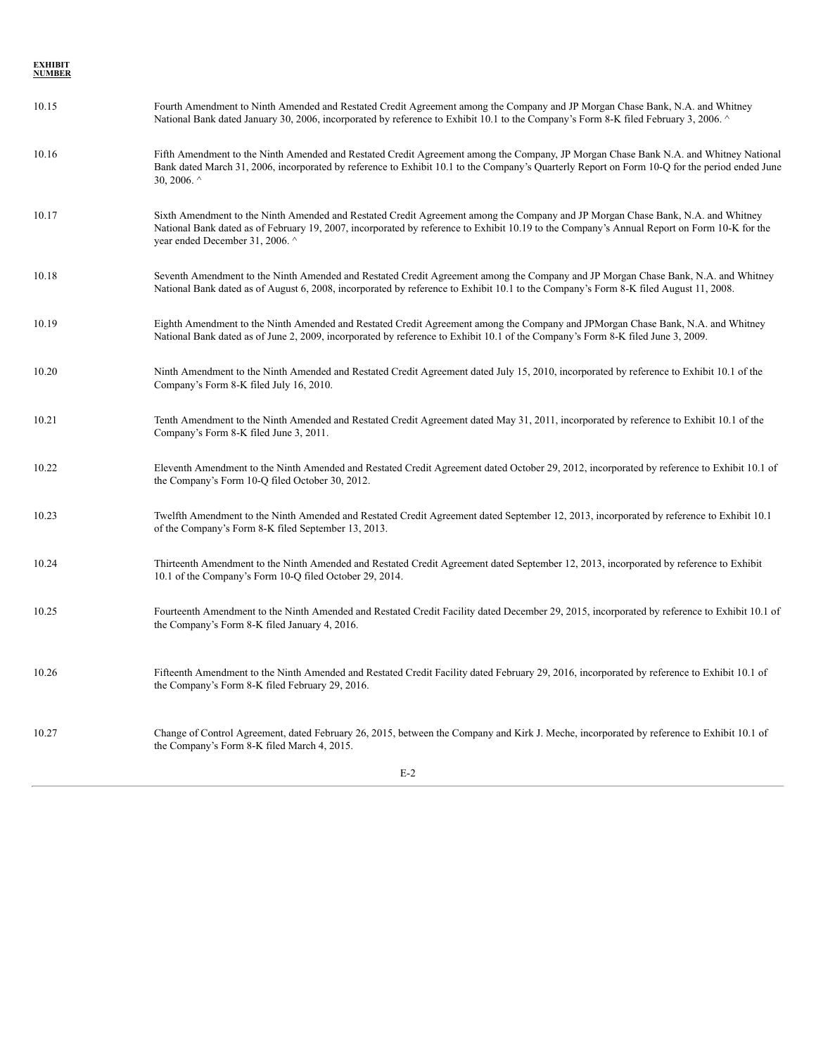| EXHIBIT NUMBER | |
|---|---|
| 10.15 | Fourth Amendment to Ninth Amended and Restated Credit Agreement among the Company and JP Morgan Chase Bank, N.A. and Whitney National Bank dated January 30, 2006, incorporated by reference to Exhibit 10.1 to the Company's Form 8-K filed February 3, 2006. ^ |
| 10.16 | Fifth Amendment to the Ninth Amended and Restated Credit Agreement among the Company, JP Morgan Chase Bank N.A. and Whitney National Bank dated March 31, 2006, incorporated by reference to Exhibit 10.1 to the Company's Quarterly Report on Form 10-Q for the period ended June 30, 2006. ^ |
| 10.17 | Sixth Amendment to the Ninth Amended and Restated Credit Agreement among the Company and JP Morgan Chase Bank, N.A. and Whitney National Bank dated as of February 19, 2007, incorporated by reference to Exhibit 10.19 to the Company's Annual Report on Form 10-K for the year ended December 31, 2006. ^ |
| 10.18 | Seventh Amendment to the Ninth Amended and Restated Credit Agreement among the Company and JP Morgan Chase Bank, N.A. and Whitney National Bank dated as of August 6, 2008, incorporated by reference to Exhibit 10.1 to the Company's Form 8-K filed August 11, 2008. |
| 10.19 | Eighth Amendment to the Ninth Amended and Restated Credit Agreement among the Company and JPMorgan Chase Bank, N.A. and Whitney National Bank dated as of June 2, 2009, incorporated by reference to Exhibit 10.1 of the Company's Form 8-K filed June 3, 2009. |
| 10.20 | Ninth Amendment to the Ninth Amended and Restated Credit Agreement dated July 15, 2010, incorporated by reference to Exhibit 10.1 of the Company's Form 8-K filed July 16, 2010. |
| 10.21 | Tenth Amendment to the Ninth Amended and Restated Credit Agreement dated May 31, 2011, incorporated by reference to Exhibit 10.1 of the Company's Form 8-K filed June 3, 2011. |
| 10.22 | Eleventh Amendment to the Ninth Amended and Restated Credit Agreement dated October 29, 2012, incorporated by reference to Exhibit 10.1 of the Company's Form 10-Q filed October 30, 2012. |
| 10.23 | Twelfth Amendment to the Ninth Amended and Restated Credit Agreement dated September 12, 2013, incorporated by reference to Exhibit 10.1 of the Company's Form 8-K filed September 13, 2013. |
| 10.24 | Thirteenth Amendment to the Ninth Amended and Restated Credit Agreement dated September 12, 2013, incorporated by reference to Exhibit 10.1 of the Company's Form 10-Q filed October 29, 2014. |
| 10.25 | Fourteenth Amendment to the Ninth Amended and Restated Credit Facility dated December 29, 2015, incorporated by reference to Exhibit 10.1 of the Company's Form 8-K filed January 4, 2016. |
| 10.26 | Fifteenth Amendment to the Ninth Amended and Restated Credit Facility dated February 29, 2016, incorporated by reference to Exhibit 10.1 of the Company's Form 8-K filed February 29, 2016. |
| 10.27 | Change of Control Agreement, dated February 26, 2015, between the Company and Kirk J. Meche, incorporated by reference to Exhibit 10.1 of the Company's Form 8-K filed March 4, 2015. |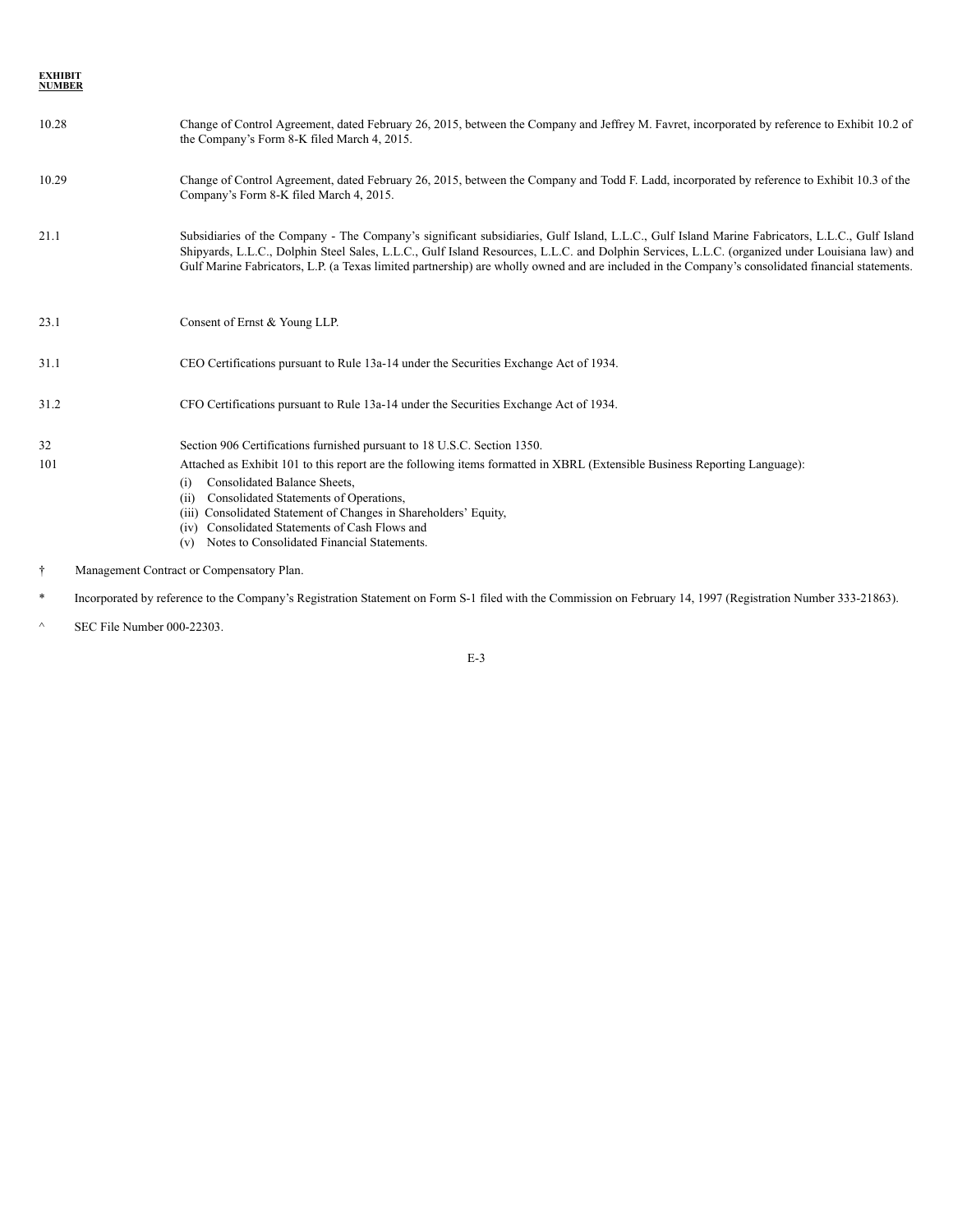| EXHIBIT NUMBER | |
|---|---|
| 10.28 | Change of Control Agreement, dated February 26, 2015, between the Company and Jeffrey M. Favret, incorporated by reference to Exhibit 10.2 of the Company's Form 8-K filed March 4, 2015. |
| 10.29 | Change of Control Agreement, dated February 26, 2015, between the Company and Todd F. Ladd, incorporated by reference to Exhibit 10.3 of the Company's Form 8-K filed March 4, 2015. |
| 21.1 | Subsidiaries of the Company - The Company's significant subsidiaries, Gulf Island, L.L.C., Gulf Island Marine Fabricators, L.L.C., Gulf Island Shipyards, L.L.C., Dolphin Steel Sales, L.L.C., Gulf Island Resources, L.L.C. and Dolphin Services, L.L.C. (organized under Louisiana law) and Gulf Marine Fabricators, L.P. (a Texas limited partnership) are wholly owned and are included in the Company's consolidated financial statements. |
| 23.1 | Consent of Ernst & Young LLP. |
| 31.1 | CEO Certifications pursuant to Rule 13a-14 under the Securities Exchange Act of 1934. |
| 31.2 | CFO Certifications pursuant to Rule 13a-14 under the Securities Exchange Act of 1934. |
| 32 | Section 906 Certifications furnished pursuant to 18 U.S.C. Section 1350. |
| 101 | Attached as Exhibit 101 to this report are the following items formatted in XBRL (Extensible Business Reporting Language):<br>(i) Consolidated Balance Sheets,<br>(ii) Consolidated Statements of Operations,<br>(iii) Consolidated Statement of Changes in Shareholders' Equity,<br>(iv) Consolidated Statements of Cash Flows and<br>(v) Notes to Consolidated Financial Statements. |

† Management Contract or Compensatory Plan.

* Incorporated by reference to the Company's Registration Statement on Form S-1 filed with the Commission on February 14, 1997 (Registration Number 333-21863).

^ SEC File Number 000-22303.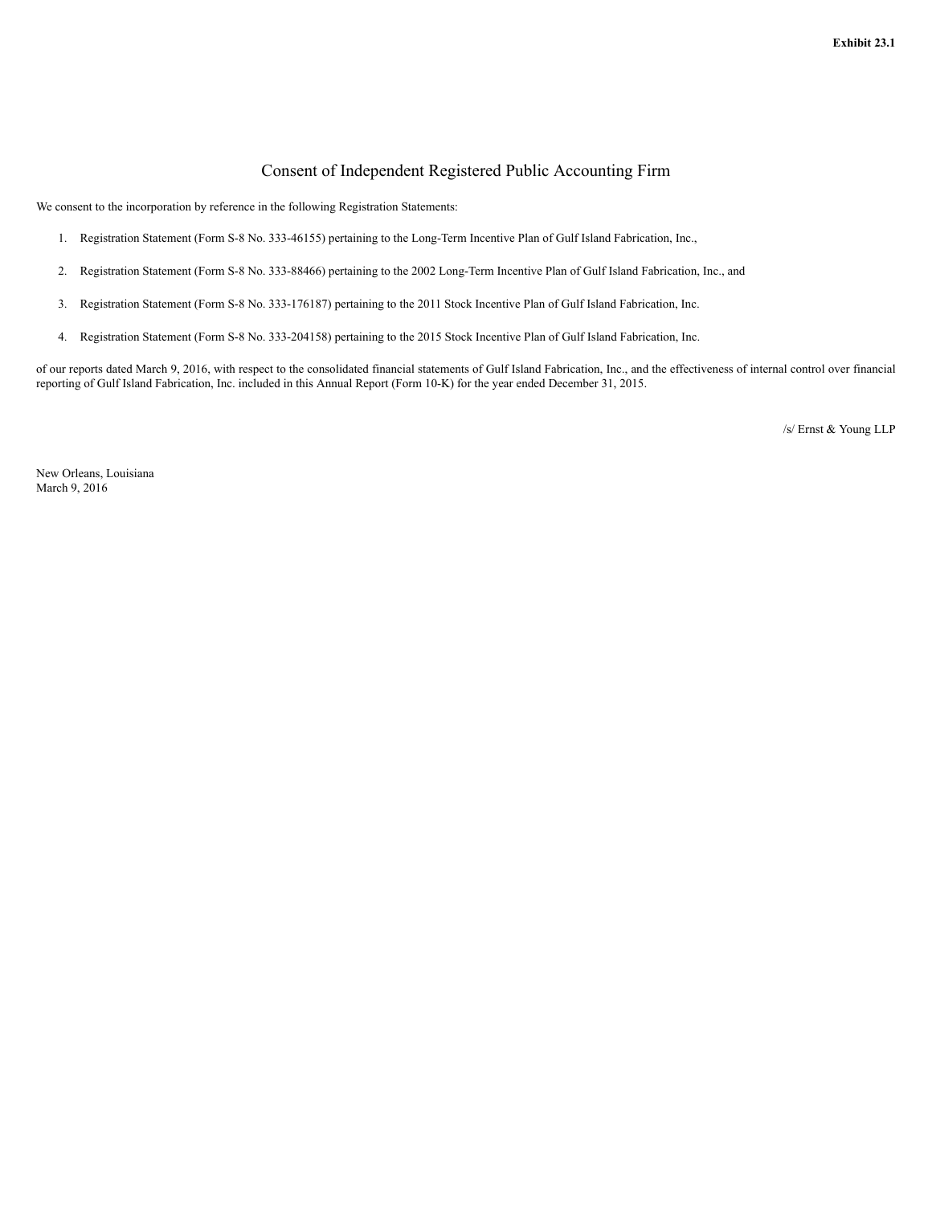**Exhibit 23.1**

# Consent of Independent Registered Public Accounting Firm

We consent to the incorporation by reference in the following Registration Statements:

1. Registration Statement (Form S-8 No. 333-46155) pertaining to the Long-Term Incentive Plan of Gulf Island Fabrication, Inc.,
2. Registration Statement (Form S-8 No. 333-88466) pertaining to the 2002 Long-Term Incentive Plan of Gulf Island Fabrication, Inc., and
3. Registration Statement (Form S-8 No. 333-176187) pertaining to the 2011 Stock Incentive Plan of Gulf Island Fabrication, Inc.
4. Registration Statement (Form S-8 No. 333-204158) pertaining to the 2015 Stock Incentive Plan of Gulf Island Fabrication, Inc.

of our reports dated March 9, 2016, with respect to the consolidated financial statements of Gulf Island Fabrication, Inc., and the effectiveness of internal control over financial reporting of Gulf Island Fabrication, Inc. included in this Annual Report (Form 10-K) for the year ended December 31, 2015.

/s/ Ernst & Young LLP

New Orleans, Louisiana
March 9, 2016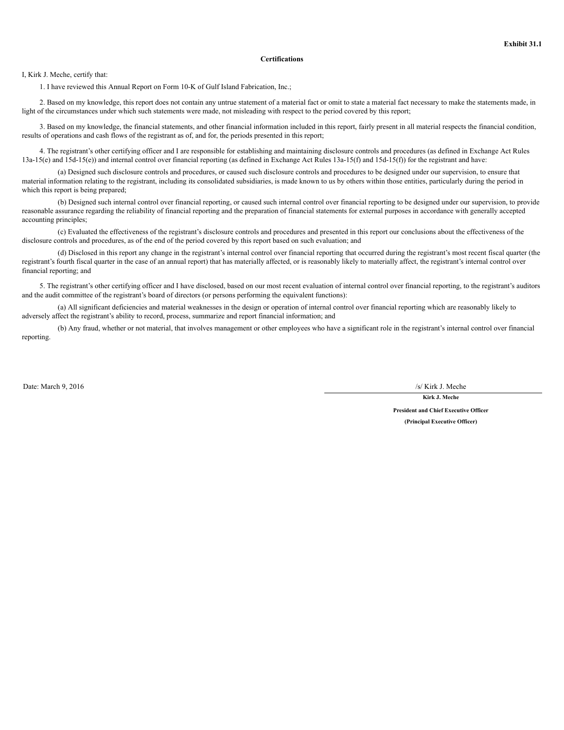**Exhibit 31.1**

**Certifications**

I, Kirk J. Meche, certify that:

1. I have reviewed this Annual Report on Form 10-K of Gulf Island Fabrication, Inc.;

2. Based on my knowledge, this report does not contain any untrue statement of a material fact or omit to state a material fact necessary to make the statements made, in light of the circumstances under which such statements were made, not misleading with respect to the period covered by this report;

3. Based on my knowledge, the financial statements, and other financial information included in this report, fairly present in all material respects the financial condition, results of operations and cash flows of the registrant as of, and for, the periods presented in this report;

4. The registrant's other certifying officer and I are responsible for establishing and maintaining disclosure controls and procedures (as defined in Exchange Act Rules 13a-15(e) and 15d-15(e)) and internal control over financial reporting (as defined in Exchange Act Rules 13a-15(f) and 15d-15(f)) for the registrant and have:

(a) Designed such disclosure controls and procedures, or caused such disclosure controls and procedures to be designed under our supervision, to ensure that material information relating to the registrant, including its consolidated subsidiaries, is made known to us by others within those entities, particularly during the period in which this report is being prepared;

(b) Designed such internal control over financial reporting, or caused such internal control over financial reporting to be designed under our supervision, to provide reasonable assurance regarding the reliability of financial reporting and the preparation of financial statements for external purposes in accordance with generally accepted accounting principles;

(c) Evaluated the effectiveness of the registrant's disclosure controls and procedures and presented in this report our conclusions about the effectiveness of the disclosure controls and procedures, as of the end of the period covered by this report based on such evaluation; and

(d) Disclosed in this report any change in the registrant's internal control over financial reporting that occurred during the registrant's most recent fiscal quarter (the registrant's fourth fiscal quarter in the case of an annual report) that has materially affected, or is reasonably likely to materially affect, the registrant's internal control over financial reporting; and

5. The registrant's other certifying officer and I have disclosed, based on our most recent evaluation of internal control over financial reporting, to the registrant's auditors and the audit committee of the registrant's board of directors (or persons performing the equivalent functions):

(a) All significant deficiencies and material weaknesses in the design or operation of internal control over financial reporting which are reasonably likely to adversely affect the registrant's ability to record, process, summarize and report financial information; and

(b) Any fraud, whether or not material, that involves management or other employees who have a significant role in the registrant's internal control over financial reporting.

Date: March 9, 2016

/s/ Kirk J. Meche

**Kirk J. Meche**

**President and Chief Executive Officer**

**(Principal Executive Officer)**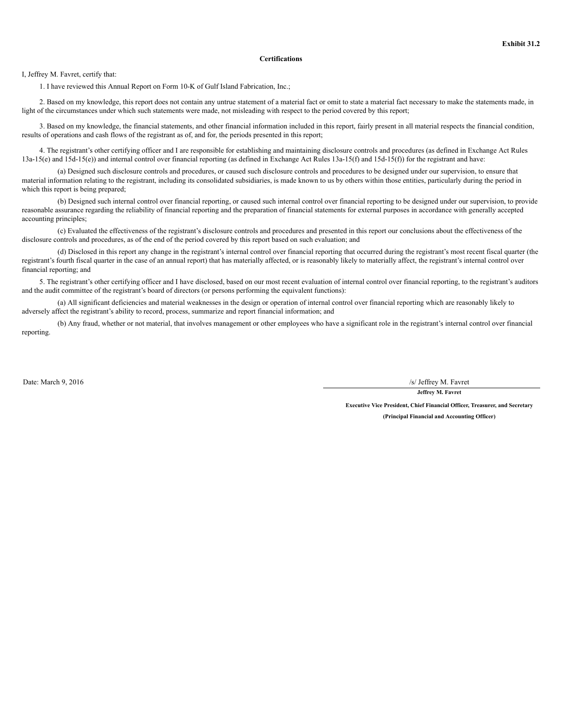**Exhibit 31.2**

**Certifications**

I, Jeffrey M. Favret, certify that:

1. I have reviewed this Annual Report on Form 10-K of Gulf Island Fabrication, Inc.;

2. Based on my knowledge, this report does not contain any untrue statement of a material fact or omit to state a material fact necessary to make the statements made, in light of the circumstances under which such statements were made, not misleading with respect to the period covered by this report;

3. Based on my knowledge, the financial statements, and other financial information included in this report, fairly present in all material respects the financial condition, results of operations and cash flows of the registrant as of, and for, the periods presented in this report;

4. The registrant's other certifying officer and I are responsible for establishing and maintaining disclosure controls and procedures (as defined in Exchange Act Rules 13a-15(e) and 15d-15(e)) and internal control over financial reporting (as defined in Exchange Act Rules 13a-15(f) and 15d-15(f)) for the registrant and have:

(a) Designed such disclosure controls and procedures, or caused such disclosure controls and procedures to be designed under our supervision, to ensure that material information relating to the registrant, including its consolidated subsidiaries, is made known to us by others within those entities, particularly during the period in which this report is being prepared;

(b) Designed such internal control over financial reporting, or caused such internal control over financial reporting to be designed under our supervision, to provide reasonable assurance regarding the reliability of financial reporting and the preparation of financial statements for external purposes in accordance with generally accepted accounting principles;

(c) Evaluated the effectiveness of the registrant's disclosure controls and procedures and presented in this report our conclusions about the effectiveness of the disclosure controls and procedures, as of the end of the period covered by this report based on such evaluation; and

(d) Disclosed in this report any change in the registrant's internal control over financial reporting that occurred during the registrant's most recent fiscal quarter (the registrant's fourth fiscal quarter in the case of an annual report) that has materially affected, or is reasonably likely to materially affect, the registrant's internal control over financial reporting; and

5. The registrant's other certifying officer and I have disclosed, based on our most recent evaluation of internal control over financial reporting, to the registrant's auditors and the audit committee of the registrant's board of directors (or persons performing the equivalent functions):

(a) All significant deficiencies and material weaknesses in the design or operation of internal control over financial reporting which are reasonably likely to adversely affect the registrant's ability to record, process, summarize and report financial information; and

(b) Any fraud, whether or not material, that involves management or other employees who have a significant role in the registrant's internal control over financial reporting.

Date: March 9, 2016

/s/ Jeffrey M. Favret

**Jeffrey M. Favret**

**Executive Vice President, Chief Financial Officer, Treasurer, and Secretary**

**(Principal Financial and Accounting Officer)**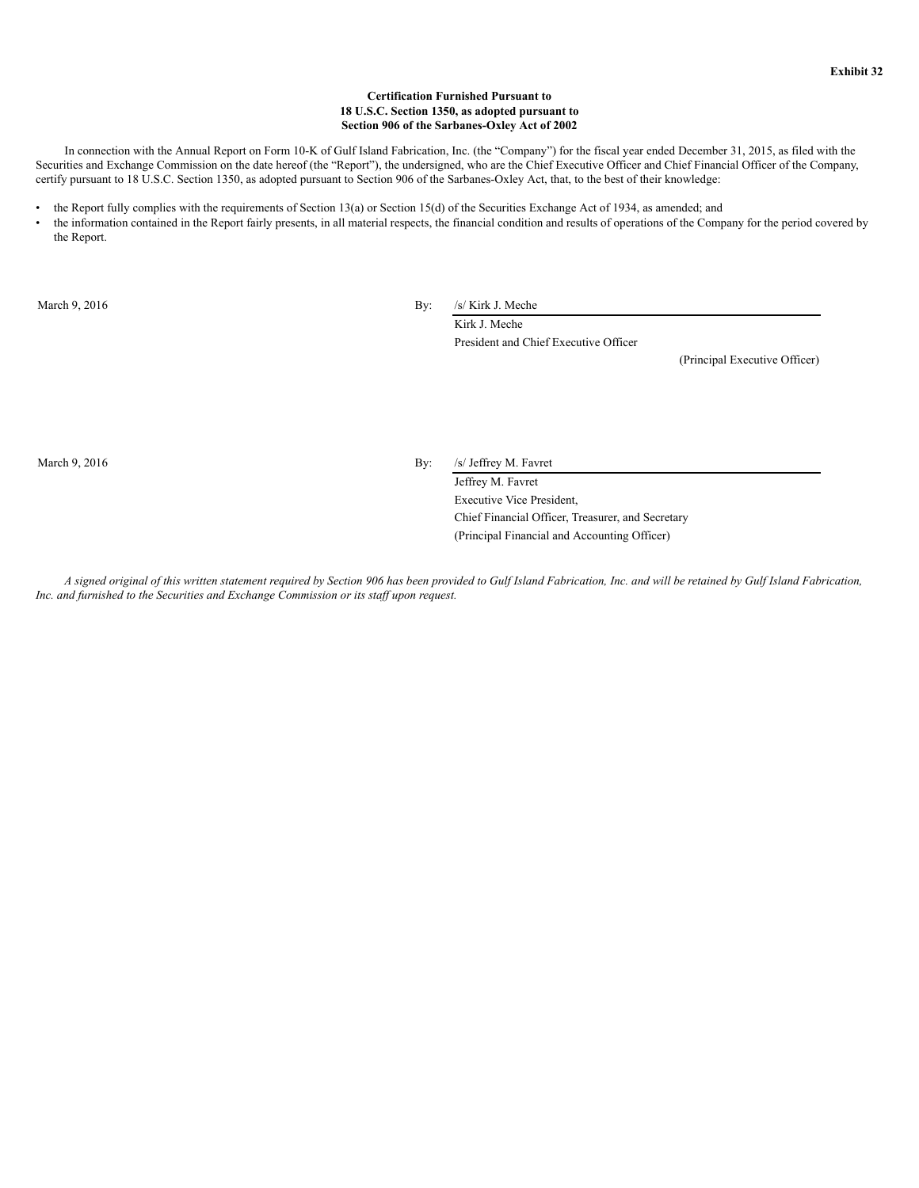**Exhibit 32**

**Certification Furnished Pursuant to**
**18 U.S.C. Section 1350, as adopted pursuant to**
**Section 906 of the Sarbanes-Oxley Act of 2002**

In connection with the Annual Report on Form 10-K of Gulf Island Fabrication, Inc. (the "Company") for the fiscal year ended December 31, 2015, as filed with the Securities and Exchange Commission on the date hereof (the "Report"), the undersigned, who are the Chief Executive Officer and Chief Financial Officer of the Company, certify pursuant to 18 U.S.C. Section 1350, as adopted pursuant to Section 906 of the Sarbanes-Oxley Act, that, to the best of their knowledge:

- the Report fully complies with the requirements of Section 13(a) or Section 15(d) of the Securities Exchange Act of 1934, as amended; and
- the information contained in the Report fairly presents, in all material respects, the financial condition and results of operations of the Company for the period covered by the Report.

March 9, 2016

By: /s/ Kirk J. Meche
Kirk J. Meche
President and Chief Executive Officer
(Principal Executive Officer)

March 9, 2016

By: /s/ Jeffrey M. Favret
Jeffrey M. Favret
Executive Vice President,
Chief Financial Officer, Treasurer, and Secretary
(Principal Financial and Accounting Officer)

*A signed original of this written statement required by Section 906 has been provided to Gulf Island Fabrication, Inc. and will be retained by Gulf Island Fabrication, Inc. and furnished to the Securities and Exchange Commission or its staff upon request.*